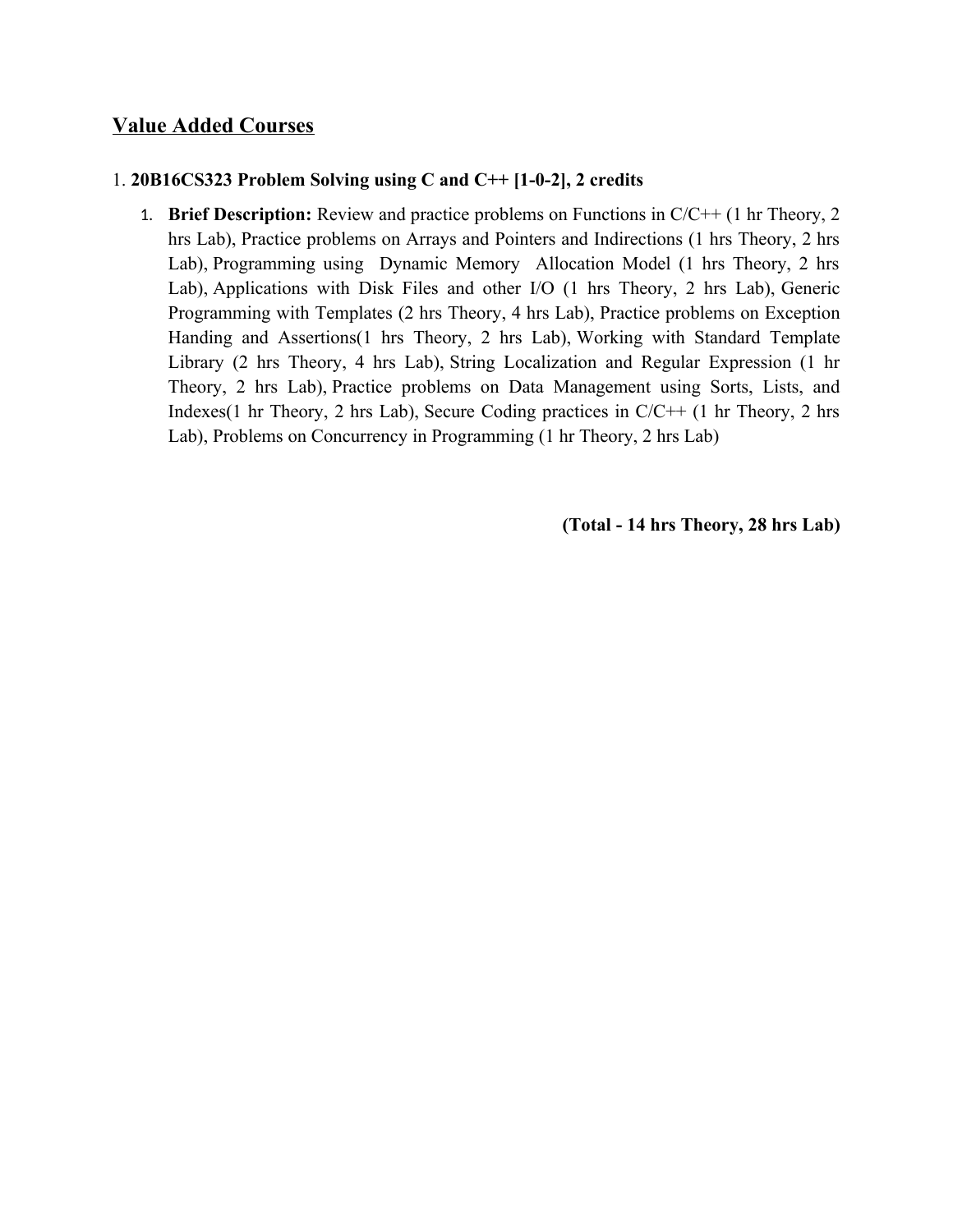## Value Added Courses

1. **20B16CS323 Problem Solving using C and C++ [1-0-2], 2 credits**

   1. **Brief Description:** Review and practice problems on Functions in C/C++ (1 hr Theory, 2 hrs Lab), Practice problems on Arrays and Pointers and Indirections (1 hrs Theory, 2 hrs Lab), Programming using Dynamic Memory Allocation Model (1 hrs Theory, 2 hrs Lab), Applications with Disk Files and other I/O (1 hrs Theory, 2 hrs Lab), Generic Programming with Templates (2 hrs Theory, 4 hrs Lab), Practice problems on Exception Handing and Assertions(1 hrs Theory, 2 hrs Lab), Working with Standard Template Library (2 hrs Theory, 4 hrs Lab), String Localization and Regular Expression (1 hr Theory, 2 hrs Lab), Practice problems on Data Management using Sorts, Lists, and Indexes(1 hr Theory, 2 hrs Lab), Secure Coding practices in C/C++ (1 hr Theory, 2 hrs Lab), Problems on Concurrency in Programming (1 hr Theory, 2 hrs Lab)

**(Total - 14 hrs Theory, 28 hrs Lab)**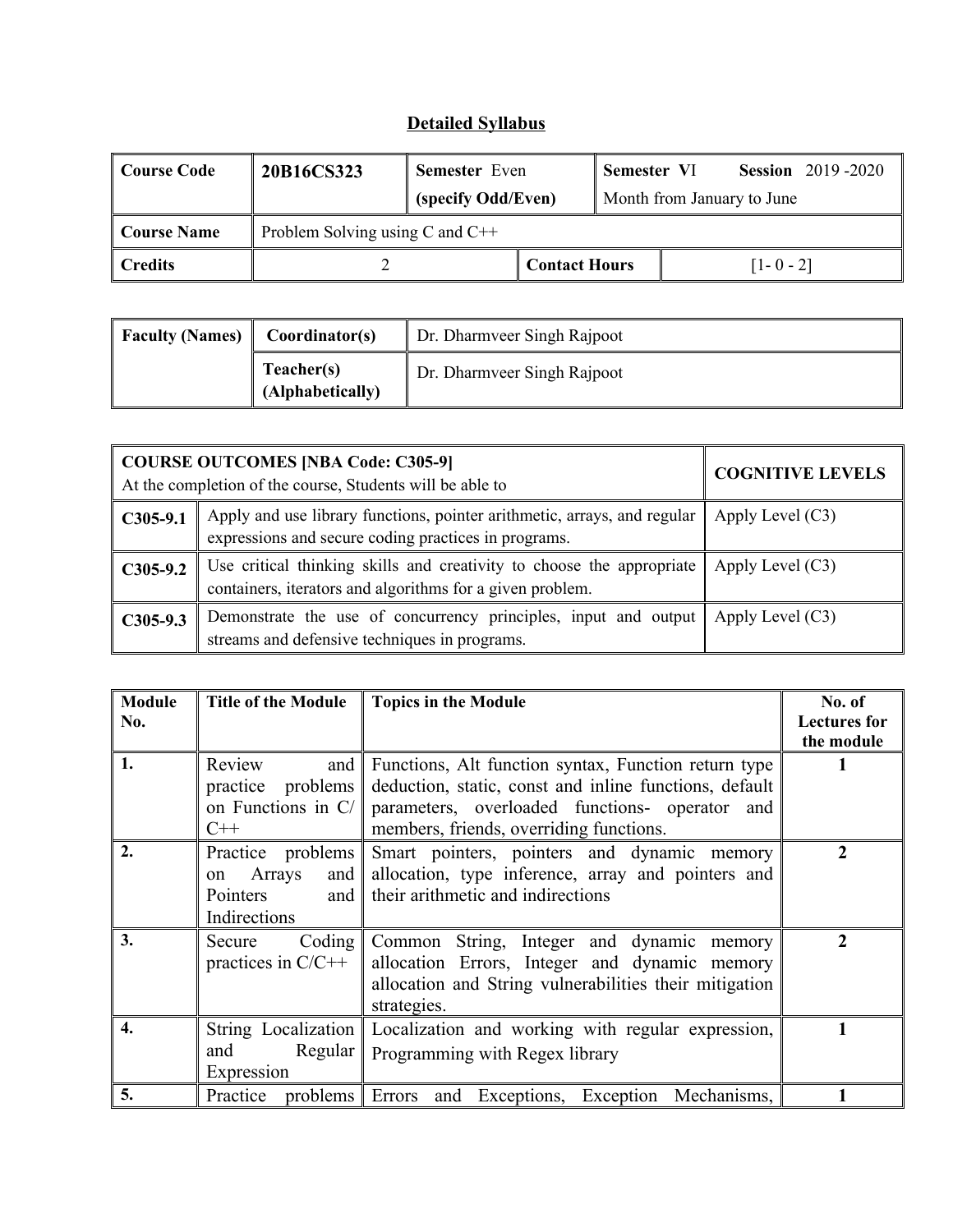# Detailed Syllabus

| Course Code | 20B16CS323 | Semester Even (specify Odd/Even) | | Semester VI Session 2019 -2020 Month from January to June |
|---|---|---|---|---|
| Course Name | Problem Solving using C and C++ | | | |
| Credits | 2 | | Contact Hours | [1- 0 - 2] |

| Faculty (Names) | Coordinator(s) | Dr. Dharmveer Singh Rajpoot |
|---|---|---|
| | Teacher(s) (Alphabetically) | Dr. Dharmveer Singh Rajpoot |

| COURSE OUTCOMES [NBA Code: C305-9] At the completion of the course, Students will be able to | | COGNITIVE LEVELS |
|---|---|---|
| C305-9.1 | Apply and use library functions, pointer arithmetic, arrays, and regular expressions and secure coding practices in programs. | Apply Level (C3) |
| C305-9.2 | Use critical thinking skills and creativity to choose the appropriate containers, iterators and algorithms for a given problem. | Apply Level (C3) |
| C305-9.3 | Demonstrate the use of concurrency principles, input and output streams and defensive techniques in programs. | Apply Level (C3) |

| Module No. | Title of the Module | Topics in the Module | No. of Lectures for the module |
|---|---|---|---|
| 1. | Review and practice problems on Functions in C/ C++ | Functions, Alt function syntax, Function return type deduction, static, const and inline functions, default parameters, overloaded functions- operator and members, friends, overriding functions. | 1 |
| 2. | Practice problems on Arrays and Pointers and Indirections | Smart pointers, pointers and dynamic memory allocation, type inference, array and pointers and their arithmetic and indirections | 2 |
| 3. | Secure Coding practices in C/C++ | Common String, Integer and dynamic memory allocation Errors, Integer and dynamic memory allocation and String vulnerabilities their mitigation strategies. | 2 |
| 4. | String Localization and Regular Expression | Localization and working with regular expression, Programming with Regex library | 1 |
| 5. | Practice problems | Errors and Exceptions, Exception Mechanisms, | 1 |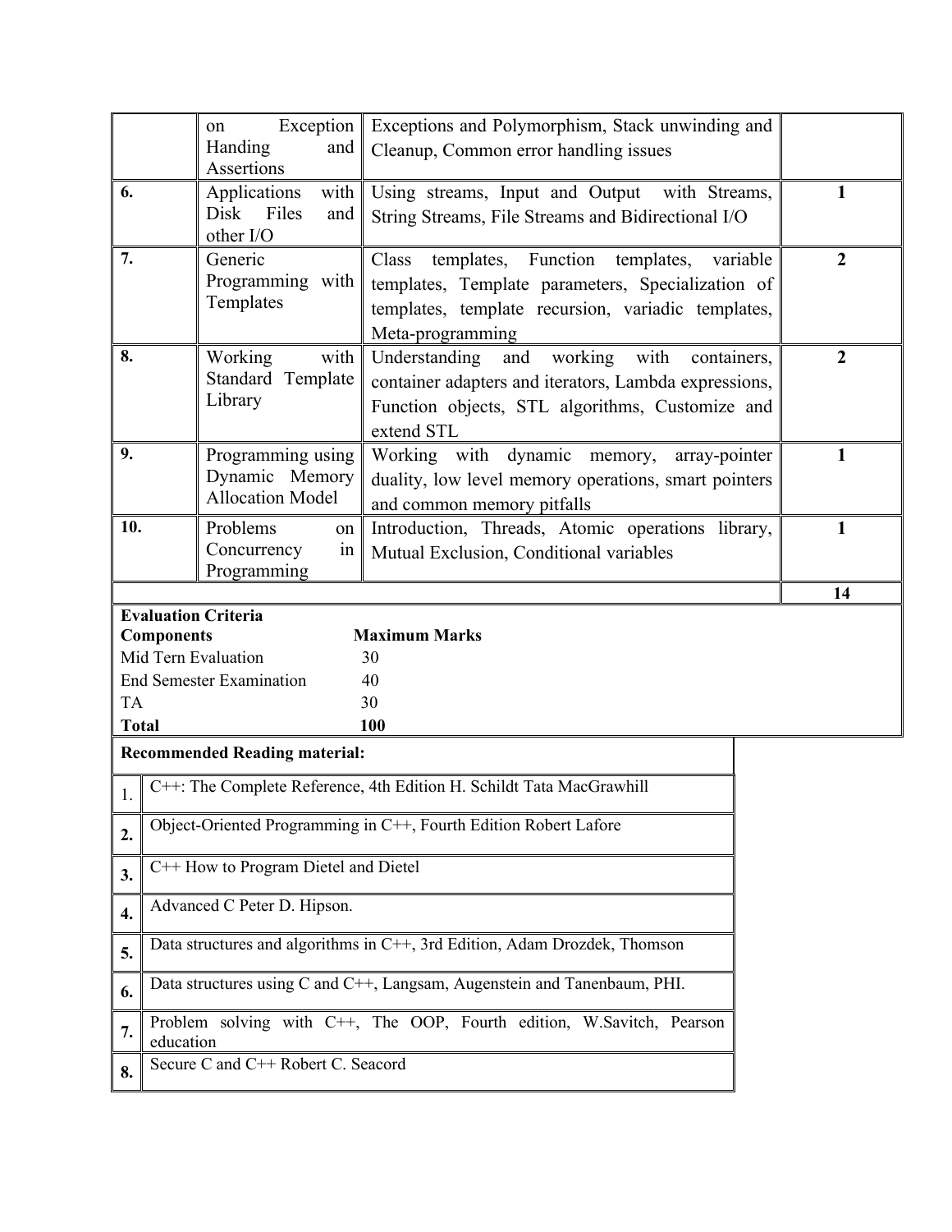|  |  |  |  |
|---|---|---|---|
|  | on Exception Handing and Assertions | Exceptions and Polymorphism, Stack unwinding and Cleanup, Common error handling issues |  |
| **6.** | Applications with Disk Files and other I/O | Using streams, Input and Output with Streams, String Streams, File Streams and Bidirectional I/O | **1** |
| **7.** | Generic Programming with Templates | Class templates, Function templates, variable templates, Template parameters, Specialization of templates, template recursion, variadic templates, Meta-programming | **2** |
| **8.** | Working with Standard Template Library | Understanding and working with containers, container adapters and iterators, Lambda expressions, Function objects, STL algorithms, Customize and extend STL | **2** |
| **9.** | Programming using Dynamic Memory Allocation Model | Working with dynamic memory, array-pointer duality, low level memory operations, smart pointers and common memory pitfalls | **1** |
| **10.** | Problems on Concurrency in Programming | Introduction, Threads, Atomic operations library, Mutual Exclusion, Conditional variables | **1** |
|  |  |  | **14** |

**Evaluation Criteria**

| **Components** | **Maximum Marks** |
|---|---|
| Mid Tern Evaluation | 30 |
| End Semester Examination | 40 |
| TA | 30 |
| **Total** | **100** |

**Recommended Reading material:**

| | |
|---|---|
| 1. | C++: The Complete Reference, 4th Edition H. Schildt Tata MacGrawhill |
| **2.** | Object-Oriented Programming in C++, Fourth Edition Robert Lafore |
| **3.** | C++ How to Program Dietel and Dietel |
| **4.** | Advanced C Peter D. Hipson. |
| **5.** | Data structures and algorithms in C++, 3rd Edition, Adam Drozdek, Thomson |
| **6.** | Data structures using C and C++, Langsam, Augenstein and Tanenbaum, PHI. |
| **7.** | Problem solving with C++, The OOP, Fourth edition, W.Savitch, Pearson education |
| **8.** | Secure C and C++ Robert C. Seacord |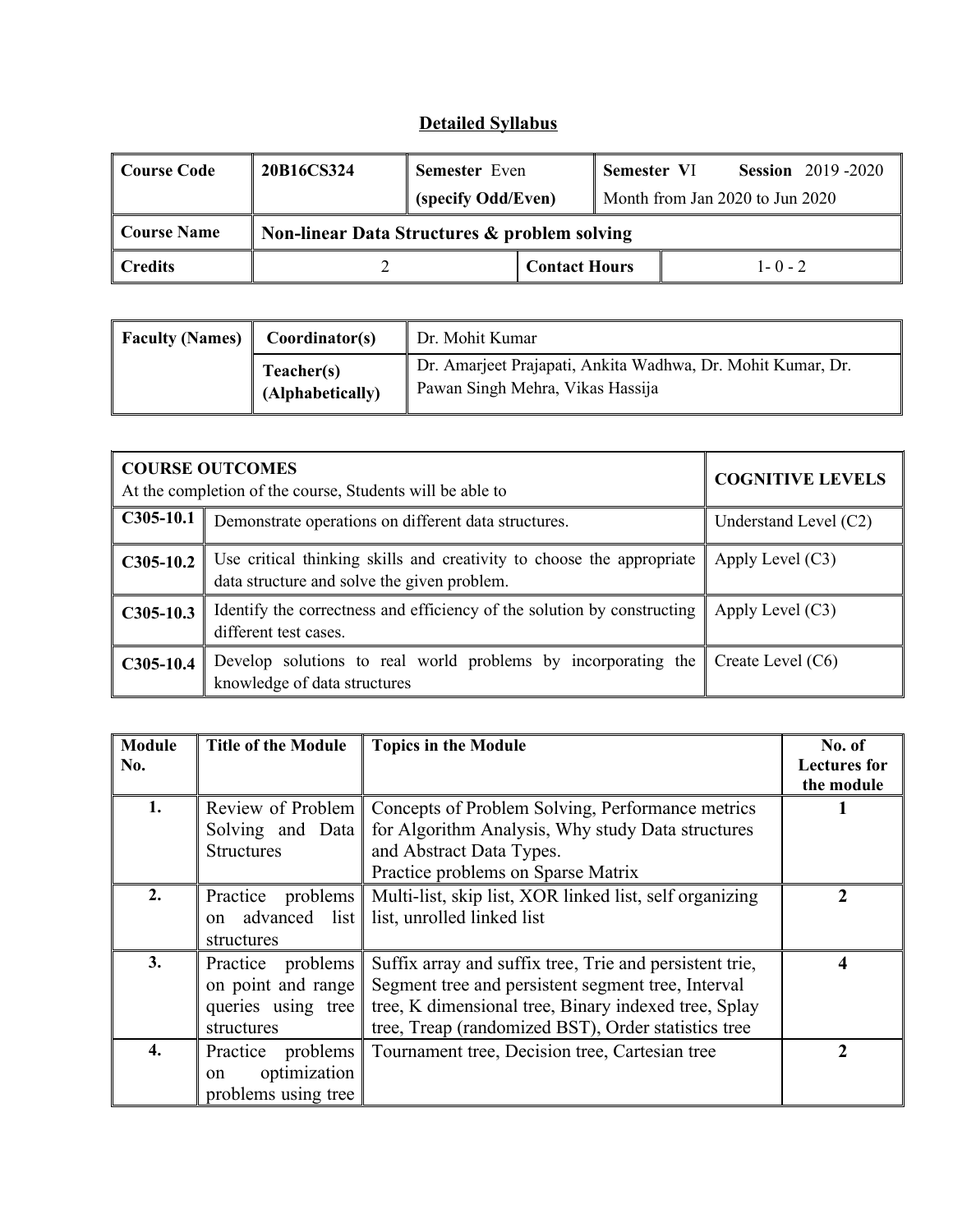## Detailed Syllabus

| Course Code | 20B16CS324 | Semester Even (specify Odd/Even) | | Semester VI Session 2019 -2020 Month from Jan 2020 to Jun 2020 |
|---|---|---|---|---|
| **Course Name** | **Non-linear Data Structures & problem solving** | | | |
| **Credits** | 2 | | **Contact Hours** | 1- 0 - 2 |

| Faculty (Names) | Coordinator(s) | Dr. Mohit Kumar |
|---|---|---|
| | **Teacher(s) (Alphabetically)** | Dr. Amarjeet Prajapati, Ankita Wadhwa, Dr. Mohit Kumar, Dr. Pawan Singh Mehra, Vikas Hassija |

| **COURSE OUTCOMES** At the completion of the course, Students will be able to | | **COGNITIVE LEVELS** |
|---|---|---|
| **C305-10.1** | Demonstrate operations on different data structures. | Understand Level (C2) |
| **C305-10.2** | Use critical thinking skills and creativity to choose the appropriate data structure and solve the given problem. | Apply Level (C3) |
| **C305-10.3** | Identify the correctness and efficiency of the solution by constructing different test cases. | Apply Level (C3) |
| **C305-10.4** | Develop solutions to real world problems by incorporating the knowledge of data structures | Create Level (C6) |

| Module No. | Title of the Module | Topics in the Module | No. of Lectures for the module |
|---|---|---|---|
| **1.** | Review of Problem Solving and Data Structures | Concepts of Problem Solving, Performance metrics for Algorithm Analysis, Why study Data structures and Abstract Data Types. Practice problems on Sparse Matrix | **1** |
| **2.** | Practice problems on advanced list structures | Multi-list, skip list, XOR linked list, self organizing list, unrolled linked list | **2** |
| **3.** | Practice problems on point and range queries using tree structures | Suffix array and suffix tree, Trie and persistent trie, Segment tree and persistent segment tree, Interval tree, K dimensional tree, Binary indexed tree, Splay tree, Treap (randomized BST), Order statistics tree | **4** |
| **4.** | Practice problems on optimization problems using tree | Tournament tree, Decision tree, Cartesian tree | **2** |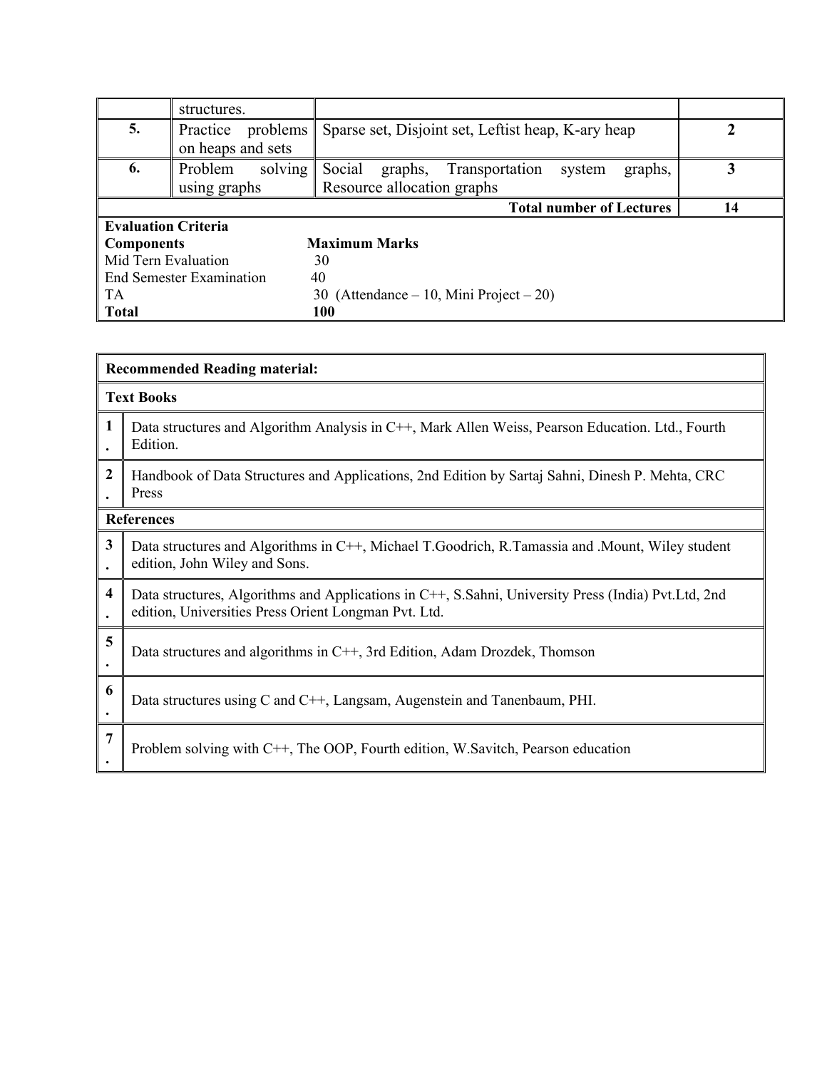| | structures. | | |
|---|---|---|---|
| **5.** | Practice problems on heaps and sets | Sparse set, Disjoint set, Leftist heap, K-ary heap | **2** |
| **6.** | Problem solving using graphs | Social graphs, Transportation system graphs, Resource allocation graphs | **3** |
| | | **Total number of Lectures** | **14** |

**Evaluation Criteria**

| **Components** | **Maximum Marks** |
|---|---|
| Mid Tern Evaluation | 30 |
| End Semester Examination | 40 |
| TA | 30 (Attendance – 10, Mini Project – 20) |
| **Total** | **100** |

**Recommended Reading material:**

**Text Books**

1. Data structures and Algorithm Analysis in C++, Mark Allen Weiss, Pearson Education. Ltd., Fourth Edition.
2. Handbook of Data Structures and Applications, 2nd Edition by Sartaj Sahni, Dinesh P. Mehta, CRC Press

**References**

3. Data structures and Algorithms in C++, Michael T.Goodrich, R.Tamassia and .Mount, Wiley student edition, John Wiley and Sons.
4. Data structures, Algorithms and Applications in C++, S.Sahni, University Press (India) Pvt.Ltd, 2nd edition, Universities Press Orient Longman Pvt. Ltd.
5. Data structures and algorithms in C++, 3rd Edition, Adam Drozdek, Thomson
6. Data structures using C and C++, Langsam, Augenstein and Tanenbaum, PHI.
7. Problem solving with C++, The OOP, Fourth edition, W.Savitch, Pearson education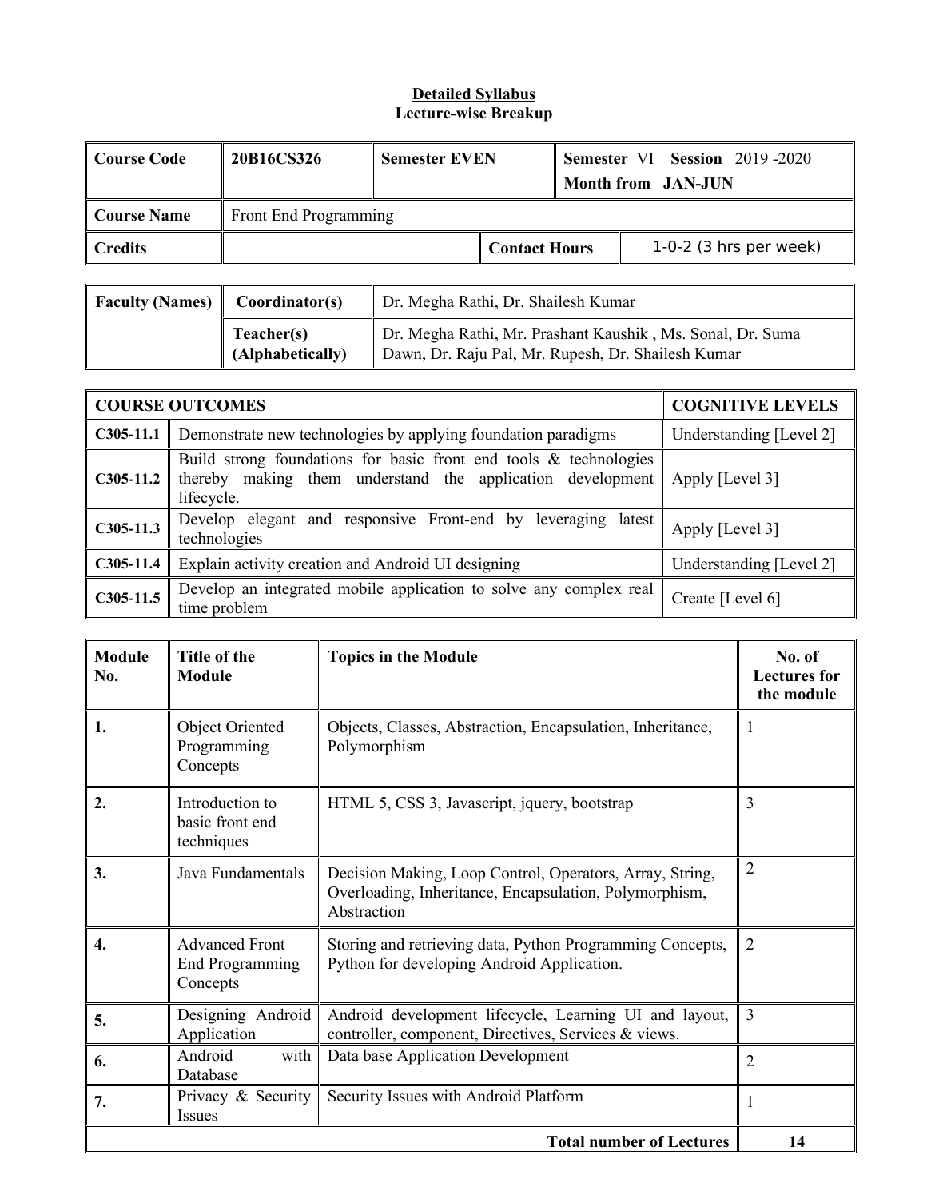**Detailed Syllabus**
**Lecture-wise Breakup**

| Course Code | 20B16CS326 | Semester EVEN | | Semester VI Session 2019 -2020<br>Month from JAN-JUN |
|---|---|---|---|---|
| Course Name | Front End Programming | | | |
| Credits | | Contact Hours | | 1-0-2 (3 hrs per week) |

| Faculty (Names) | Coordinator(s) | Dr. Megha Rathi, Dr. Shailesh Kumar |
|---|---|---|
| | Teacher(s) (Alphabetically) | Dr. Megha Rathi, Mr. Prashant Kaushik , Ms. Sonal, Dr. Suma Dawn, Dr. Raju Pal, Mr. Rupesh, Dr. Shailesh Kumar |

| COURSE OUTCOMES | | COGNITIVE LEVELS |
|---|---|---|
| C305-11.1 | Demonstrate new technologies by applying foundation paradigms | Understanding [Level 2] |
| C305-11.2 | Build strong foundations for basic front end tools & technologies thereby making them understand the application development lifecycle. | Apply [Level 3] |
| C305-11.3 | Develop elegant and responsive Front-end by leveraging latest technologies | Apply [Level 3] |
| C305-11.4 | Explain activity creation and Android UI designing | Understanding [Level 2] |
| C305-11.5 | Develop an integrated mobile application to solve any complex real time problem | Create [Level 6] |

| Module No. | Title of the Module | Topics in the Module | No. of Lectures for the module |
|---|---|---|---|
| 1. | Object Oriented Programming Concepts | Objects, Classes, Abstraction, Encapsulation, Inheritance, Polymorphism | 1 |
| 2. | Introduction to basic front end techniques | HTML 5, CSS 3, Javascript, jquery, bootstrap | 3 |
| 3. | Java Fundamentals | Decision Making, Loop Control, Operators, Array, String, Overloading, Inheritance, Encapsulation, Polymorphism, Abstraction | 2 |
| 4. | Advanced Front End Programming Concepts | Storing and retrieving data, Python Programming Concepts, Python for developing Android Application. | 2 |
| 5. | Designing Android Application | Android development lifecycle, Learning UI and layout, controller, component, Directives, Services & views. | 3 |
| 6. | Android with Database | Data base Application Development | 2 |
| 7. | Privacy & Security Issues | Security Issues with Android Platform | 1 |
| | | **Total number of Lectures** | **14** |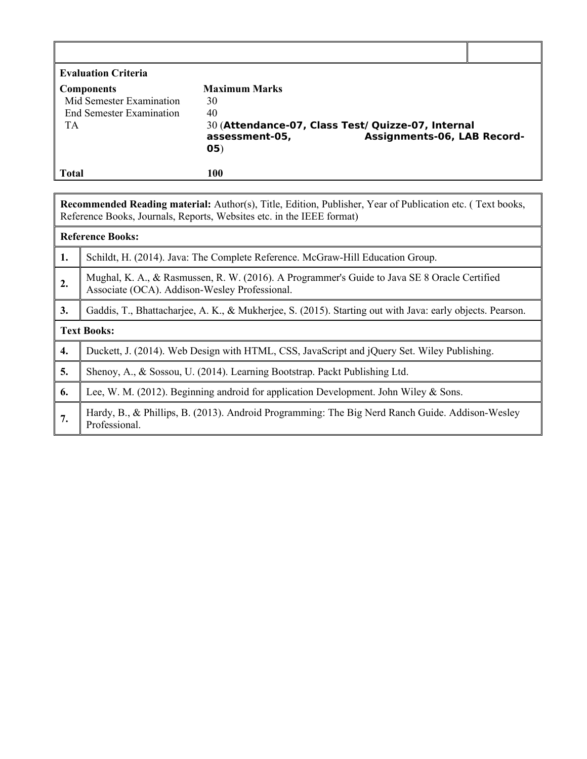| **Evaluation Criteria** | |
|---|---|
| **Components** | **Maximum Marks** |
| Mid Semester Examination | 30 |
| End Semester Examination | 40 |
| TA | 30 (**Attendance-07, Class Test/ Quizze-07, Internal assessment-05, Assignments-06, LAB Record-05**) |
| **Total** | **100** |

| **Recommended Reading material:** Author(s), Title, Edition, Publisher, Year of Publication etc. ( Text books, Reference Books, Journals, Reports, Websites etc. in the IEEE format) | |
|---|---|
| **Reference Books:** | |
| **1.** | Schildt, H. (2014). Java: The Complete Reference. McGraw-Hill Education Group. |
| **2.** | Mughal, K. A., & Rasmussen, R. W. (2016). A Programmer's Guide to Java SE 8 Oracle Certified Associate (OCA). Addison-Wesley Professional. |
| **3.** | Gaddis, T., Bhattacharjee, A. K., & Mukherjee, S. (2015). Starting out with Java: early objects. Pearson. |
| **Text Books:** | |
| **4.** | Duckett, J. (2014). Web Design with HTML, CSS, JavaScript and jQuery Set. Wiley Publishing. |
| **5.** | Shenoy, A., & Sossou, U. (2014). Learning Bootstrap. Packt Publishing Ltd. |
| **6.** | Lee, W. M. (2012). Beginning android for application Development. John Wiley & Sons. |
| **7.** | Hardy, B., & Phillips, B. (2013). Android Programming: The Big Nerd Ranch Guide. Addison-Wesley Professional. |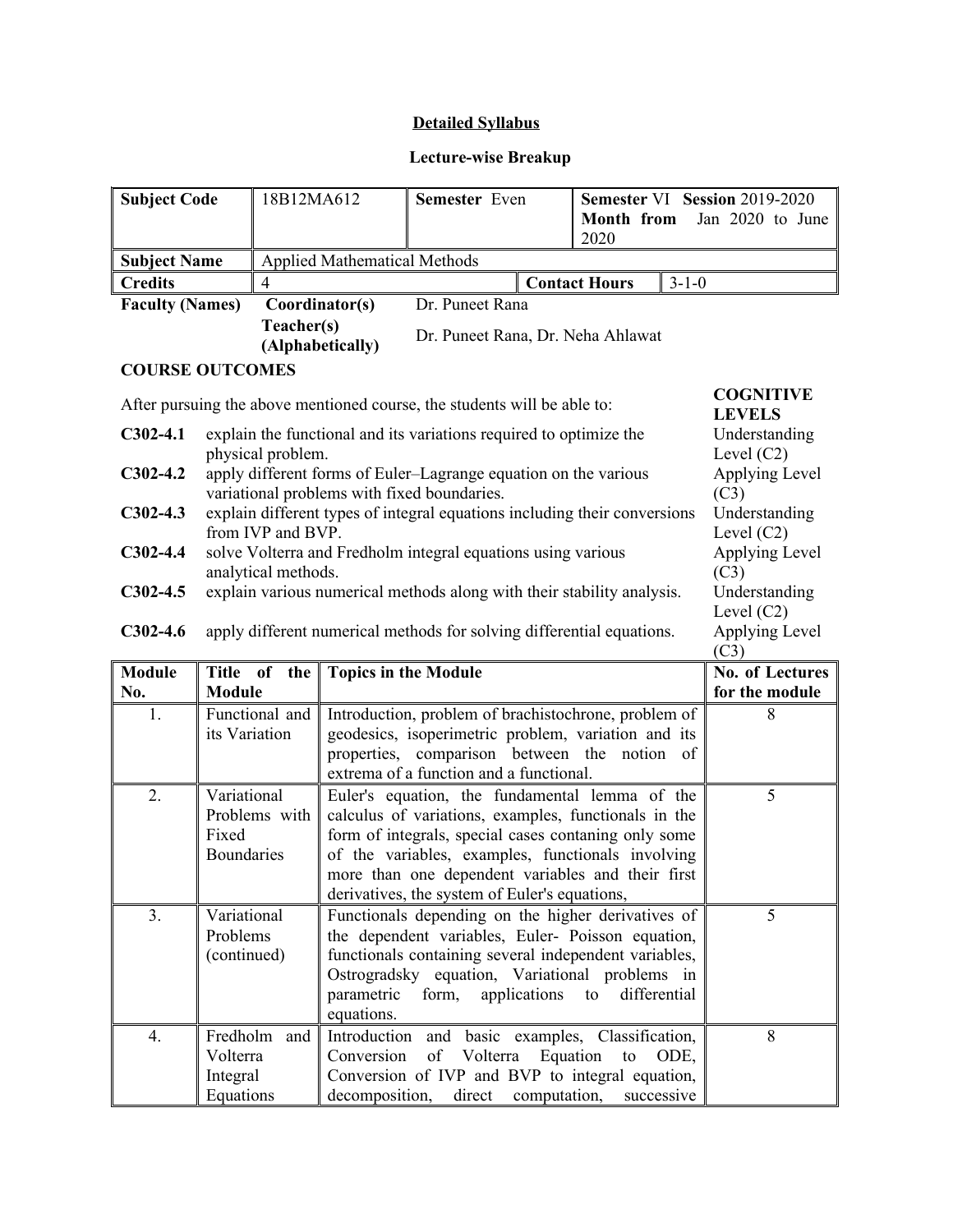## Detailed Syllabus

### Lecture-wise Breakup

| **Subject Code** | 18B12MA612 | **Semester** Even | **Semester** VI **Session** 2019-2020 **Month from** Jan 2020 to June 2020 |
|---|---|---|---|
| **Subject Name** | Applied Mathematical Methods | | |
| **Credits** | 4 | **Contact Hours** | 3-1-0 |

| **Faculty (Names)** | **Coordinator(s)** | Dr. Puneet Rana |
|---|---|---|
| | **Teacher(s) (Alphabetically)** | Dr. Puneet Rana, Dr. Neha Ahlawat |

**COURSE OUTCOMES**

After pursuing the above mentioned course, the students will be able to:

| | | **COGNITIVE LEVELS** |
|---|---|---|
| **C302-4.1** | explain the functional and its variations required to optimize the physical problem. | Understanding Level (C2) |
| **C302-4.2** | apply different forms of Euler–Lagrange equation on the various variational problems with fixed boundaries. | Applying Level (C3) |
| **C302-4.3** | explain different types of integral equations including their conversions from IVP and BVP. | Understanding Level (C2) |
| **C302-4.4** | solve Volterra and Fredholm integral equations using various analytical methods. | Applying Level (C3) |
| **C302-4.5** | explain various numerical methods along with their stability analysis. | Understanding Level (C2) |
| **C302-4.6** | apply different numerical methods for solving differential equations. | Applying Level (C3) |

| **Module No.** | **Title of the Module** | **Topics in the Module** | **No. of Lectures for the module** |
|---|---|---|---|
| 1. | Functional and its Variation | Introduction, problem of brachistochrone, problem of geodesics, isoperimetric problem, variation and its properties, comparison between the notion of extrema of a function and a functional. | 8 |
| 2. | Variational Problems with Fixed Boundaries | Euler's equation, the fundamental lemma of the calculus of variations, examples, functionals in the form of integrals, special cases contaning only some of the variables, examples, functionals involving more than one dependent variables and their first derivatives, the system of Euler's equations, | 5 |
| 3. | Variational Problems (continued) | Functionals depending on the higher derivatives of the dependent variables, Euler- Poisson equation, functionals containing several independent variables, Ostrogradsky equation, Variational problems in parametric form, applications to differential equations. | 5 |
| 4. | Fredholm and Volterra Integral Equations | Introduction and basic examples, Classification, Conversion of Volterra Equation to ODE, Conversion of IVP and BVP to integral equation, decomposition, direct computation, successive | 8 |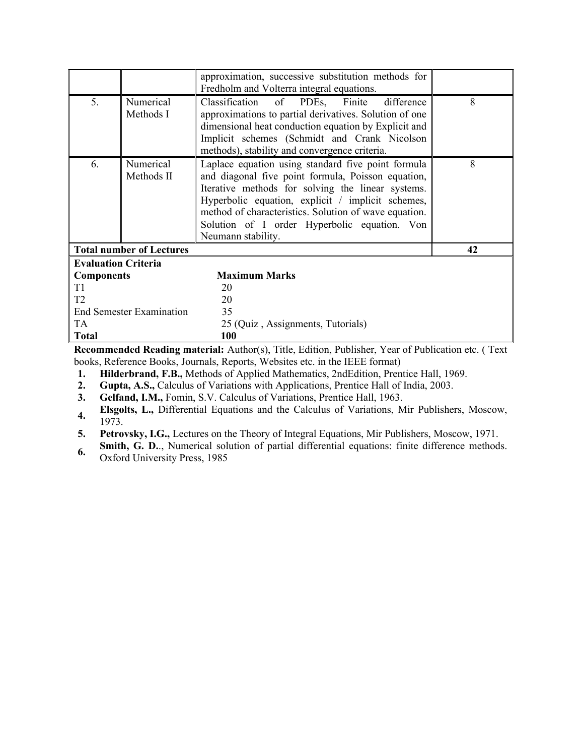|  |  |  |  |
|---|---|---|---|
|  |  | approximation, successive substitution methods for Fredholm and Volterra integral equations. |  |
| 5. | Numerical Methods I | Classification of PDEs, Finite difference approximations to partial derivatives. Solution of one dimensional heat conduction equation by Explicit and Implicit schemes (Schmidt and Crank Nicolson methods), stability and convergence criteria. | 8 |
| 6. | Numerical Methods II | Laplace equation using standard five point formula and diagonal five point formula, Poisson equation, Iterative methods for solving the linear systems. Hyperbolic equation, explicit / implicit schemes, method of characteristics. Solution of wave equation. Solution of I order Hyperbolic equation. Von Neumann stability. | 8 |
| **Total number of Lectures** |  |  | **42** |

**Evaluation Criteria**

| **Components** | **Maximum Marks** |
|---|---|
| T1 | 20 |
| T2 | 20 |
| End Semester Examination | 35 |
| TA | 25 (Quiz , Assignments, Tutorials) |
| **Total** | **100** |

**Recommended Reading material:** Author(s), Title, Edition, Publisher, Year of Publication etc. ( Text books, Reference Books, Journals, Reports, Websites etc. in the IEEE format)

1. **Hilderbrand, F.B.,** Methods of Applied Mathematics, 2ndEdition, Prentice Hall, 1969.
2. **Gupta, A.S.,** Calculus of Variations with Applications, Prentice Hall of India, 2003.
3. **Gelfand, I.M.,** Fomin, S.V. Calculus of Variations, Prentice Hall, 1963.
4. **Elsgolts, L.,** Differential Equations and the Calculus of Variations, Mir Publishers, Moscow, 1973.
5. **Petrovsky, I.G.,** Lectures on the Theory of Integral Equations, Mir Publishers, Moscow, 1971.
6. **Smith, G. D.**., Numerical solution of partial differential equations: finite difference methods. Oxford University Press, 1985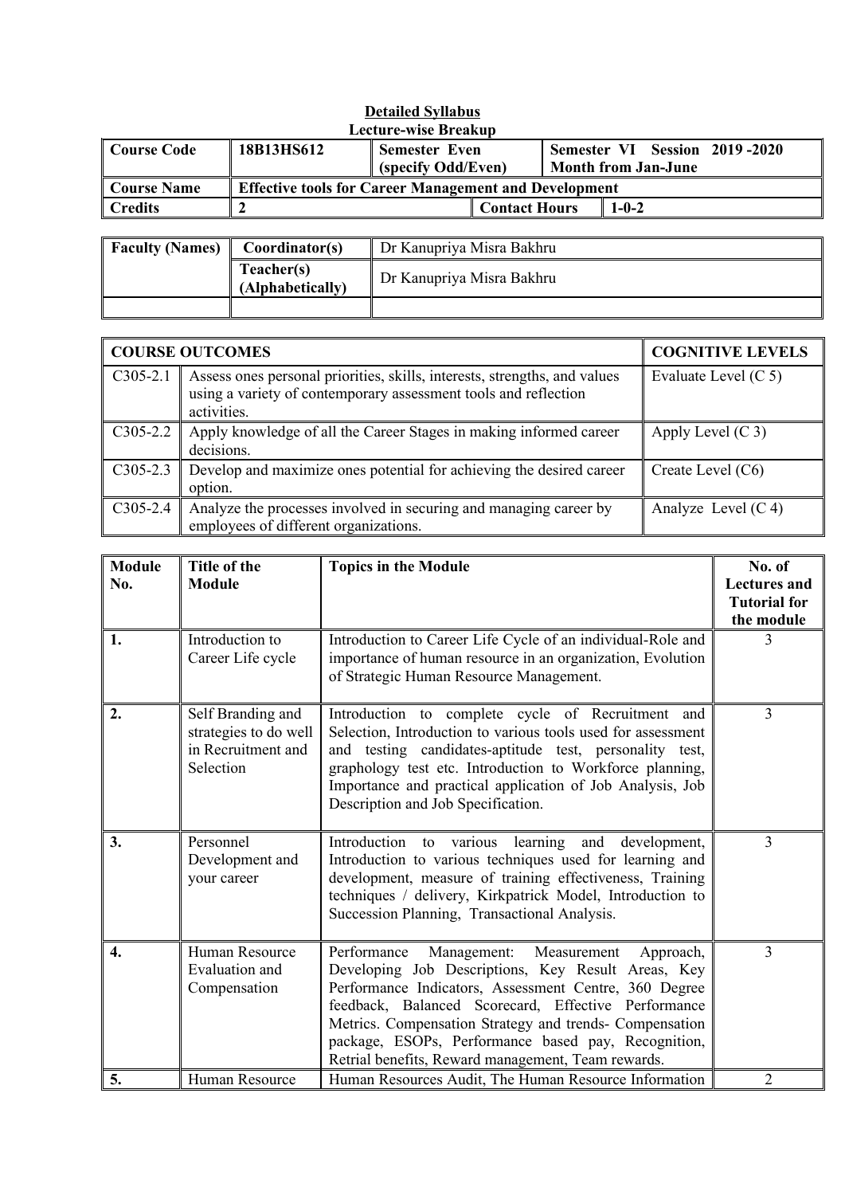**Detailed Syllabus**

**Lecture-wise Breakup**

| **Course Code** | **18B13HS612** | **Semester Even (specify Odd/Even)** | | **Semester VI Session 2019 -2020 Month from Jan-June** |
|---|---|---|---|---|
| **Course Name** | **Effective tools for Career Management and Development** | | | |
| **Credits** | **2** | | **Contact Hours** | **1-0-2** |

| **Faculty (Names)** | **Coordinator(s)** | Dr Kanupriya Misra Bakhru |
|---|---|---|
| | **Teacher(s) (Alphabetically)** | Dr Kanupriya Misra Bakhru |
| | | |

| **COURSE OUTCOMES** | | **COGNITIVE LEVELS** |
|---|---|---|
| C305-2.1 | Assess ones personal priorities, skills, interests, strengths, and values using a variety of contemporary assessment tools and reflection activities. | Evaluate Level (C 5) |
| C305-2.2 | Apply knowledge of all the Career Stages in making informed career decisions. | Apply Level (C 3) |
| C305-2.3 | Develop and maximize ones potential for achieving the desired career option. | Create Level (C6) |
| C305-2.4 | Analyze the processes involved in securing and managing career by employees of different organizations. | Analyze Level (C 4) |

| **Module No.** | **Title of the Module** | **Topics in the Module** | **No. of Lectures and Tutorial for the module** |
|---|---|---|---|
| **1.** | Introduction to Career Life cycle | Introduction to Career Life Cycle of an individual-Role and importance of human resource in an organization, Evolution of Strategic Human Resource Management. | 3 |
| **2.** | Self Branding and strategies to do well in Recruitment and Selection | Introduction to complete cycle of Recruitment and Selection, Introduction to various tools used for assessment and testing candidates-aptitude test, personality test, graphology test etc. Introduction to Workforce planning, Importance and practical application of Job Analysis, Job Description and Job Specification. | 3 |
| **3.** | Personnel Development and your career | Introduction to various learning and development, Introduction to various techniques used for learning and development, measure of training effectiveness, Training techniques / delivery, Kirkpatrick Model, Introduction to Succession Planning, Transactional Analysis. | 3 |
| **4.** | Human Resource Evaluation and Compensation | Performance Management: Measurement Approach, Developing Job Descriptions, Key Result Areas, Key Performance Indicators, Assessment Centre, 360 Degree feedback, Balanced Scorecard, Effective Performance Metrics. Compensation Strategy and trends- Compensation package, ESOPs, Performance based pay, Recognition, Retrial benefits, Reward management, Team rewards. | 3 |
| **5.** | Human Resource | Human Resources Audit, The Human Resource Information | 2 |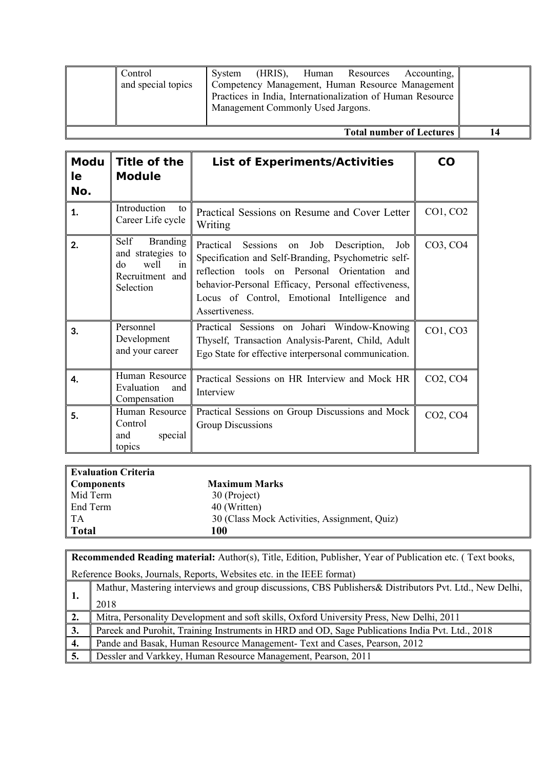|  | Control and special topics | System (HRIS), Human Resources Accounting, Competency Management, Human Resource Management Practices in India, Internationalization of Human Resource Management Commonly Used Jargons. |  |
|---|---|---|---|
| **Total number of Lectures** | | | **14** |

| **Module No.** | **Title of the Module** | **List of Experiments/Activities** | **CO** |
|---|---|---|---|
| **1.** | Introduction to Career Life cycle | Practical Sessions on Resume and Cover Letter Writing | CO1, CO2 |
| **2.** | Self Branding and strategies to do well in Recruitment and Selection | Practical Sessions on Job Description, Job Specification and Self-Branding, Psychometric self-reflection tools on Personal Orientation and behavior-Personal Efficacy, Personal effectiveness, Locus of Control, Emotional Intelligence and Assertiveness. | CO3, CO4 |
| **3.** | Personnel Development and your career | Practical Sessions on Johari Window-Knowing Thyself, Transaction Analysis-Parent, Child, Adult Ego State for effective interpersonal communication. | CO1, CO3 |
| **4.** | Human Resource Evaluation and Compensation | Practical Sessions on HR Interview and Mock HR Interview | CO2, CO4 |
| **5.** | Human Resource Control and special topics | Practical Sessions on Group Discussions and Mock Group Discussions | CO2, CO4 |

| **Evaluation Criteria** | |
|---|---|
| **Components** | **Maximum Marks** |
| Mid Term | 30 (Project) |
| End Term | 40 (Written) |
| TA | 30 (Class Mock Activities, Assignment, Quiz) |
| **Total** | **100** |

| **Recommended Reading material:** Author(s), Title, Edition, Publisher, Year of Publication etc. ( Text books, Reference Books, Journals, Reports, Websites etc. in the IEEE format) | |
|---|---|
| **1.** | Mathur, Mastering interviews and group discussions, CBS Publishers& Distributors Pvt. Ltd., New Delhi, 2018 |
| **2.** | Mitra, Personality Development and soft skills, Oxford University Press, New Delhi, 2011 |
| **3.** | Pareek and Purohit, Training Instruments in HRD and OD, Sage Publications India Pvt. Ltd., 2018 |
| **4.** | Pande and Basak, Human Resource Management- Text and Cases, Pearson, 2012 |
| **5.** | Dessler and Varkkey, Human Resource Management, Pearson, 2011 |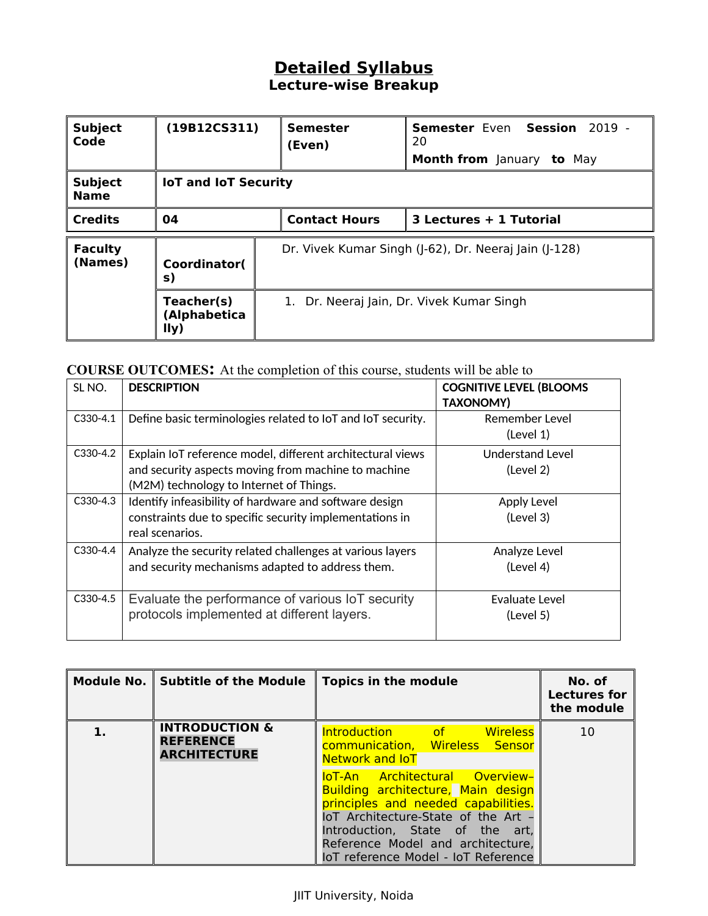# Detailed Syllabus

## Lecture-wise Breakup

| **Subject Code** | **(19B12CS311)** | **Semester (Even)** | **Semester** Even **Session** 2019 -20<br>**Month from** January **to** May |
|---|---|---|---|
| **Subject Name** | **IoT and IoT Security** | | |
| **Credits** | **04** | **Contact Hours** | **3 Lectures + 1 Tutorial** |

| **Faculty (Names)** | **Coordinator(s)** | Dr. Vivek Kumar Singh (J-62), Dr. Neeraj Jain (J-128) |
|---|---|---|
| | **Teacher(s) (Alphabetically)** | 1. Dr. Neeraj Jain, Dr. Vivek Kumar Singh |

**COURSE OUTCOMES:** At the completion of this course, students will be able to

| SL NO. | DESCRIPTION | COGNITIVE LEVEL (BLOOMS TAXONOMY) |
|---|---|---|
| C330-4.1 | Define basic terminologies related to IoT and IoT security. | Remember Level (Level 1) |
| C330-4.2 | Explain IoT reference model, different architectural views and security aspects moving from machine to machine (M2M) technology to Internet of Things. | Understand Level (Level 2) |
| C330-4.3 | Identify infeasibility of hardware and software design constraints due to specific security implementations in real scenarios. | Apply Level (Level 3) |
| C330-4.4 | Analyze the security related challenges at various layers and security mechanisms adapted to address them. | Analyze Level (Level 4) |
| C330-4.5 | Evaluate the performance of various IoT security protocols implemented at different layers. | Evaluate Level (Level 5) |

| Module No. | Subtitle of the Module | Topics in the module | No. of Lectures for the module |
|---|---|---|---|
| 1. | INTRODUCTION & REFERENCE ARCHITECTURE | Introduction of Wireless communication, Wireless Sensor Network and IoT<br><br>IoT-An Architectural Overview–Building architecture, Main design principles and needed capabilities. IoT Architecture-State of the Art – Introduction, State of the art, Reference Model and architecture, IoT reference Model - IoT Reference | 10 |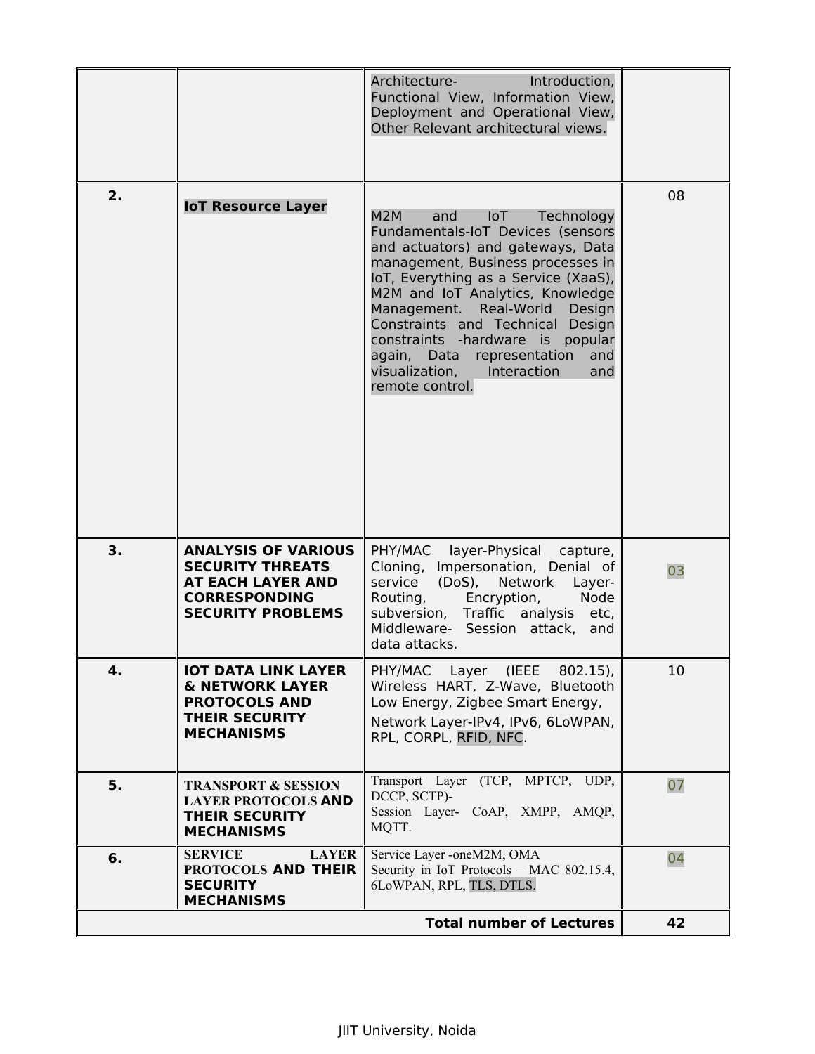| | | | |
|---|---|---|---|
| | | Architecture- Introduction, Functional View, Information View, Deployment and Operational View, Other Relevant architectural views. | |
| 2. | **IoT Resource Layer** | M2M and IoT Technology Fundamentals-IoT Devices (sensors and actuators) and gateways, Data management, Business processes in IoT, Everything as a Service (XaaS), M2M and IoT Analytics, Knowledge Management. Real-World Design Constraints and Technical Design constraints -hardware is popular again, Data representation and visualization, Interaction and remote control. | 08 |
| 3. | **ANALYSIS OF VARIOUS SECURITY THREATS AT EACH LAYER AND CORRESPONDING SECURITY PROBLEMS** | PHY/MAC layer-Physical capture, Cloning, Impersonation, Denial of service (DoS), Network Layer-Routing, Encryption, Node subversion, Traffic analysis etc, Middleware- Session attack, and data attacks. | 03 |
| 4. | **IOT DATA LINK LAYER & NETWORK LAYER PROTOCOLS AND THEIR SECURITY MECHANISMS** | PHY/MAC Layer (IEEE 802.15), Wireless HART, Z-Wave, Bluetooth Low Energy, Zigbee Smart Energy,<br>Network Layer-IPv4, IPv6, 6LoWPAN, RPL, CORPL, RFID, NFC. | 10 |
| 5. | **TRANSPORT & SESSION LAYER PROTOCOLS AND THEIR SECURITY MECHANISMS** | Transport Layer (TCP, MPTCP, UDP, DCCP, SCTP)-<br>Session Layer- CoAP, XMPP, AMQP, MQTT. | 07 |
| 6. | **SERVICE LAYER PROTOCOLS AND THEIR SECURITY MECHANISMS** | Service Layer -oneM2M, OMA<br>Security in IoT Protocols – MAC 802.15.4, 6LoWPAN, RPL, TLS, DTLS. | 04 |
| | | **Total number of Lectures** | **42** |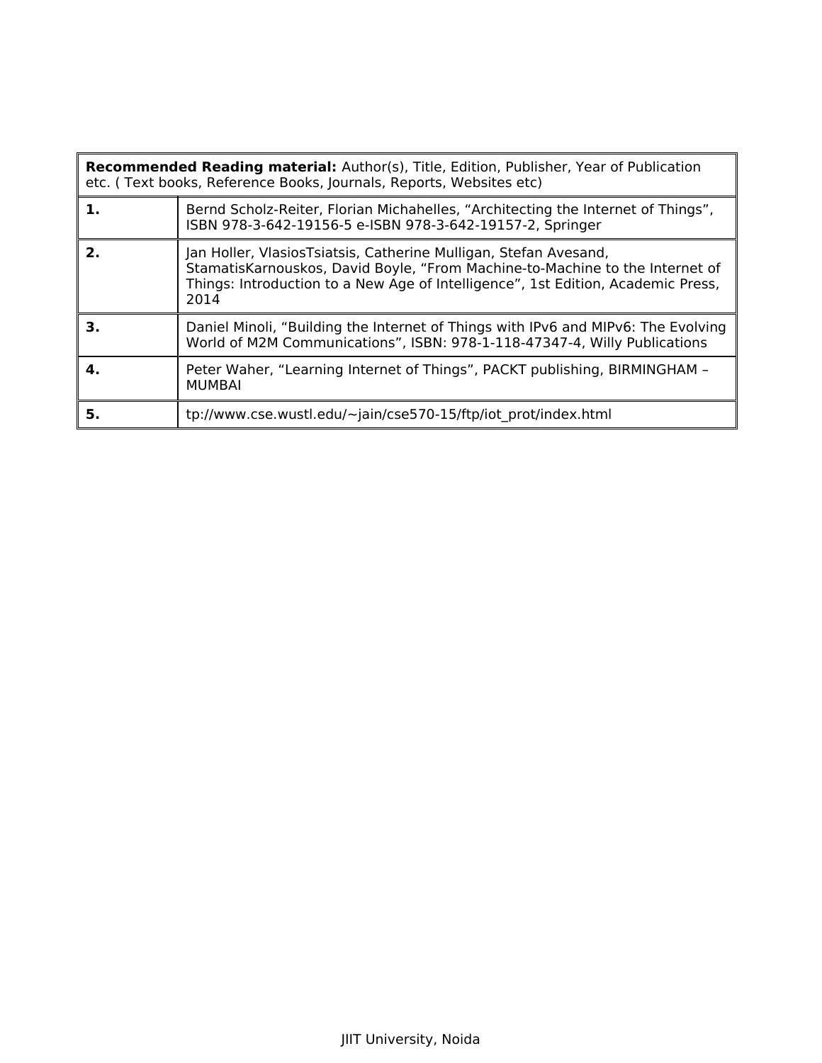| **Recommended Reading material:** Author(s), Title, Edition, Publisher, Year of Publication etc. ( Text books, Reference Books, Journals, Reports, Websites etc) | |
|---|---|
| **1.** | Bernd Scholz-Reiter, Florian Michahelles, “Architecting the Internet of Things”, ISBN 978-3-642-19156-5 e-ISBN 978-3-642-19157-2, Springer |
| **2.** | Jan Holler, VlasiosTsiatsis, Catherine Mulligan, Stefan Avesand, StamatisKarnouskos, David Boyle, “From Machine-to-Machine to the Internet of Things: Introduction to a New Age of Intelligence”, 1st Edition, Academic Press, 2014 |
| **3.** | Daniel Minoli, “Building the Internet of Things with IPv6 and MIPv6: The Evolving World of M2M Communications”, ISBN: 978-1-118-47347-4, Willy Publications |
| **4.** | Peter Waher, “Learning Internet of Things”, PACKT publishing, BIRMINGHAM – MUMBAI |
| **5.** | tp://www.cse.wustl.edu/~jain/cse570-15/ftp/iot_prot/index.html |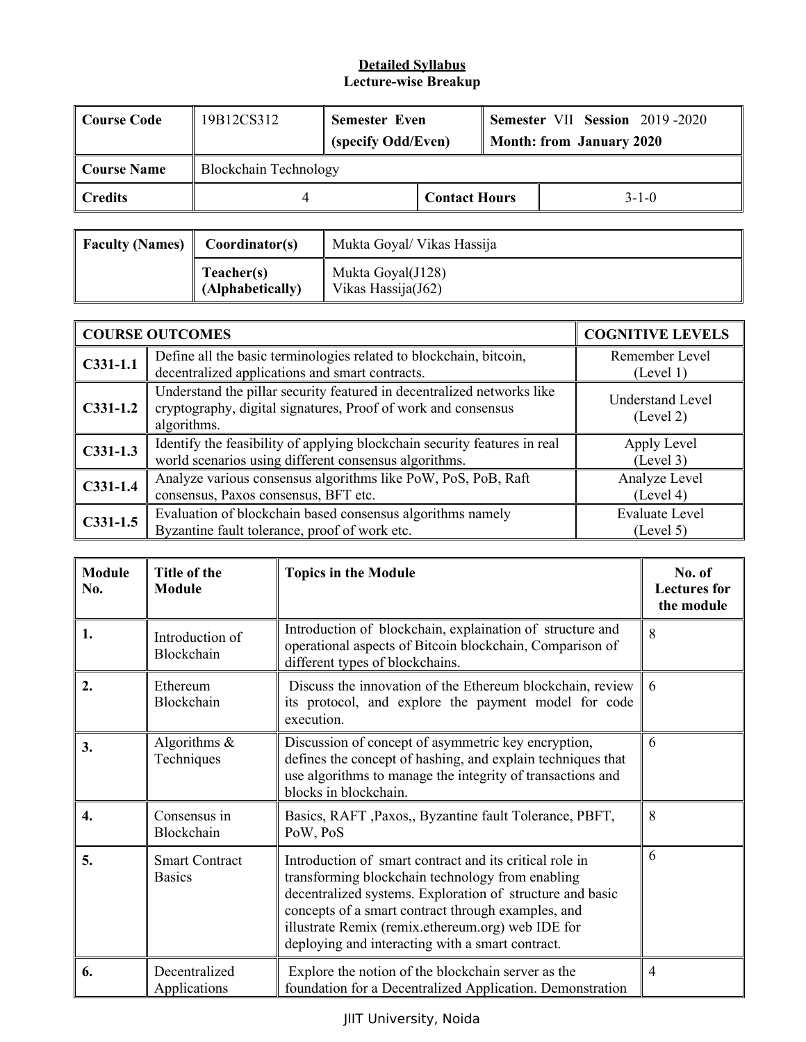**Detailed Syllabus**
**Lecture-wise Breakup**

| **Course Code** | 19B12CS312 | **Semester Even** (specify Odd/Even) | **Semester** VII **Session** 2019 -2020 **Month: from January 2020** |
|---|---|---|---|
| **Course Name** | Blockchain Technology | | |
| **Credits** | 4 | **Contact Hours** | 3-1-0 |

| **Faculty (Names)** | **Coordinator(s)** | Mukta Goyal/ Vikas Hassija |
|---|---|---|
| | **Teacher(s) (Alphabetically)** | Mukta Goyal(J128) Vikas Hassija(J62) |

| **COURSE OUTCOMES** | | **COGNITIVE LEVELS** |
|---|---|---|
| **C331-1.1** | Define all the basic terminologies related to blockchain, bitcoin, decentralized applications and smart contracts. | Remember Level (Level 1) |
| **C331-1.2** | Understand the pillar security featured in decentralized networks like cryptography, digital signatures, Proof of work and consensus algorithms. | Understand Level (Level 2) |
| **C331-1.3** | Identify the feasibility of applying blockchain security features in real world scenarios using different consensus algorithms. | Apply Level (Level 3) |
| **C331-1.4** | Analyze various consensus algorithms like PoW, PoS, PoB, Raft consensus, Paxos consensus, BFT etc. | Analyze Level (Level 4) |
| **C331-1.5** | Evaluation of blockchain based consensus algorithms namely Byzantine fault tolerance, proof of work etc. | Evaluate Level (Level 5) |

| **Module No.** | **Title of the Module** | **Topics in the Module** | **No. of Lectures for the module** |
|---|---|---|---|
| **1.** | Introduction of Blockchain | Introduction of blockchain, explaination of structure and operational aspects of Bitcoin blockchain, Comparison of different types of blockchains. | 8 |
| **2.** | Ethereum Blockchain | Discuss the innovation of the Ethereum blockchain, review its protocol, and explore the payment model for code execution. | 6 |
| **3.** | Algorithms & Techniques | Discussion of concept of asymmetric key encryption, defines the concept of hashing, and explain techniques that use algorithms to manage the integrity of transactions and blocks in blockchain. | 6 |
| **4.** | Consensus in Blockchain | Basics, RAFT ,Paxos,, Byzantine fault Tolerance, PBFT, PoW, PoS | 8 |
| **5.** | Smart Contract Basics | Introduction of smart contract and its critical role in transforming blockchain technology from enabling decentralized systems. Exploration of structure and basic concepts of a smart contract through examples, and illustrate Remix (remix.ethereum.org) web IDE for deploying and interacting with a smart contract. | 6 |
| **6.** | Decentralized Applications | Explore the notion of the blockchain server as the foundation for a Decentralized Application. Demonstration | 4 |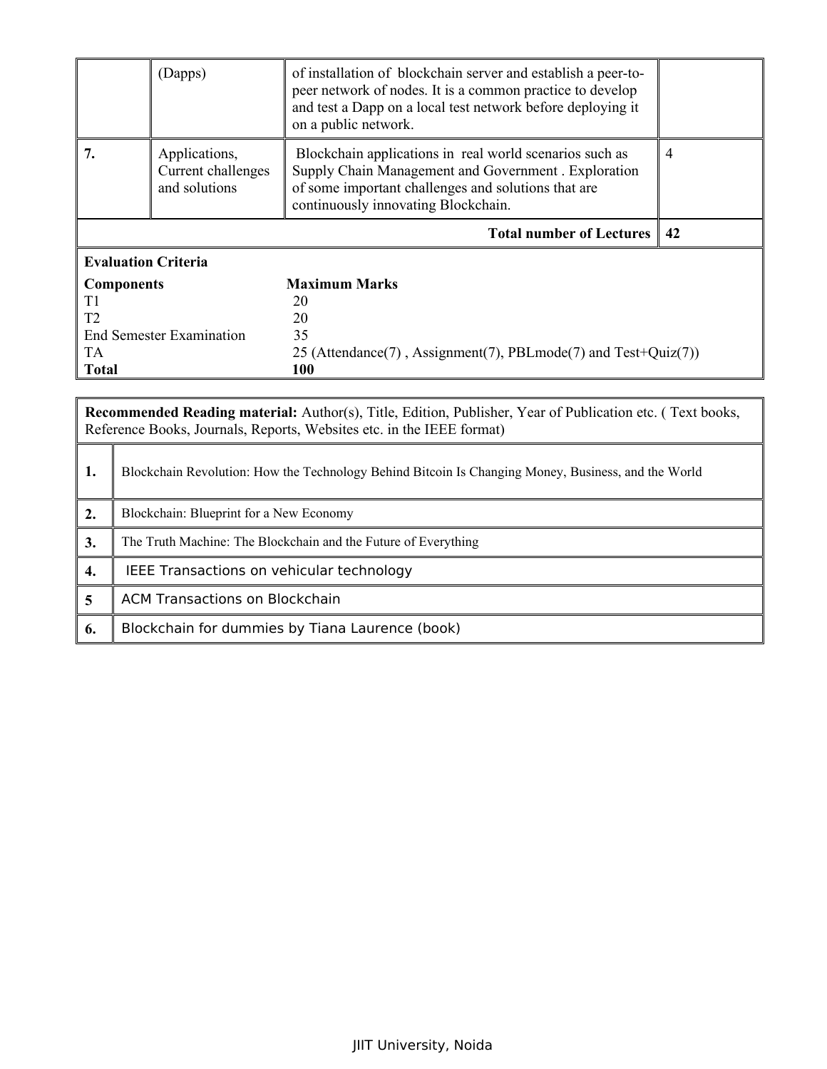| | | | |
|---|---|---|---|
| | (Dapps) | of installation of blockchain server and establish a peer-to-peer network of nodes. It is a common practice to develop and test a Dapp on a local test network before deploying it on a public network. | |
| **7.** | Applications, Current challenges and solutions | Blockchain applications in real world scenarios such as Supply Chain Management and Government . Exploration of some important challenges and solutions that are continuously innovating Blockchain. | 4 |
| | | **Total number of Lectures** | **42** |

**Evaluation Criteria**

| **Components** | **Maximum Marks** |
|---|---|
| T1 | 20 |
| T2 | 20 |
| End Semester Examination | 35 |
| TA | 25 (Attendance(7) , Assignment(7), PBLmode(7) and Test+Quiz(7)) |
| **Total** | **100** |

| **Recommended Reading material:** Author(s), Title, Edition, Publisher, Year of Publication etc. ( Text books, Reference Books, Journals, Reports, Websites etc. in the IEEE format) | |
|---|---|
| **1.** | Blockchain Revolution: How the Technology Behind Bitcoin Is Changing Money, Business, and the World |
| **2.** | Blockchain: Blueprint for a New Economy |
| **3.** | The Truth Machine: The Blockchain and the Future of Everything |
| **4.** | IEEE Transactions on vehicular technology |
| **5** | ACM Transactions on Blockchain |
| **6.** | Blockchain for dummies by Tiana Laurence (book) |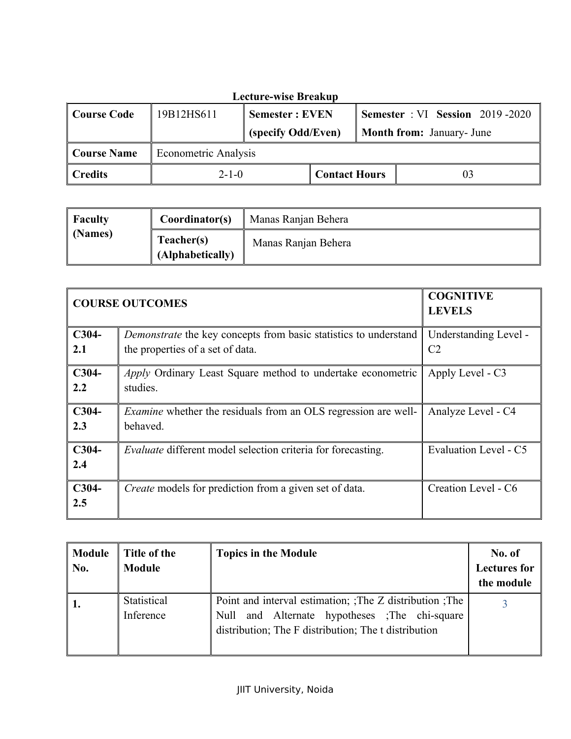**Lecture-wise Breakup**

| Course Code | 19B12HS611 | Semester : EVEN (specify Odd/Even) | Semester : VI Session 2019 -2020 Month from: January- June |
|---|---|---|---|
| Course Name | Econometric Analysis | | |
| Credits | 2-1-0 | Contact Hours | 03 |

| Faculty (Names) | Coordinator(s) | Manas Ranjan Behera |
|---|---|---|
| | Teacher(s) (Alphabetically) | Manas Ranjan Behera |

| COURSE OUTCOMES | | COGNITIVE LEVELS |
|---|---|---|
| C304-2.1 | *Demonstrate* the key concepts from basic statistics to understand the properties of a set of data. | Understanding Level - C2 |
| C304-2.2 | *Apply* Ordinary Least Square method to undertake econometric studies. | Apply Level - C3 |
| C304-2.3 | *Examine* whether the residuals from an OLS regression are well-behaved. | Analyze Level - C4 |
| C304-2.4 | *Evaluate* different model selection criteria for forecasting. | Evaluation Level - C5 |
| C304-2.5 | *Create* models for prediction from a given set of data. | Creation Level - C6 |

| Module No. | Title of the Module | Topics in the Module | No. of Lectures for the module |
|---|---|---|---|
| 1. | Statistical Inference | Point and interval estimation; ;The Z distribution ;The Null and Alternate hypotheses ;The chi-square distribution; The F distribution; The t distribution | 3 |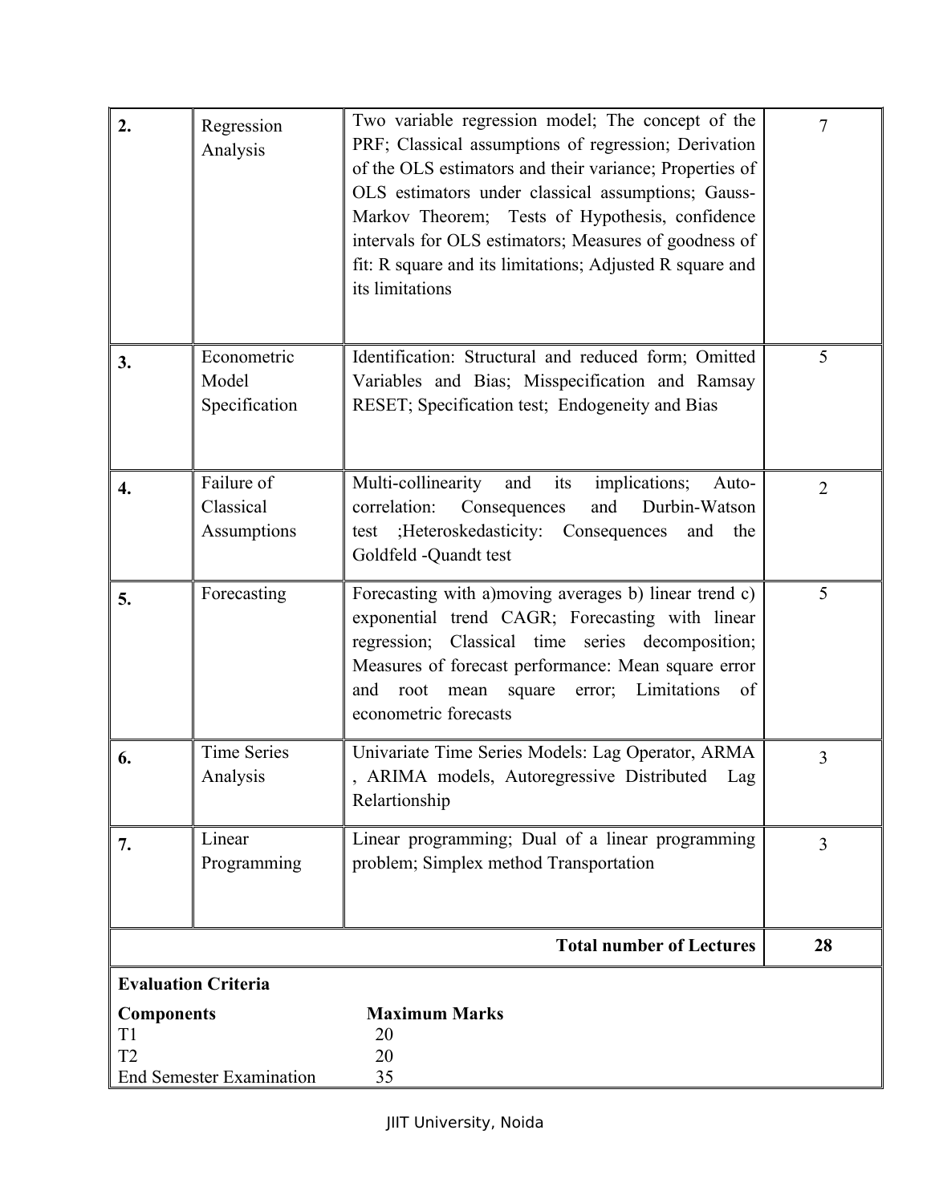| 2. | Regression Analysis | Two variable regression model; The concept of the PRF; Classical assumptions of regression; Derivation of the OLS estimators and their variance; Properties of OLS estimators under classical assumptions; Gauss-Markov Theorem; Tests of Hypothesis, confidence intervals for OLS estimators; Measures of goodness of fit: R square and its limitations; Adjusted R square and its limitations | 7 |
|---|---|---|---|
| 3. | Econometric Model Specification | Identification: Structural and reduced form; Omitted Variables and Bias; Misspecification and Ramsay RESET; Specification test; Endogeneity and Bias | 5 |
| 4. | Failure of Classical Assumptions | Multi-collinearity and its implications; Auto-correlation: Consequences and Durbin-Watson test ;Heteroskedasticity: Consequences and the Goldfeld -Quandt test | 2 |
| 5. | Forecasting | Forecasting with a)moving averages b) linear trend c) exponential trend CAGR; Forecasting with linear regression; Classical time series decomposition; Measures of forecast performance: Mean square error and root mean square error; Limitations of econometric forecasts | 5 |
| 6. | Time Series Analysis | Univariate Time Series Models: Lag Operator, ARMA , ARIMA models, Autoregressive Distributed Lag Relartionship | 3 |
| 7. | Linear Programming | Linear programming; Dual of a linear programming problem; Simplex method Transportation | 3 |
| | | **Total number of Lectures** | **28** |

**Evaluation Criteria**

| **Components** | **Maximum Marks** |
|---|---|
| T1 | 20 |
| T2 | 20 |
| End Semester Examination | 35 |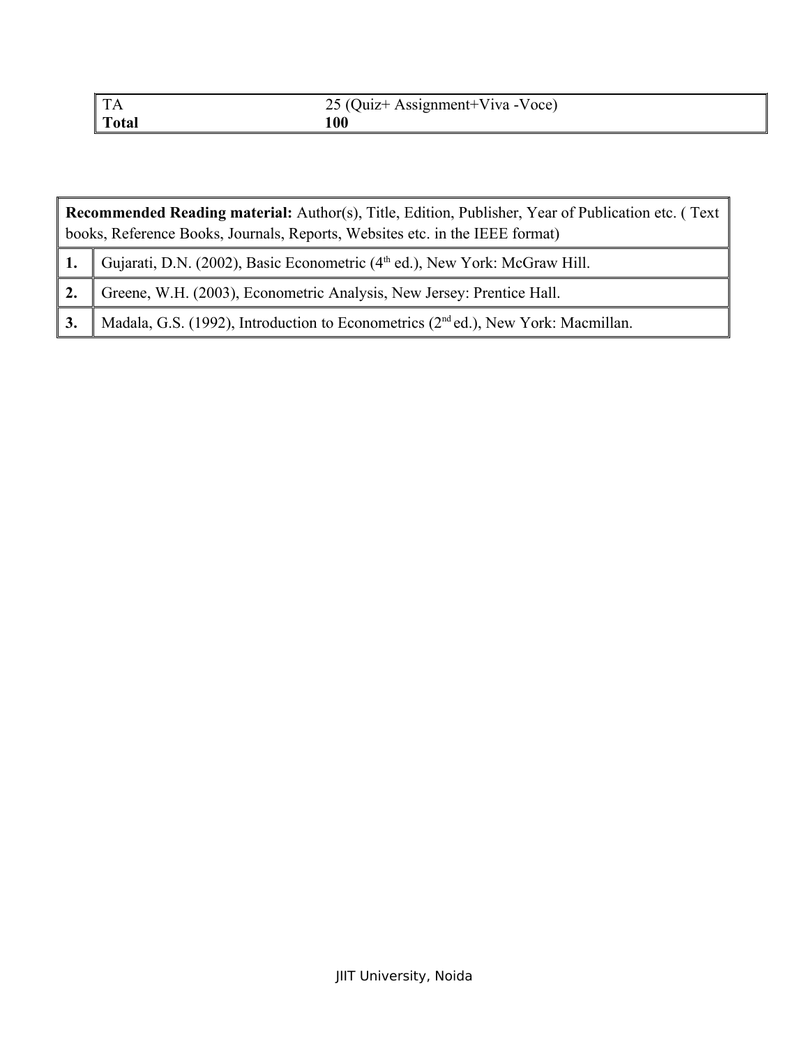| TA | 25 (Quiz+ Assignment+Viva -Voce) |
| --- | --- |
| **Total** | **100** |

| **Recommended Reading material:** Author(s), Title, Edition, Publisher, Year of Publication etc. ( Text books, Reference Books, Journals, Reports, Websites etc. in the IEEE format) | |
| --- | --- |
| **1.** | Gujarati, D.N. (2002), Basic Econometric (4th ed.), New York: McGraw Hill. |
| **2.** | Greene, W.H. (2003), Econometric Analysis, New Jersey: Prentice Hall. |
| **3.** | Madala, G.S. (1992), Introduction to Econometrics (2nd ed.), New York: Macmillan. |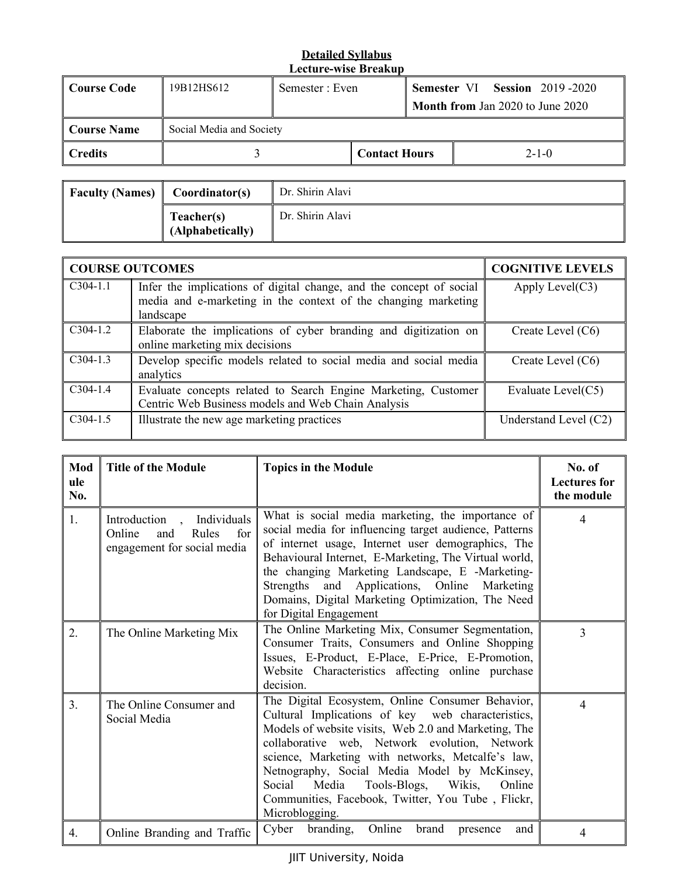**Detailed Syllabus**
**Lecture-wise Breakup**

| **Course Code** | 19B12HS612 | Semester : Even | **Semester** VI **Session** 2019 -2020<br>**Month from** Jan 2020 to June 2020 |
|---|---|---|---|
| **Course Name** | Social Media and Society | | |
| **Credits** | 3 | **Contact Hours** | 2-1-0 |

| **Faculty (Names)** | **Coordinator(s)** | Dr. Shirin Alavi |
|---|---|---|
| | **Teacher(s) (Alphabetically)** | Dr. Shirin Alavi |

| **COURSE OUTCOMES** | | **COGNITIVE LEVELS** |
|---|---|---|
| C304-1.1 | Infer the implications of digital change, and the concept of social media and e-marketing in the context of the changing marketing landscape | Apply Level(C3) |
| C304-1.2 | Elaborate the implications of cyber branding and digitization on online marketing mix decisions | Create Level (C6) |
| C304-1.3 | Develop specific models related to social media and social media analytics | Create Level (C6) |
| C304-1.4 | Evaluate concepts related to Search Engine Marketing, Customer Centric Web Business models and Web Chain Analysis | Evaluate Level(C5) |
| C304-1.5 | Illustrate the new age marketing practices | Understand Level (C2) |

| **Module No.** | **Title of the Module** | **Topics in the Module** | **No. of Lectures for the module** |
|---|---|---|---|
| 1. | Introduction , Individuals Online and Rules for engagement for social media | What is social media marketing, the importance of social media for influencing target audience, Patterns of internet usage, Internet user demographics, The Behavioural Internet, E-Marketing, The Virtual world, the changing Marketing Landscape, E -Marketing- Strengths and Applications, Online Marketing Domains, Digital Marketing Optimization, The Need for Digital Engagement | 4 |
| 2. | The Online Marketing Mix | The Online Marketing Mix, Consumer Segmentation, Consumer Traits, Consumers and Online Shopping Issues, E-Product, E-Place, E-Price, E-Promotion, Website Characteristics affecting online purchase decision. | 3 |
| 3. | The Online Consumer and Social Media | The Digital Ecosystem, Online Consumer Behavior, Cultural Implications of key web characteristics, Models of website visits, Web 2.0 and Marketing, The collaborative web, Network evolution, Network science, Marketing with networks, Metcalfe's law, Netnography, Social Media Model by McKinsey, Social Media Tools-Blogs, Wikis, Online Communities, Facebook, Twitter, You Tube , Flickr, Microblogging. | 4 |
| 4. | Online Branding and Traffic | Cyber branding, Online brand presence and | 4 |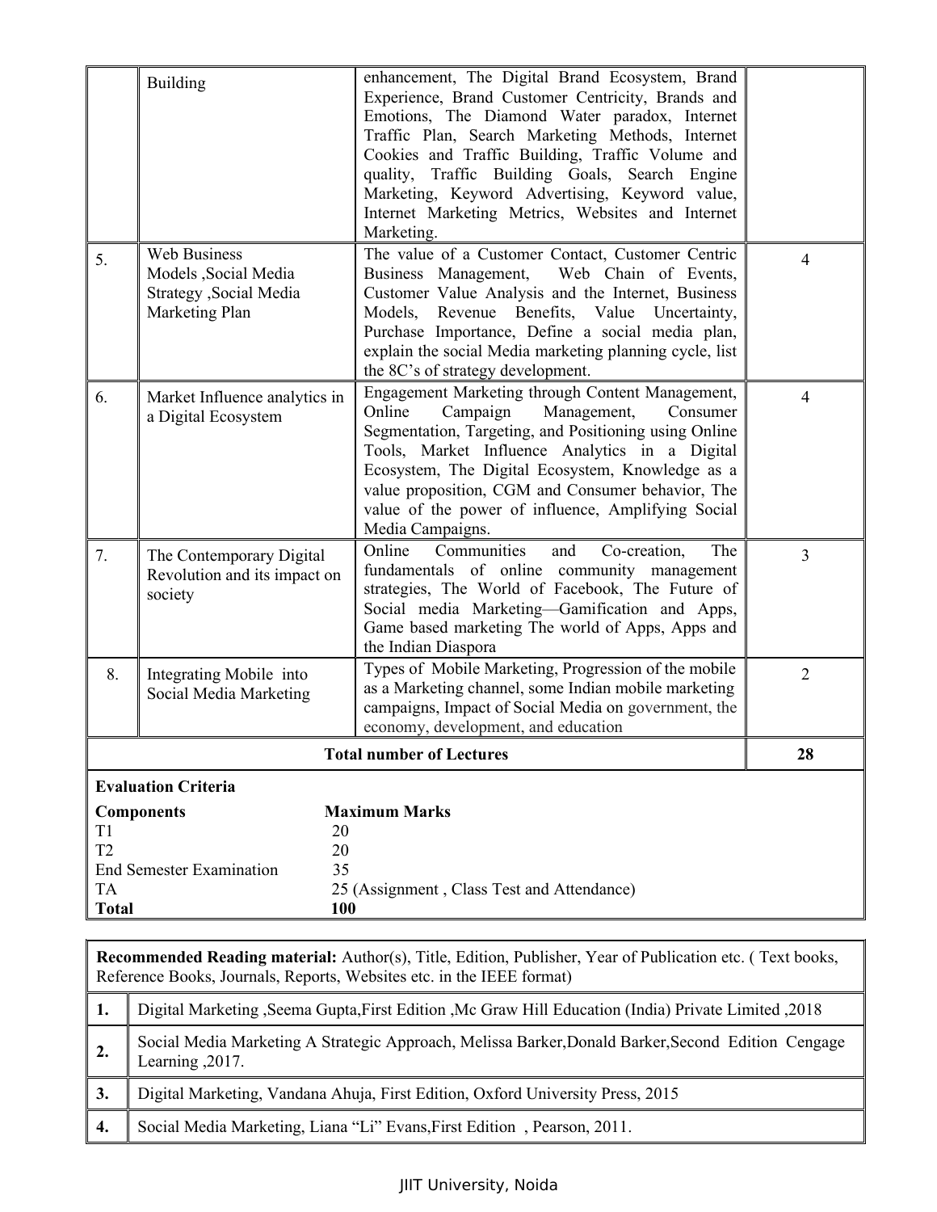|  | Building | enhancement, The Digital Brand Ecosystem, Brand Experience, Brand Customer Centricity, Brands and Emotions, The Diamond Water paradox, Internet Traffic Plan, Search Marketing Methods, Internet Cookies and Traffic Building, Traffic Volume and quality, Traffic Building Goals, Search Engine Marketing, Keyword Advertising, Keyword value, Internet Marketing Metrics, Websites and Internet Marketing. |  |
|---|---|---|---|
| 5. | Web Business Models ,Social Media Strategy ,Social Media Marketing Plan | The value of a Customer Contact, Customer Centric Business Management, Web Chain of Events, Customer Value Analysis and the Internet, Business Models, Revenue Benefits, Value Uncertainty, Purchase Importance, Define a social media plan, explain the social Media marketing planning cycle, list the 8C's of strategy development. | 4 |
| 6. | Market Influence analytics in a Digital Ecosystem | Engagement Marketing through Content Management, Online Campaign Management, Consumer Segmentation, Targeting, and Positioning using Online Tools, Market Influence Analytics in a Digital Ecosystem, The Digital Ecosystem, Knowledge as a value proposition, CGM and Consumer behavior, The value of the power of influence, Amplifying Social Media Campaigns. | 4 |
| 7. | The Contemporary Digital Revolution and its impact on society | Online Communities and Co-creation, The fundamentals of online community management strategies, The World of Facebook, The Future of Social media Marketing—Gamification and Apps, Game based marketing The world of Apps, Apps and the Indian Diaspora | 3 |
| 8. | Integrating Mobile into Social Media Marketing | Types of Mobile Marketing, Progression of the mobile as a Marketing channel, some Indian mobile marketing campaigns, Impact of Social Media on government, the economy, development, and education | 2 |
| **Total number of Lectures** |  |  | **28** |

**Evaluation Criteria**

| **Components** | **Maximum Marks** |
|---|---|
| T1 | 20 |
| T2 | 20 |
| End Semester Examination | 35 |
| TA | 25 (Assignment , Class Test and Attendance) |
| **Total** | **100** |

**Recommended Reading material:** Author(s), Title, Edition, Publisher, Year of Publication etc. ( Text books, Reference Books, Journals, Reports, Websites etc. in the IEEE format)

| | |
|---|---|
| **1.** | Digital Marketing ,Seema Gupta,First Edition ,Mc Graw Hill Education (India) Private Limited ,2018 |
| **2.** | Social Media Marketing A Strategic Approach, Melissa Barker,Donald Barker,Second Edition Cengage Learning ,2017. |
| **3.** | Digital Marketing, Vandana Ahuja, First Edition, Oxford University Press, 2015 |
| **4.** | Social Media Marketing, Liana "Li" Evans,First Edition , Pearson, 2011. |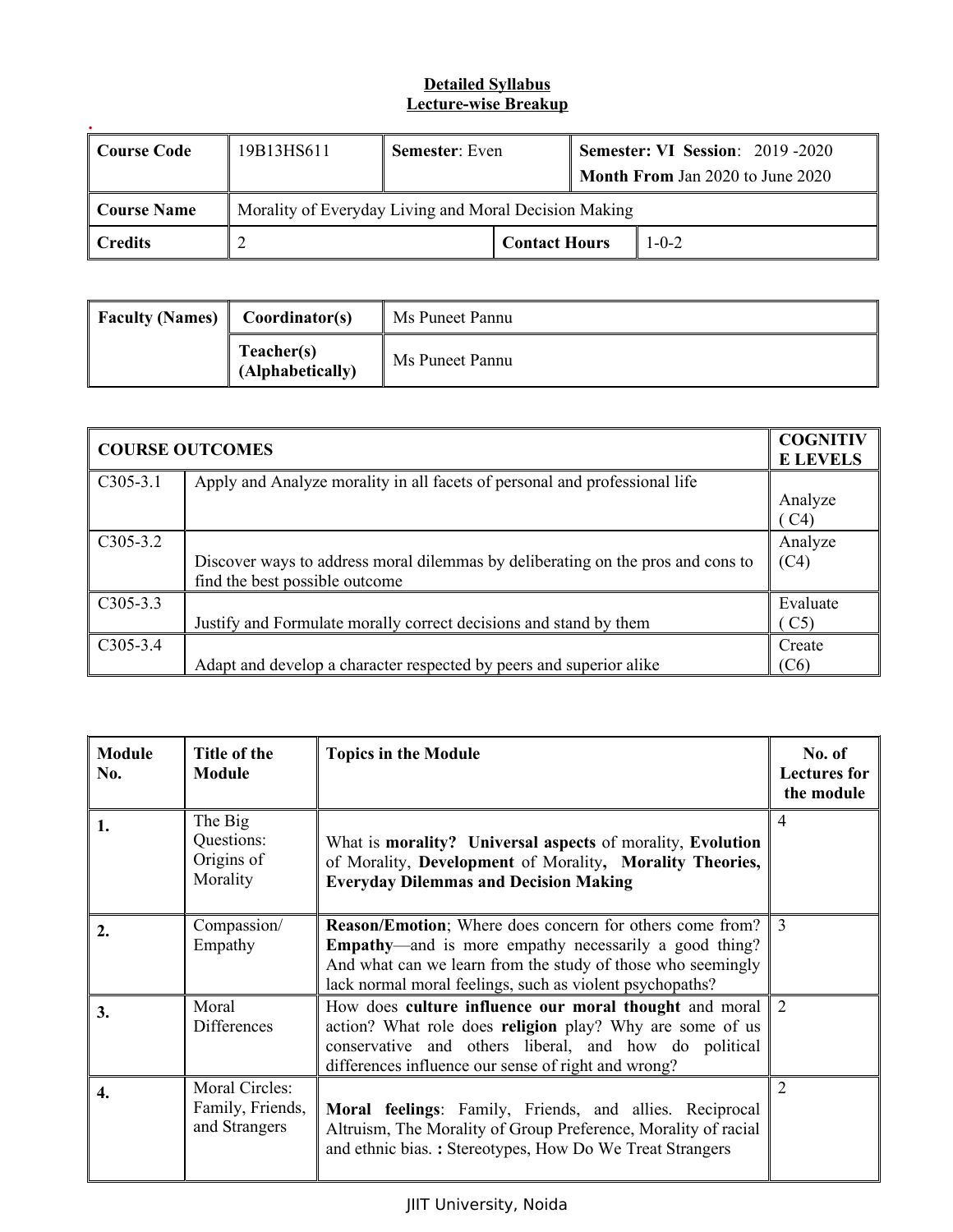**Detailed Syllabus**
**Lecture-wise Breakup**

| **Course Code** | 19B13HS611 | **Semester**: Even | | **Semester: VI Session**: 2019 -2020<br>**Month From** Jan 2020 to June 2020 |
|---|---|---|---|---|
| **Course Name** | Morality of Everyday Living and Moral Decision Making | | | |
| **Credits** | 2 | | **Contact Hours** | 1-0-2 |

| **Faculty (Names)** | **Coordinator(s)** | Ms Puneet Pannu |
|---|---|---|
| | **Teacher(s) (Alphabetically)** | Ms Puneet Pannu |

| **COURSE OUTCOMES** | | **COGNITIVE LEVELS** |
|---|---|---|
| C305-3.1 | Apply and Analyze morality in all facets of personal and professional life | Analyze ( C4) |
| C305-3.2 | Discover ways to address moral dilemmas by deliberating on the pros and cons to find the best possible outcome | Analyze (C4) |
| C305-3.3 | Justify and Formulate morally correct decisions and stand by them | Evaluate ( C5) |
| C305-3.4 | Adapt and develop a character respected by peers and superior alike | Create (C6) |

| **Module No.** | **Title of the Module** | **Topics in the Module** | **No. of Lectures for the module** |
|---|---|---|---|
| **1.** | The Big Questions: Origins of Morality | What is **morality? Universal aspects** of morality, **Evolution** of Morality, **Development** of Morality, **Morality Theories, Everyday Dilemmas and Decision Making** | 4 |
| **2.** | Compassion/ Empathy | **Reason/Emotion**; Where does concern for others come from? **Empathy**—and is more empathy necessarily a good thing? And what can we learn from the study of those who seemingly lack normal moral feelings, such as violent psychopaths? | 3 |
| **3.** | Moral Differences | How does **culture influence our moral thought** and moral action? What role does **religion** play? Why are some of us conservative and others liberal, and how do political differences influence our sense of right and wrong? | 2 |
| **4.** | Moral Circles: Family, Friends, and Strangers | **Moral feelings**: Family, Friends, and allies. Reciprocal Altruism, The Morality of Group Preference, Morality of racial and ethnic bias. **:** Stereotypes, How Do We Treat Strangers | 2 |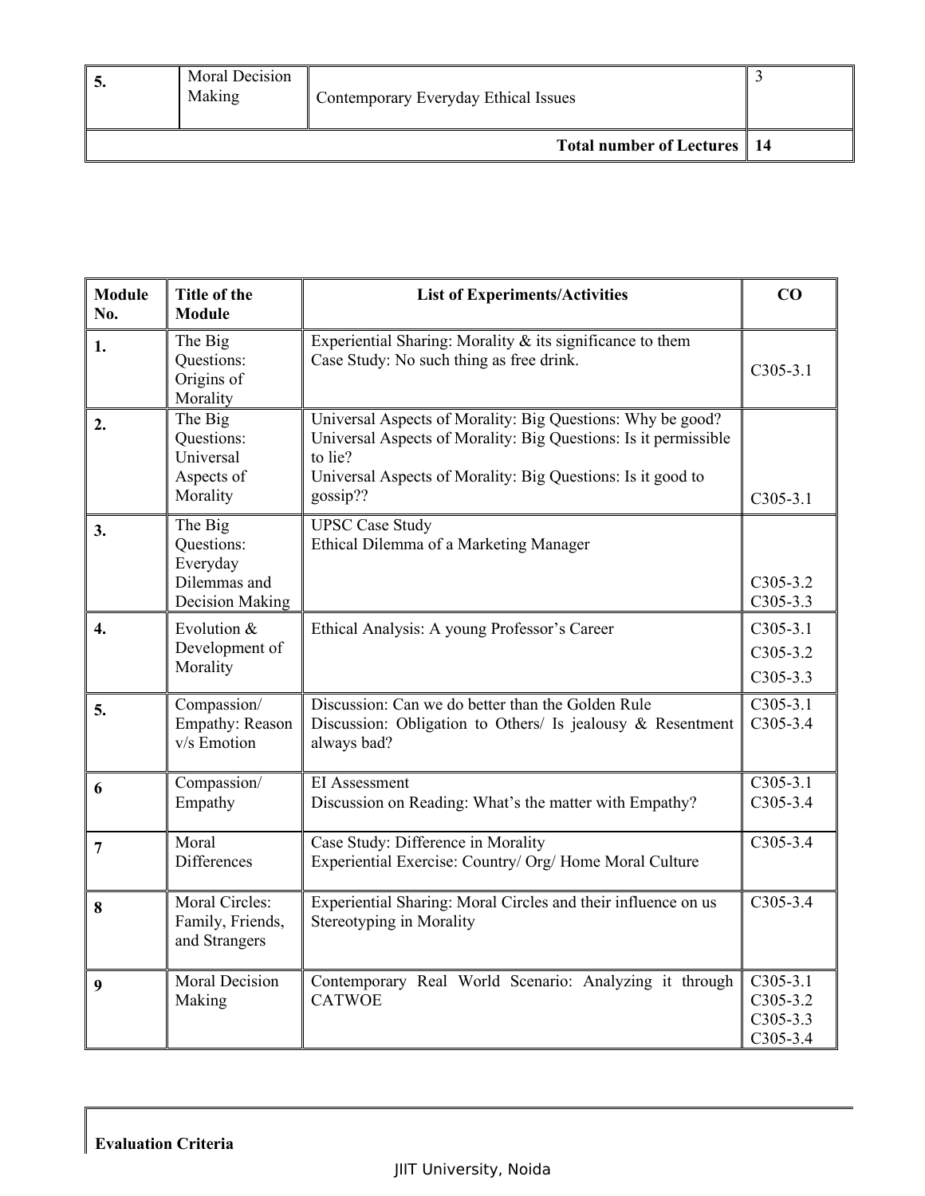| 5. | Moral Decision Making | Contemporary Everyday Ethical Issues | 3 |
|---|---|---|---|
| | | **Total number of Lectures** | **14** |

| Module No. | Title of the Module | List of Experiments/Activities | CO |
|---|---|---|---|
| **1.** | The Big Questions: Origins of Morality | Experiential Sharing: Morality & its significance to them<br>Case Study: No such thing as free drink. | C305-3.1 |
| **2.** | The Big Questions: Universal Aspects of Morality | Universal Aspects of Morality: Big Questions: Why be good?<br>Universal Aspects of Morality: Big Questions: Is it permissible to lie?<br>Universal Aspects of Morality: Big Questions: Is it good to gossip?? | C305-3.1 |
| **3.** | The Big Questions: Everyday Dilemmas and Decision Making | UPSC Case Study<br>Ethical Dilemma of a Marketing Manager | C305-3.2<br>C305-3.3 |
| **4.** | Evolution & Development of Morality | Ethical Analysis: A young Professor's Career | C305-3.1<br>C305-3.2<br>C305-3.3 |
| **5.** | Compassion/ Empathy: Reason v/s Emotion | Discussion: Can we do better than the Golden Rule<br>Discussion: Obligation to Others/ Is jealousy & Resentment always bad? | C305-3.1<br>C305-3.4 |
| **6** | Compassion/ Empathy | EI Assessment<br>Discussion on Reading: What's the matter with Empathy? | C305-3.1<br>C305-3.4 |
| **7** | Moral Differences | Case Study: Difference in Morality<br>Experiential Exercise: Country/ Org/ Home Moral Culture | C305-3.4 |
| **8** | Moral Circles: Family, Friends, and Strangers | Experiential Sharing: Moral Circles and their influence on us<br>Stereotyping in Morality | C305-3.4 |
| **9** | Moral Decision Making | Contemporary Real World Scenario: Analyzing it through CATWOE | C305-3.1<br>C305-3.2<br>C305-3.3<br>C305-3.4 |

**Evaluation Criteria**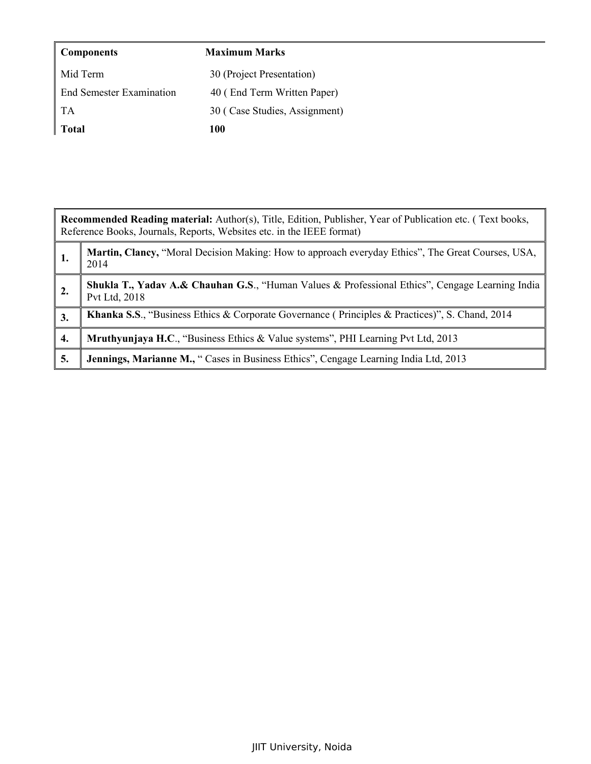| **Components** | **Maximum Marks** |
|---|---|
| Mid Term | 30 (Project Presentation) |
| End Semester Examination | 40 ( End Term Written Paper) |
| TA | 30 ( Case Studies, Assignment) |
| **Total** | **100** |

| **Recommended Reading material:** Author(s), Title, Edition, Publisher, Year of Publication etc. ( Text books, Reference Books, Journals, Reports, Websites etc. in the IEEE format) | |
|---|---|
| **1.** | **Martin, Clancy,** "Moral Decision Making: How to approach everyday Ethics", The Great Courses, USA, 2014 |
| **2.** | **Shukla T., Yadav A.& Chauhan G.S**., "Human Values & Professional Ethics", Cengage Learning India Pvt Ltd, 2018 |
| **3.** | **Khanka S.S**., "Business Ethics & Corporate Governance ( Principles & Practices)", S. Chand, 2014 |
| **4.** | **Mruthyunjaya H.C**., "Business Ethics & Value systems", PHI Learning Pvt Ltd, 2013 |
| **5.** | **Jennings, Marianne M.,** " Cases in Business Ethics", Cengage Learning India Ltd, 2013 |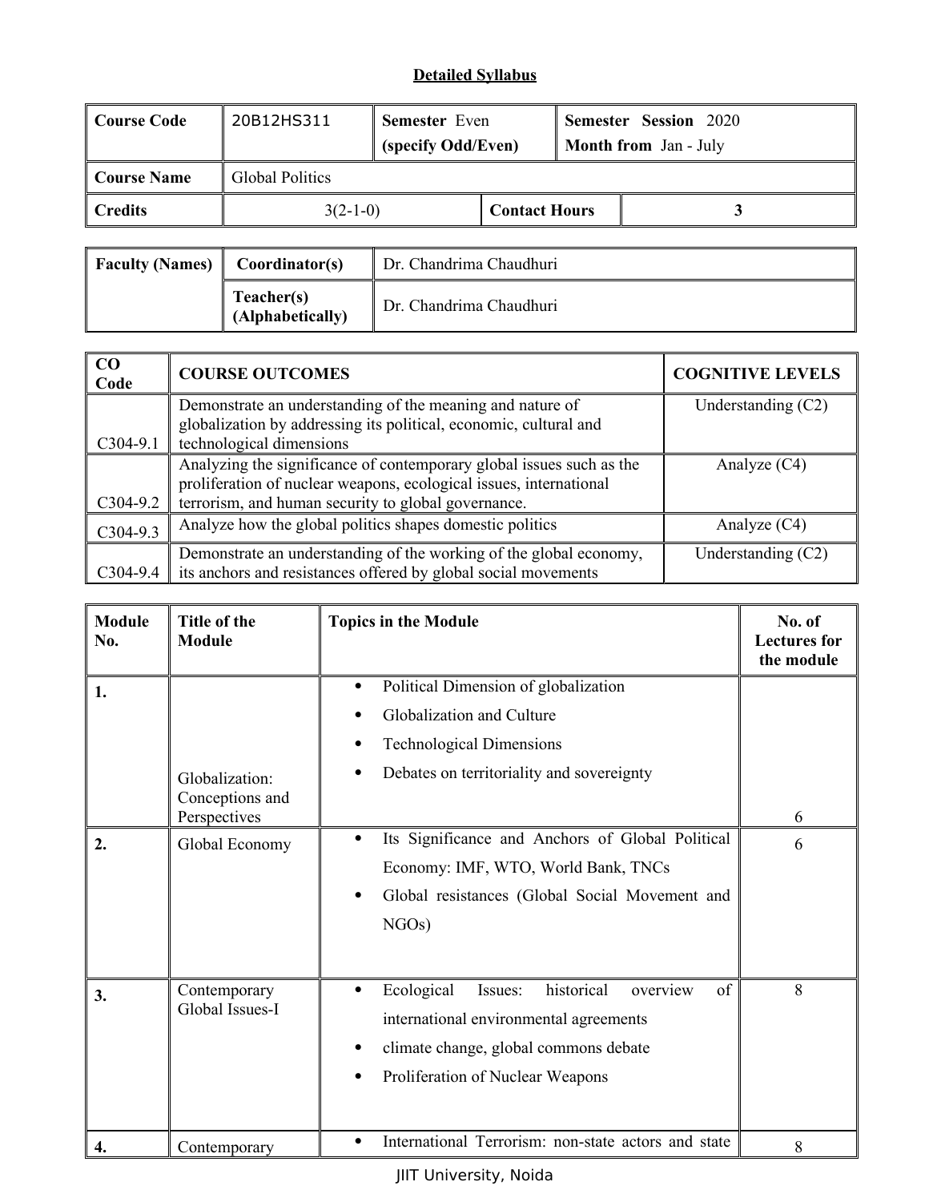**Detailed Syllabus**

| **Course Code** | 20B12HS311 | **Semester** Even **(specify Odd/Even)** | **Semester Session** 2020 **Month from** Jan - July |
|---|---|---|---|
| **Course Name** | Global Politics | | |
| **Credits** | 3(2-1-0) | **Contact Hours** | 3 |

| **Faculty (Names)** | **Coordinator(s)** | Dr. Chandrima Chaudhuri |
|---|---|---|
| | **Teacher(s) (Alphabetically)** | Dr. Chandrima Chaudhuri |

| **CO Code** | **COURSE OUTCOMES** | **COGNITIVE LEVELS** |
|---|---|---|
| C304-9.1 | Demonstrate an understanding of the meaning and nature of globalization by addressing its political, economic, cultural and technological dimensions | Understanding (C2) |
| C304-9.2 | Analyzing the significance of contemporary global issues such as the proliferation of nuclear weapons, ecological issues, international terrorism, and human security to global governance. | Analyze (C4) |
| C304-9.3 | Analyze how the global politics shapes domestic politics | Analyze (C4) |
| C304-9.4 | Demonstrate an understanding of the working of the global economy, its anchors and resistances offered by global social movements | Understanding (C2) |

| **Module No.** | **Title of the Module** | **Topics in the Module** | **No. of Lectures for the module** |
|---|---|---|---|
| **1.** | Globalization: Conceptions and Perspectives | • Political Dimension of globalization<br>• Globalization and Culture<br>• Technological Dimensions<br>• Debates on territoriality and sovereignty | 6 |
| **2.** | Global Economy | • Its Significance and Anchors of Global Political Economy: IMF, WTO, World Bank, TNCs<br>• Global resistances (Global Social Movement and NGOs) | 6 |
| **3.** | Contemporary Global Issues-I | • Ecological Issues: historical overview of international environmental agreements<br>• climate change, global commons debate<br>• Proliferation of Nuclear Weapons | 8 |
| **4.** | Contemporary | • International Terrorism: non-state actors and state | 8 |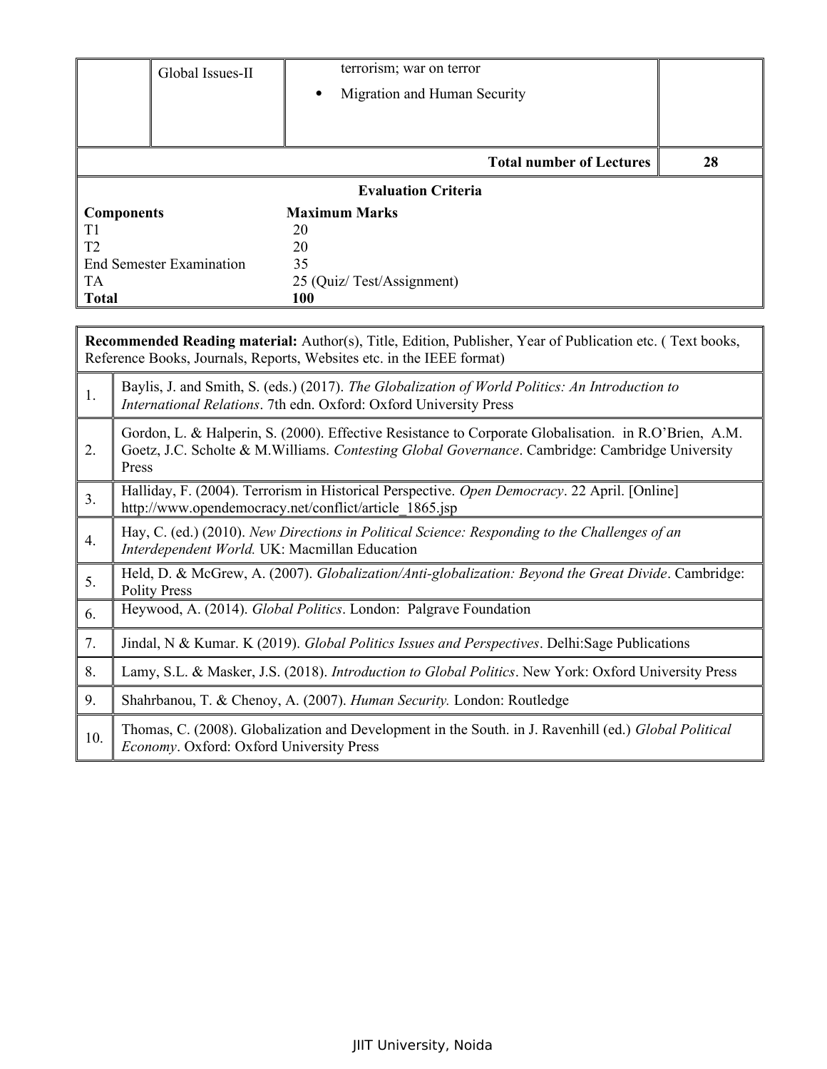|  | Global Issues-II | terrorism; war on terror<br>• Migration and Human Security |  |
|---|---|---|---|
| **Total number of Lectures** | | | **28** |

**Evaluation Criteria**

| Components | Maximum Marks |
|---|---|
| T1 | 20 |
| T2 | 20 |
| End Semester Examination | 35 |
| TA | 25 (Quiz/ Test/Assignment) |
| **Total** | **100** |

| **Recommended Reading material:** Author(s), Title, Edition, Publisher, Year of Publication etc. ( Text books, Reference Books, Journals, Reports, Websites etc. in the IEEE format) | |
|---|---|
| 1. | Baylis, J. and Smith, S. (eds.) (2017). *The Globalization of World Politics: An Introduction to International Relations*. 7th edn. Oxford: Oxford University Press |
| 2. | Gordon, L. & Halperin, S. (2000). Effective Resistance to Corporate Globalisation. in R.O'Brien, A.M. Goetz, J.C. Scholte & M.Williams. *Contesting Global Governance*. Cambridge: Cambridge University Press |
| 3. | Halliday, F. (2004). Terrorism in Historical Perspective. *Open Democracy*. 22 April. [Online] http://www.opendemocracy.net/conflict/article_1865.jsp |
| 4. | Hay, C. (ed.) (2010). *New Directions in Political Science: Responding to the Challenges of an Interdependent World.* UK: Macmillan Education |
| 5. | Held, D. & McGrew, A. (2007). *Globalization/Anti-globalization: Beyond the Great Divide*. Cambridge: Polity Press |
| 6. | Heywood, A. (2014). *Global Politics*. London: Palgrave Foundation |
| 7. | Jindal, N & Kumar. K (2019). *Global Politics Issues and Perspectives*. Delhi:Sage Publications |
| 8. | Lamy, S.L. & Masker, J.S. (2018). *Introduction to Global Politics*. New York: Oxford University Press |
| 9. | Shahrbanou, T. & Chenoy, A. (2007). *Human Security.* London: Routledge |
| 10. | Thomas, C. (2008). Globalization and Development in the South. in J. Ravenhill (ed.) *Global Political Economy*. Oxford: Oxford University Press |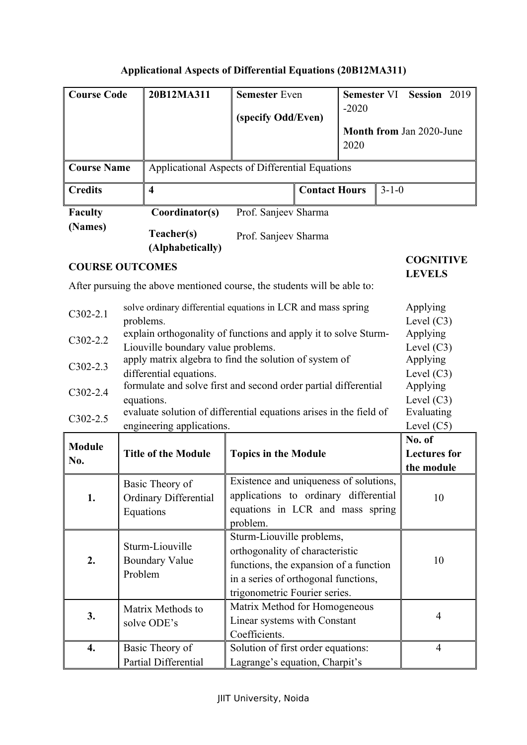**Applicational Aspects of Differential Equations (20B12MA311)**

| **Course Code** | **20B12MA311** | **Semester** Even (specify Odd/Even) | | **Semester** VI **Session** 2019 -2020 **Month from** Jan 2020-June 2020 | |
|---|---|---|---|---|---|
| **Course Name** | Applicational Aspects of Differential Equations | | | | |
| **Credits** | **4** | | **Contact Hours** | | 3-1-0 |

| **Faculty (Names)** | **Coordinator(s)** | Prof. Sanjeev Sharma |
|---|---|---|
| | **Teacher(s) (Alphabetically)** | Prof. Sanjeev Sharma |

| **COURSE OUTCOMES** | | **COGNITIVE LEVELS** |
|---|---|---|
| After pursuing the above mentioned course, the students will be able to: | | |
| C302-2.1 | solve ordinary differential equations in LCR and mass spring problems. | Applying Level (C3) |
| C302-2.2 | explain orthogonality of functions and apply it to solve Sturm-Liouville boundary value problems. | Applying Level (C3) |
| C302-2.3 | apply matrix algebra to find the solution of system of differential equations. | Applying Level (C3) |
| C302-2.4 | formulate and solve first and second order partial differential equations. | Applying Level (C3) |
| C302-2.5 | evaluate solution of differential equations arises in the field of engineering applications. | Evaluating Level (C5) |

| **Module No.** | **Title of the Module** | **Topics in the Module** | **No. of Lectures for the module** |
|---|---|---|---|
| **1.** | Basic Theory of Ordinary Differential Equations | Existence and uniqueness of solutions, applications to ordinary differential equations in LCR and mass spring problem. | 10 |
| **2.** | Sturm-Liouville Boundary Value Problem | Sturm-Liouville problems, orthogonality of characteristic functions, the expansion of a function in a series of orthogonal functions, trigonometric Fourier series. | 10 |
| **3.** | Matrix Methods to solve ODE's | Matrix Method for Homogeneous Linear systems with Constant Coefficients. | 4 |
| **4.** | Basic Theory of Partial Differential | Solution of first order equations: Lagrange's equation, Charpit's | 4 |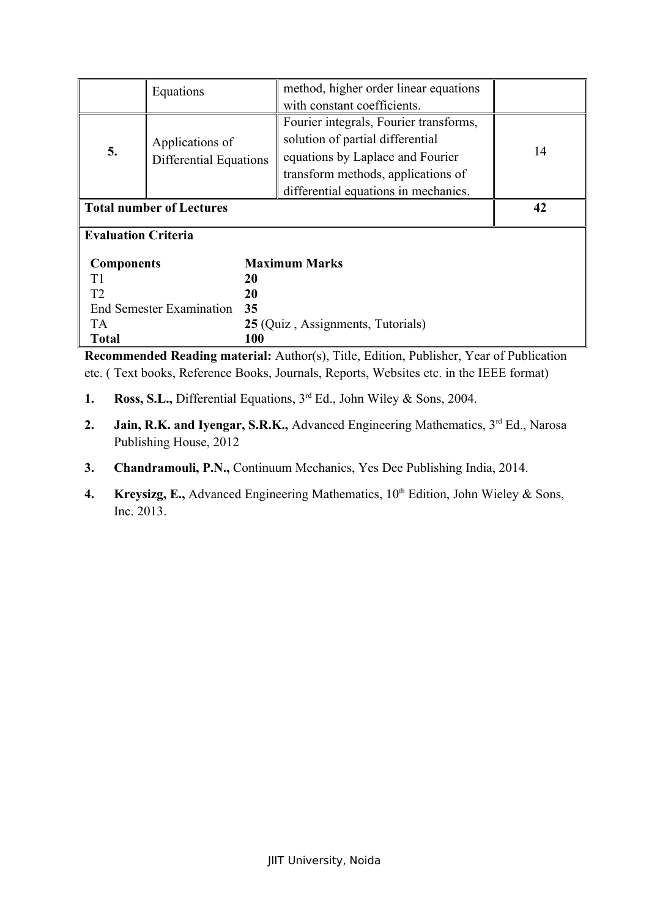|  | Equations | method, higher order linear equations with constant coefficients. |  |
|---|---|---|---|
| **5.** | Applications of Differential Equations | Fourier integrals, Fourier transforms, solution of partial differential equations by Laplace and Fourier transform methods, applications of differential equations in mechanics. | 14 |
| **Total number of Lectures** |  |  | **42** |

**Evaluation Criteria**

| **Components** | **Maximum Marks** |
|---|---|
| T1 | **20** |
| T2 | **20** |
| End Semester Examination | **35** |
| TA | **25** (Quiz , Assignments, Tutorials) |
| **Total** | **100** |

**Recommended Reading material:** Author(s), Title, Edition, Publisher, Year of Publication etc. ( Text books, Reference Books, Journals, Reports, Websites etc. in the IEEE format)

1. **Ross, S.L.,** Differential Equations, 3rd Ed., John Wiley & Sons, 2004.
2. **Jain, R.K. and Iyengar, S.R.K.,** Advanced Engineering Mathematics, 3rd Ed., Narosa Publishing House, 2012
3. **Chandramouli, P.N.,** Continuum Mechanics, Yes Dee Publishing India, 2014.
4. **Kreysizg, E.,** Advanced Engineering Mathematics, 10th Edition, John Wieley & Sons, Inc. 2013.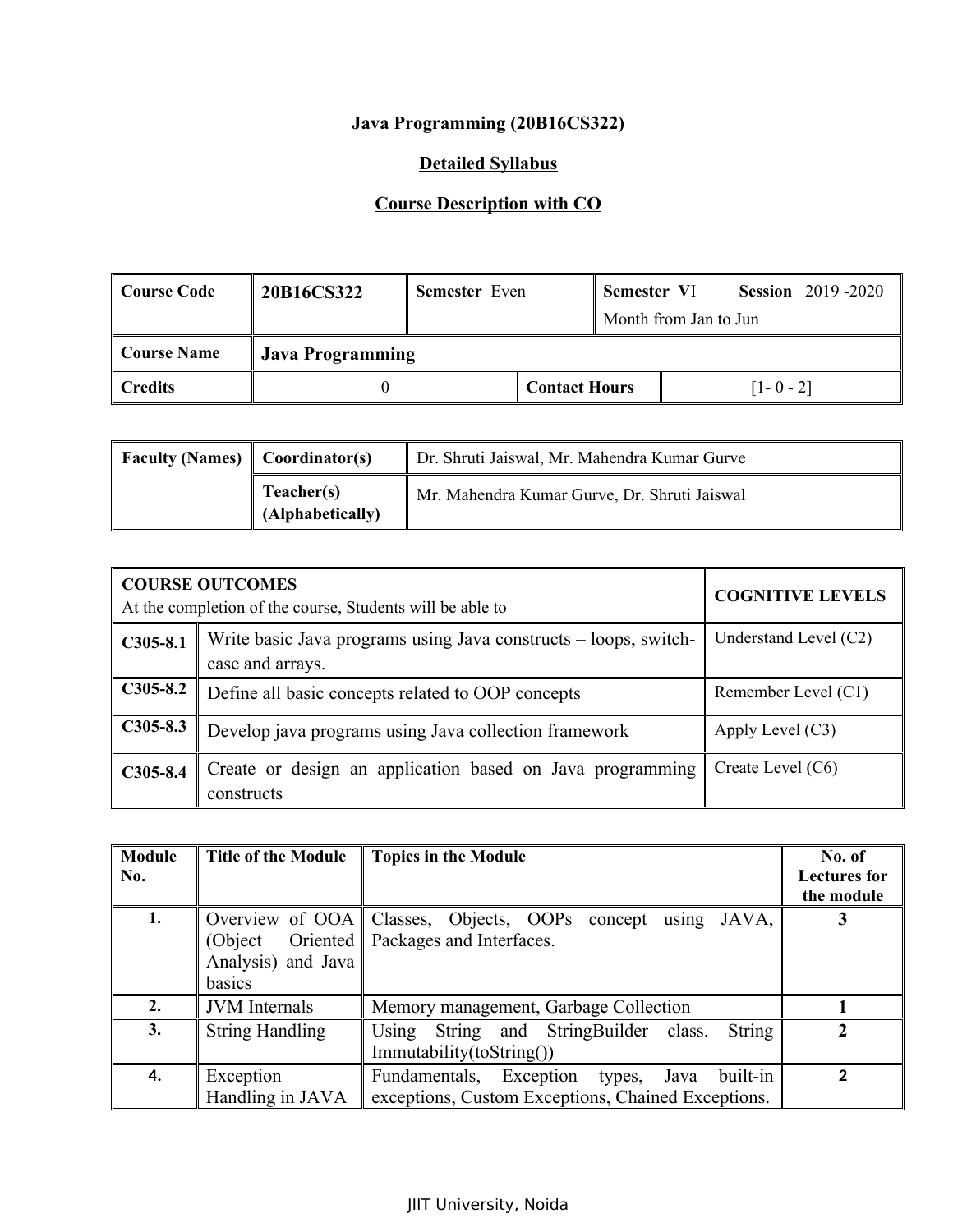**Java Programming (20B16CS322)**

**Detailed Syllabus**

**Course Description with CO**

| Course Code | 20B16CS322 | Semester Even | Semester VI Session 2019 -2020 Month from Jan to Jun |
|---|---|---|---|
| Course Name | Java Programming | | |
| Credits | 0 | Contact Hours | [1- 0 - 2] |

| Faculty (Names) | Coordinator(s) | Dr. Shruti Jaiswal, Mr. Mahendra Kumar Gurve |
|---|---|---|
| | Teacher(s) (Alphabetically) | Mr. Mahendra Kumar Gurve, Dr. Shruti Jaiswal |

| COURSE OUTCOMES At the completion of the course, Students will be able to | | COGNITIVE LEVELS |
|---|---|---|
| C305-8.1 | Write basic Java programs using Java constructs – loops, switch-case and arrays. | Understand Level (C2) |
| C305-8.2 | Define all basic concepts related to OOP concepts | Remember Level (C1) |
| C305-8.3 | Develop java programs using Java collection framework | Apply Level (C3) |
| C305-8.4 | Create or design an application based on Java programming constructs | Create Level (C6) |

| Module No. | Title of the Module | Topics in the Module | No. of Lectures for the module |
|---|---|---|---|
| 1. | Overview of OOA (Object Oriented Analysis) and Java basics | Classes, Objects, OOPs concept using JAVA, Packages and Interfaces. | 3 |
| 2. | JVM Internals | Memory management, Garbage Collection | 1 |
| 3. | String Handling | Using String and StringBuilder class. String Immutability(toString()) | 2 |
| 4. | Exception Handling in JAVA | Fundamentals, Exception types, Java built-in exceptions, Custom Exceptions, Chained Exceptions. | 2 |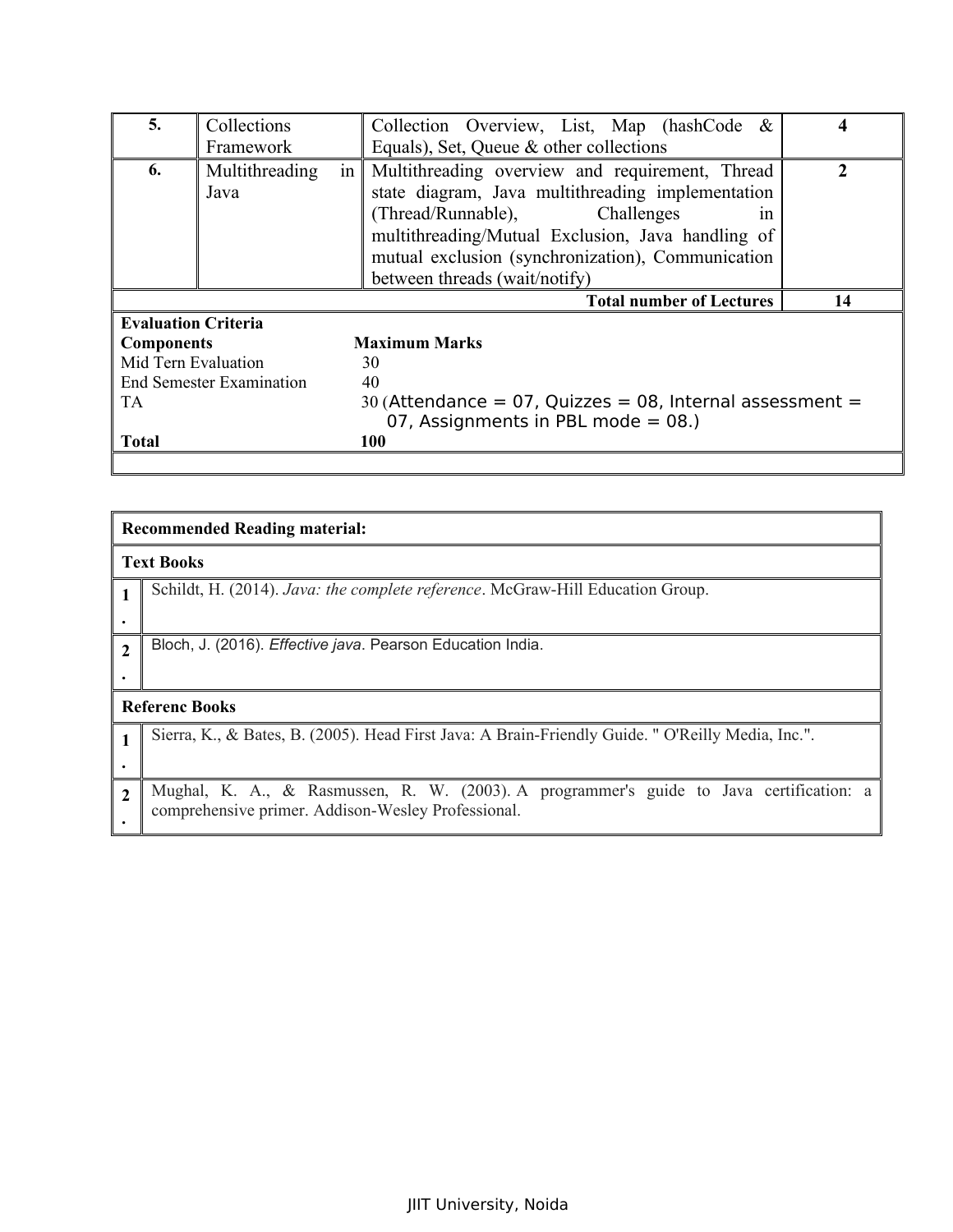| 5. | Collections Framework | Collection Overview, List, Map (hashCode & Equals), Set, Queue & other collections | 4 |
|---|---|---|---|
| 6. | Multithreading in Java | Multithreading overview and requirement, Thread state diagram, Java multithreading implementation (Thread/Runnable), Challenges in multithreading/Mutual Exclusion, Java handling of mutual exclusion (synchronization), Communication between threads (wait/notify) | 2 |
| | | **Total number of Lectures** | **14** |

**Evaluation Criteria**

| **Components** | **Maximum Marks** |
|---|---|
| Mid Tern Evaluation | 30 |
| End Semester Examination | 40 |
| TA | 30 (Attendance = 07, Quizzes = 08, Internal assessment = 07, Assignments in PBL mode = 08.) |
| **Total** | **100** |

**Recommended Reading material:**

**Text Books**

1. Schildt, H. (2014). *Java: the complete reference*. McGraw-Hill Education Group.
2. Bloch, J. (2016). *Effective java*. Pearson Education India.

**Referenc Books**

1. Sierra, K., & Bates, B. (2005). Head First Java: A Brain-Friendly Guide. " O'Reilly Media, Inc.".
2. Mughal, K. A., & Rasmussen, R. W. (2003). A programmer's guide to Java certification: a comprehensive primer. Addison-Wesley Professional.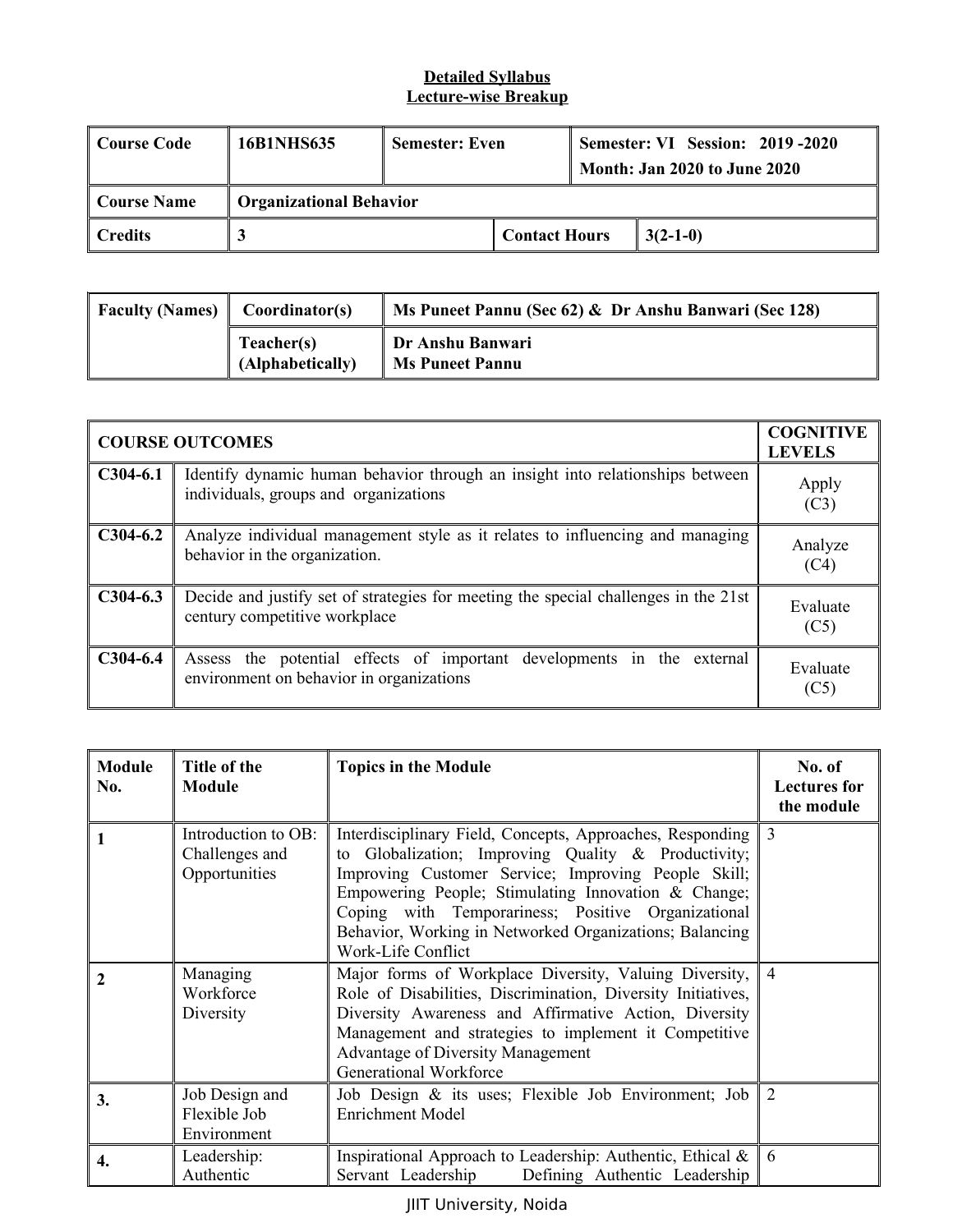**Detailed Syllabus**
**Lecture-wise Breakup**

| Course Code | 16B1NHS635 | Semester: Even | Semester: VI Session: 2019 -2020<br>Month: Jan 2020 to June 2020 |
|---|---|---|---|
| **Course Name** | **Organizational Behavior** | | |
| **Credits** | **3** | **Contact Hours** | **3(2-1-0)** |

| Faculty (Names) | Coordinator(s) | Ms Puneet Pannu (Sec 62) & Dr Anshu Banwari (Sec 128) |
|---|---|---|
| | **Teacher(s) (Alphabetically)** | **Dr Anshu Banwari**<br>**Ms Puneet Pannu** |

| COURSE OUTCOMES | | COGNITIVE LEVELS |
|---|---|---|
| **C304-6.1** | Identify dynamic human behavior through an insight into relationships between individuals, groups and organizations | Apply (C3) |
| **C304-6.2** | Analyze individual management style as it relates to influencing and managing behavior in the organization. | Analyze (C4) |
| **C304-6.3** | Decide and justify set of strategies for meeting the special challenges in the 21st century competitive workplace | Evaluate (C5) |
| **C304-6.4** | Assess the potential effects of important developments in the external environment on behavior in organizations | Evaluate (C5) |

| Module No. | Title of the Module | Topics in the Module | No. of Lectures for the module |
|---|---|---|---|
| **1** | Introduction to OB: Challenges and Opportunities | Interdisciplinary Field, Concepts, Approaches, Responding to Globalization; Improving Quality & Productivity; Improving Customer Service; Improving People Skill; Empowering People; Stimulating Innovation & Change; Coping with Temporariness; Positive Organizational Behavior, Working in Networked Organizations; Balancing Work-Life Conflict | 3 |
| **2** | Managing Workforce Diversity | Major forms of Workplace Diversity, Valuing Diversity, Role of Disabilities, Discrimination, Diversity Initiatives, Diversity Awareness and Affirmative Action, Diversity Management and strategies to implement it Competitive Advantage of Diversity Management<br>Generational Workforce | 4 |
| **3.** | Job Design and Flexible Job Environment | Job Design & its uses; Flexible Job Environment; Job Enrichment Model | 2 |
| **4.** | Leadership: Authentic | Inspirational Approach to Leadership: Authentic, Ethical & Servant Leadership Defining Authentic Leadership | 6 |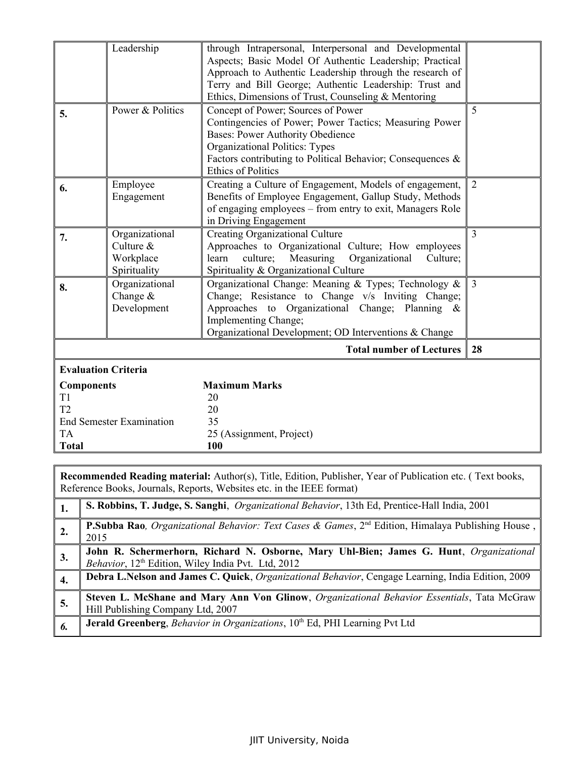| | | | |
|---|---|---|---|
| | Leadership | through Intrapersonal, Interpersonal and Developmental Aspects; Basic Model Of Authentic Leadership; Practical Approach to Authentic Leadership through the research of Terry and Bill George; Authentic Leadership: Trust and Ethics, Dimensions of Trust, Counseling & Mentoring | |
| **5.** | Power & Politics | Concept of Power; Sources of Power<br>Contingencies of Power; Power Tactics; Measuring Power Bases: Power Authority Obedience<br>Organizational Politics: Types<br>Factors contributing to Political Behavior; Consequences & Ethics of Politics | 5 |
| **6.** | Employee Engagement | Creating a Culture of Engagement, Models of engagement, Benefits of Employee Engagement, Gallup Study, Methods of engaging employees – from entry to exit, Managers Role in Driving Engagement | 2 |
| **7.** | Organizational Culture & Workplace Spirituality | Creating Organizational Culture<br>Approaches to Organizational Culture; How employees learn culture; Measuring Organizational Culture; Spirituality & Organizational Culture | 3 |
| **8.** | Organizational Change & Development | Organizational Change: Meaning & Types; Technology & Change; Resistance to Change v/s Inviting Change; Approaches to Organizational Change; Planning & Implementing Change;<br>Organizational Development; OD Interventions & Change | 3 |
| | | **Total number of Lectures** | **28** |

**Evaluation Criteria**

| **Components** | **Maximum Marks** |
|---|---|
| T1 | 20 |
| T2 | 20 |
| End Semester Examination | 35 |
| TA | 25 (Assignment, Project) |
| **Total** | **100** |

**Recommended Reading material:** Author(s), Title, Edition, Publisher, Year of Publication etc. ( Text books, Reference Books, Journals, Reports, Websites etc. in the IEEE format)

| | |
|---|---|
| **1.** | **S. Robbins, T. Judge, S. Sanghi**, *Organizational Behavior*, 13th Ed, Prentice-Hall India, 2001 |
| **2.** | **P.Subba Rao**, *Organizational Behavior: Text Cases & Games*, 2nd Edition, Himalaya Publishing House , 2015 |
| **3.** | **John R. Schermerhorn, Richard N. Osborne, Mary Uhl-Bien; James G. Hunt**, *Organizational Behavior*, 12th Edition, Wiley India Pvt. Ltd, 2012 |
| **4.** | **Debra L.Nelson and James C. Quick**, *Organizational Behavior*, Cengage Learning, India Edition, 2009 |
| **5.** | **Steven L. McShane and Mary Ann Von Glinow**, *Organizational Behavior Essentials*, Tata McGraw Hill Publishing Company Ltd, 2007 |
| ***6.*** | **Jerald Greenberg**, *Behavior in Organizations*, 10th Ed, PHI Learning Pvt Ltd |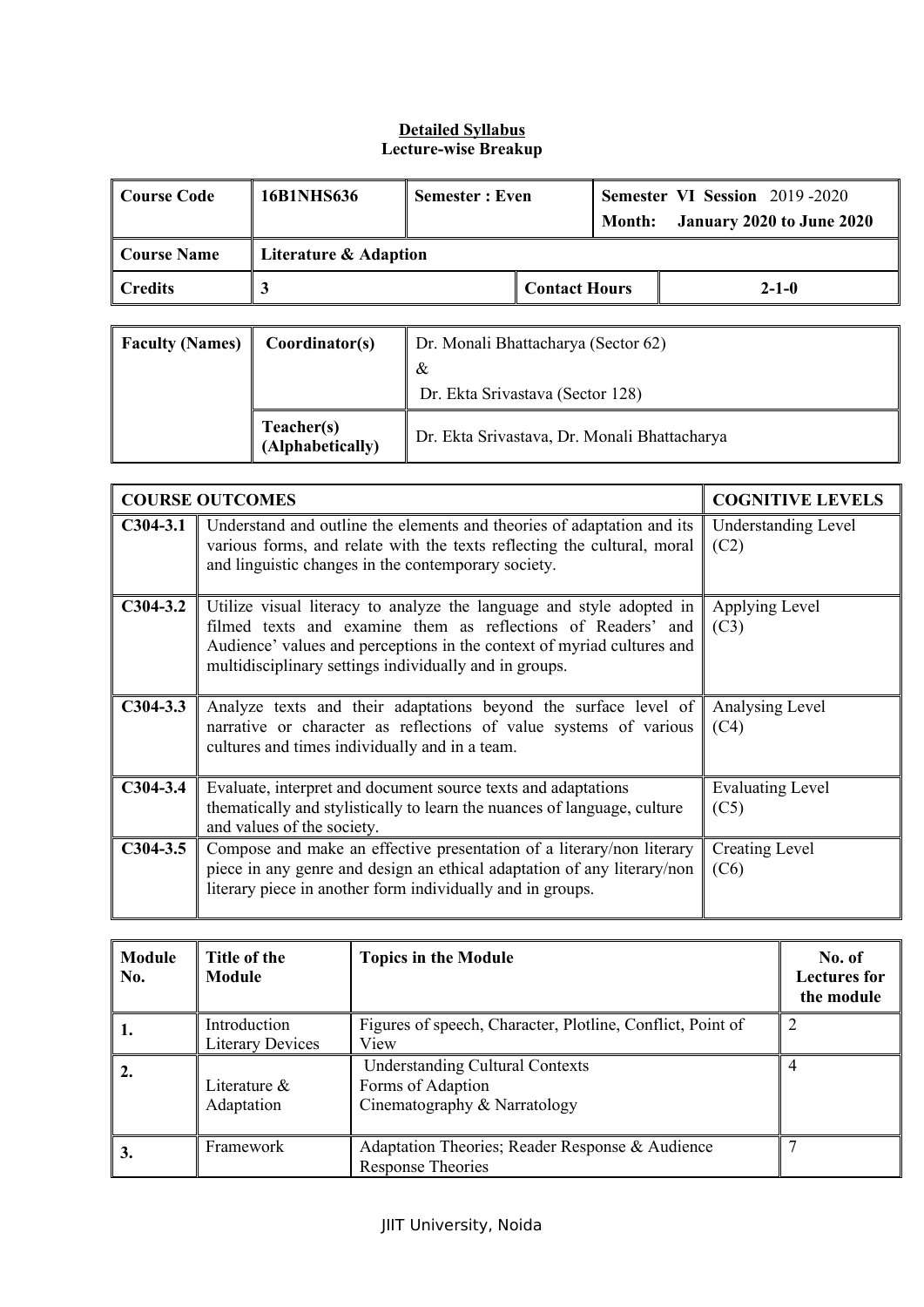**Detailed Syllabus**
**Lecture-wise Breakup**

| **Course Code** | **16B1NHS636** | **Semester : Even** | | **Semester VI Session** 2019 -2020<br>**Month: January 2020 to June 2020** |
|---|---|---|---|---|
| **Course Name** | **Literature & Adaption** | | | |
| **Credits** | **3** | | **Contact Hours** | **2-1-0** |

| **Faculty (Names)** | **Coordinator(s)** | Dr. Monali Bhattacharya (Sector 62)<br>&<br>Dr. Ekta Srivastava (Sector 128) |
|---|---|---|
| | **Teacher(s) (Alphabetically)** | Dr. Ekta Srivastava, Dr. Monali Bhattacharya |

| **COURSE OUTCOMES** | | **COGNITIVE LEVELS** |
|---|---|---|
| **C304-3.1** | Understand and outline the elements and theories of adaptation and its various forms, and relate with the texts reflecting the cultural, moral and linguistic changes in the contemporary society. | Understanding Level (C2) |
| **C304-3.2** | Utilize visual literacy to analyze the language and style adopted in filmed texts and examine them as reflections of Readers' and Audience' values and perceptions in the context of myriad cultures and multidisciplinary settings individually and in groups. | Applying Level (C3) |
| **C304-3.3** | Analyze texts and their adaptations beyond the surface level of narrative or character as reflections of value systems of various cultures and times individually and in a team. | Analysing Level (C4) |
| **C304-3.4** | Evaluate, interpret and document source texts and adaptations thematically and stylistically to learn the nuances of language, culture and values of the society. | Evaluating Level (C5) |
| **C304-3.5** | Compose and make an effective presentation of a literary/non literary piece in any genre and design an ethical adaptation of any literary/non literary piece in another form individually and in groups. | Creating Level (C6) |

| **Module No.** | **Title of the Module** | **Topics in the Module** | **No. of Lectures for the module** |
|---|---|---|---|
| **1.** | Introduction Literary Devices | Figures of speech, Character, Plotline, Conflict, Point of View | 2 |
| **2.** | Literature & Adaptation | Understanding Cultural Contexts<br>Forms of Adaption<br>Cinematography & Narratology | 4 |
| **3.** | Framework | Adaptation Theories; Reader Response & Audience Response Theories | 7 |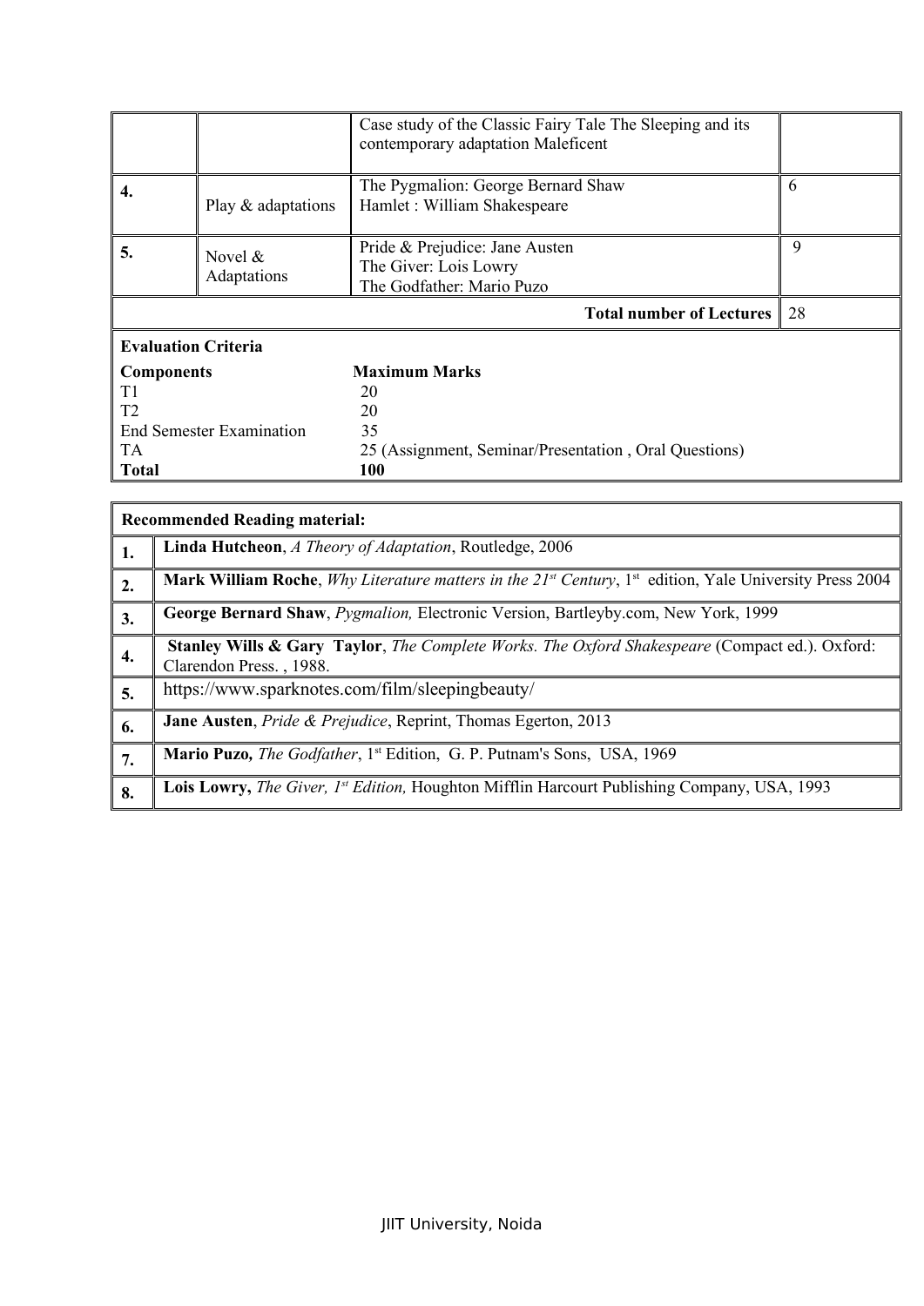| | | | |
|---|---|---|---|
| | | Case study of the Classic Fairy Tale The Sleeping and its contemporary adaptation Maleficent | |
| **4.** | Play & adaptations | The Pygmalion: George Bernard Shaw<br>Hamlet : William Shakespeare | 6 |
| **5.** | Novel & Adaptations | Pride & Prejudice: Jane Austen<br>The Giver: Lois Lowry<br>The Godfather: Mario Puzo | 9 |
| | | **Total number of Lectures** | 28 |

**Evaluation Criteria**

| **Components** | **Maximum Marks** |
|---|---|
| T1 | 20 |
| T2 | 20 |
| End Semester Examination | 35 |
| TA | 25 (Assignment, Seminar/Presentation , Oral Questions) |
| **Total** | **100** |

| **Recommended Reading material:** | |
|---|---|
| **1.** | **Linda Hutcheon**, *A Theory of Adaptation*, Routledge, 2006 |
| **2.** | **Mark William Roche**, *Why Literature matters in the 21st Century*, 1st edition, Yale University Press 2004 |
| **3.** | **George Bernard Shaw**, *Pygmalion,* Electronic Version, Bartleby.com, New York, 1999 |
| **4.** | **Stanley Wills & Gary Taylor**, *The Complete Works. The Oxford Shakespeare* (Compact ed.). Oxford: Clarendon Press. , 1988. |
| **5.** | https://www.sparknotes.com/film/sleepingbeauty/ |
| **6.** | **Jane Austen**, *Pride & Prejudice*, Reprint, Thomas Egerton, 2013 |
| **7.** | **Mario Puzo,** *The Godfather*, 1st Edition, G. P. Putnam's Sons, USA, 1969 |
| **8.** | **Lois Lowry,** *The Giver, 1st Edition,* Houghton Mifflin Harcourt Publishing Company, USA, 1993 |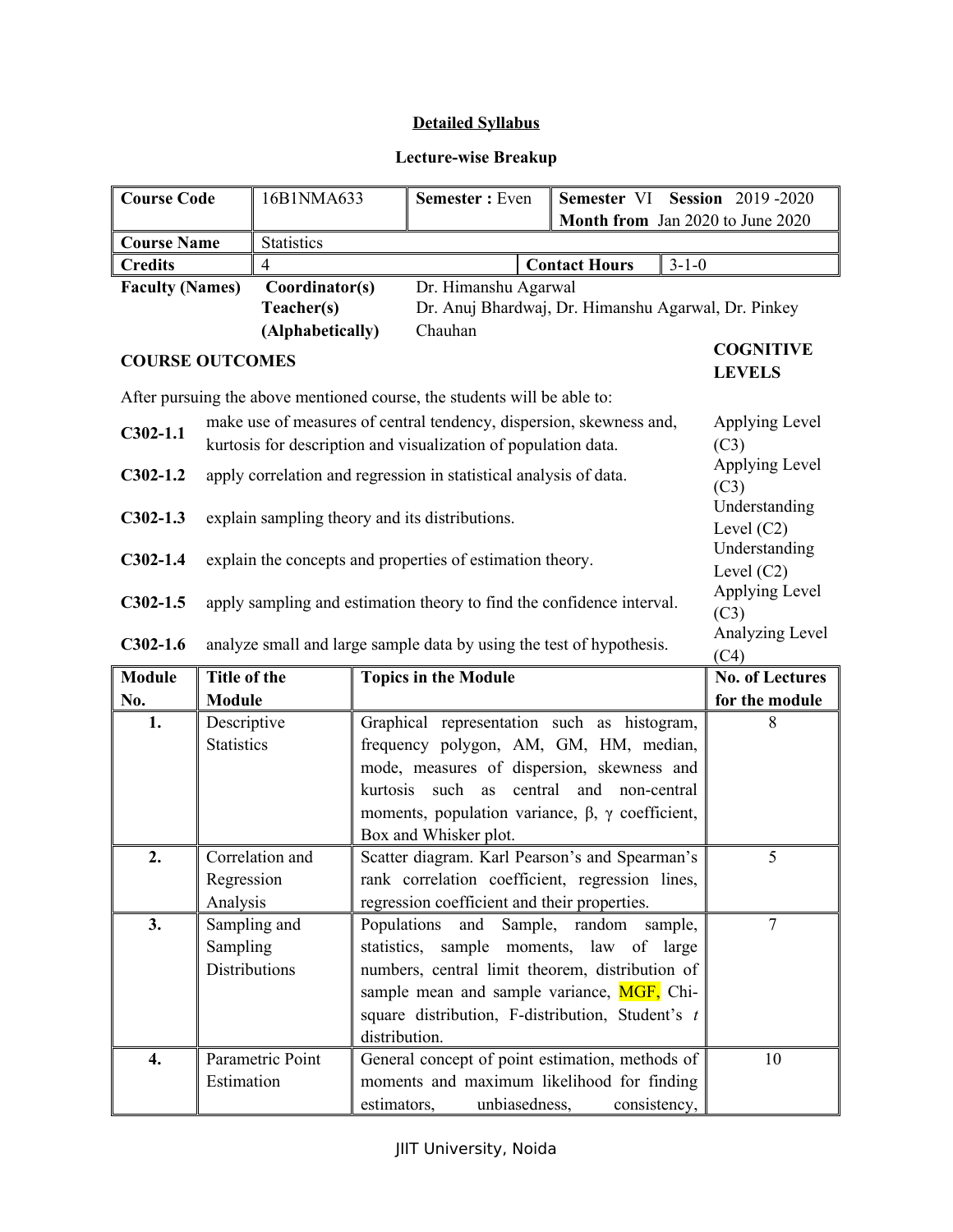## Detailed Syllabus

### Lecture-wise Breakup

| Course Code | 16B1NMA633 | Semester : Even | Semester VI Session 2019 -2020 Month from Jan 2020 to June 2020 |
|---|---|---|---|
| Course Name | Statistics | | |
| Credits | 4 | Contact Hours | 3-1-0 |

| Faculty (Names) | Coordinator(s) | Dr. Himanshu Agarwal |
|---|---|---|
| | Teacher(s) (Alphabetically) | Dr. Anuj Bhardwaj, Dr. Himanshu Agarwal, Dr. Pinkey Chauhan |

| COURSE OUTCOMES | | COGNITIVE LEVELS |
|---|---|---|
| After pursuing the above mentioned course, the students will be able to: | | |
| C302-1.1 | make use of measures of central tendency, dispersion, skewness and, kurtosis for description and visualization of population data. | Applying Level (C3) |
| C302-1.2 | apply correlation and regression in statistical analysis of data. | Applying Level (C3) |
| C302-1.3 | explain sampling theory and its distributions. | Understanding Level (C2) |
| C302-1.4 | explain the concepts and properties of estimation theory. | Understanding Level (C2) |
| C302-1.5 | apply sampling and estimation theory to find the confidence interval. | Applying Level (C3) |
| C302-1.6 | analyze small and large sample data by using the test of hypothesis. | Analyzing Level (C4) |

| Module No. | Title of the Module | Topics in the Module | No. of Lectures for the module |
|---|---|---|---|
| 1. | Descriptive Statistics | Graphical representation such as histogram, frequency polygon, AM, GM, HM, median, mode, measures of dispersion, skewness and kurtosis such as central and non-central moments, population variance, β, γ coefficient, Box and Whisker plot. | 8 |
| 2. | Correlation and Regression Analysis | Scatter diagram. Karl Pearson's and Spearman's rank correlation coefficient, regression lines, regression coefficient and their properties. | 5 |
| 3. | Sampling and Sampling Distributions | Populations and Sample, random sample, statistics, sample moments, law of large numbers, central limit theorem, distribution of sample mean and sample variance, MGF, Chi-square distribution, F-distribution, Student's *t* distribution. | 7 |
| 4. | Parametric Point Estimation | General concept of point estimation, methods of moments and maximum likelihood for finding estimators, unbiasedness, consistency, | 10 |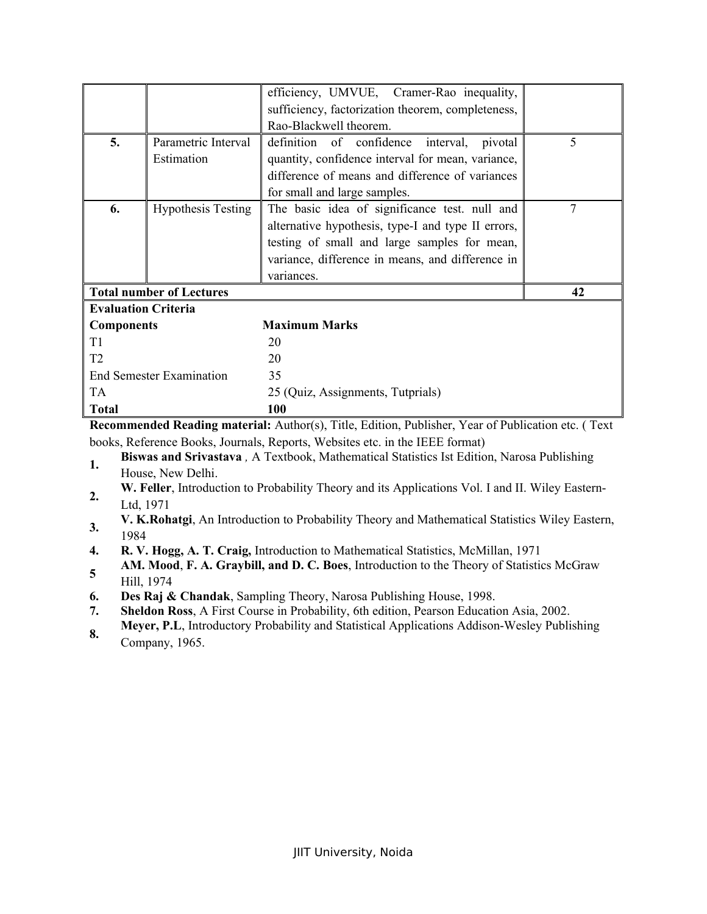|  |  |  |  |
|---|---|---|---|
|  |  | efficiency, UMVUE, Cramer-Rao inequality, sufficiency, factorization theorem, completeness, Rao-Blackwell theorem. |  |
| **5.** | Parametric Interval Estimation | definition of confidence interval, pivotal quantity, confidence interval for mean, variance, difference of means and difference of variances for small and large samples. | 5 |
| **6.** | Hypothesis Testing | The basic idea of significance test. null and alternative hypothesis, type-I and type II errors, testing of small and large samples for mean, variance, difference in means, and difference in variances. | 7 |
| **Total number of Lectures** |  |  | **42** |

**Evaluation Criteria**

| **Components** | **Maximum Marks** |
|---|---|
| T1 | 20 |
| T2 | 20 |
| End Semester Examination | 35 |
| TA | 25 (Quiz, Assignments, Tutprials) |
| **Total** | **100** |

**Recommended Reading material:** Author(s), Title, Edition, Publisher, Year of Publication etc. ( Text books, Reference Books, Journals, Reports, Websites etc. in the IEEE format)

1. **Biswas and Srivastava** , A Textbook, Mathematical Statistics Ist Edition, Narosa Publishing House, New Delhi.
2. **W. Feller**, Introduction to Probability Theory and its Applications Vol. I and II. Wiley Eastern-Ltd, 1971
3. **V. K.Rohatgi**, An Introduction to Probability Theory and Mathematical Statistics Wiley Eastern, 1984
4. **R. V. Hogg, A. T. Craig,** Introduction to Mathematical Statistics, McMillan, 1971
5. **AM. Mood**, **F. A. Graybill, and D. C. Boes**, Introduction to the Theory of Statistics McGraw Hill, 1974
6. **Des Raj & Chandak**, Sampling Theory, Narosa Publishing House, 1998.
7. **Sheldon Ross**, A First Course in Probability, 6th edition, Pearson Education Asia, 2002.
8. **Meyer, P.L**, Introductory Probability and Statistical Applications Addison-Wesley Publishing Company, 1965.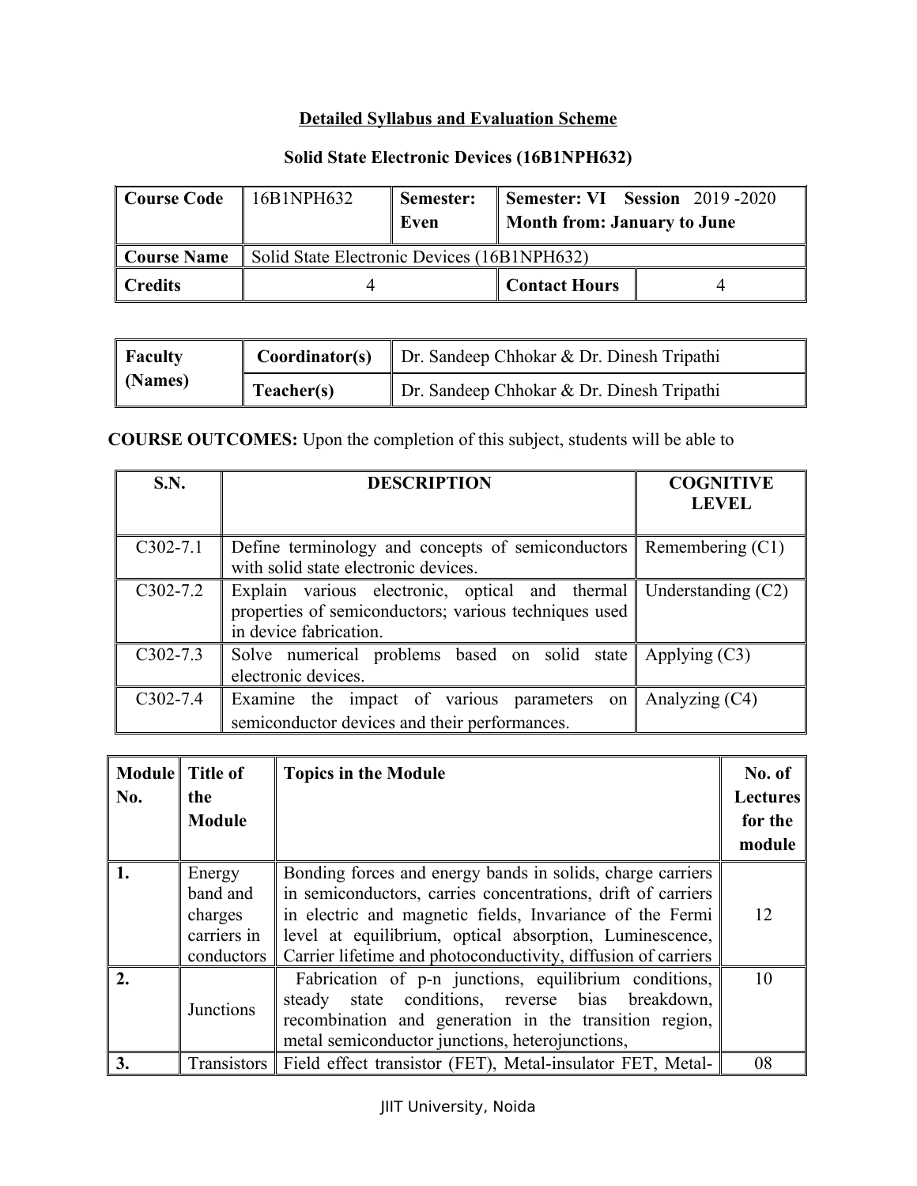## Detailed Syllabus and Evaluation Scheme

### Solid State Electronic Devices (16B1NPH632)

| Course Code | 16B1NPH632 | Semester: Even | Semester: VI Session 2019 -2020<br>Month from: January to June | |
|---|---|---|---|---|
| Course Name | Solid State Electronic Devices (16B1NPH632) | | | |
| Credits | 4 | | Contact Hours | 4 |

| Faculty (Names) | Coordinator(s) | Dr. Sandeep Chhokar & Dr. Dinesh Tripathi |
|---|---|---|
| | Teacher(s) | Dr. Sandeep Chhokar & Dr. Dinesh Tripathi |

**COURSE OUTCOMES:** Upon the completion of this subject, students will be able to

| S.N. | DESCRIPTION | COGNITIVE LEVEL |
|---|---|---|
| C302-7.1 | Define terminology and concepts of semiconductors with solid state electronic devices. | Remembering (C1) |
| C302-7.2 | Explain various electronic, optical and thermal properties of semiconductors; various techniques used in device fabrication. | Understanding (C2) |
| C302-7.3 | Solve numerical problems based on solid state electronic devices. | Applying (C3) |
| C302-7.4 | Examine the impact of various parameters on semiconductor devices and their performances. | Analyzing (C4) |

| Module No. | Title of the Module | Topics in the Module | No. of Lectures for the module |
|---|---|---|---|
| 1. | Energy band and charges carriers in conductors | Bonding forces and energy bands in solids, charge carriers in semiconductors, carries concentrations, drift of carriers in electric and magnetic fields, Invariance of the Fermi level at equilibrium, optical absorption, Luminescence, Carrier lifetime and photoconductivity, diffusion of carriers | 12 |
| 2. | Junctions | Fabrication of p-n junctions, equilibrium conditions, steady state conditions, reverse bias breakdown, recombination and generation in the transition region, metal semiconductor junctions, heterojunctions, | 10 |
| 3. | Transistors | Field effect transistor (FET), Metal-insulator FET, Metal- | 08 |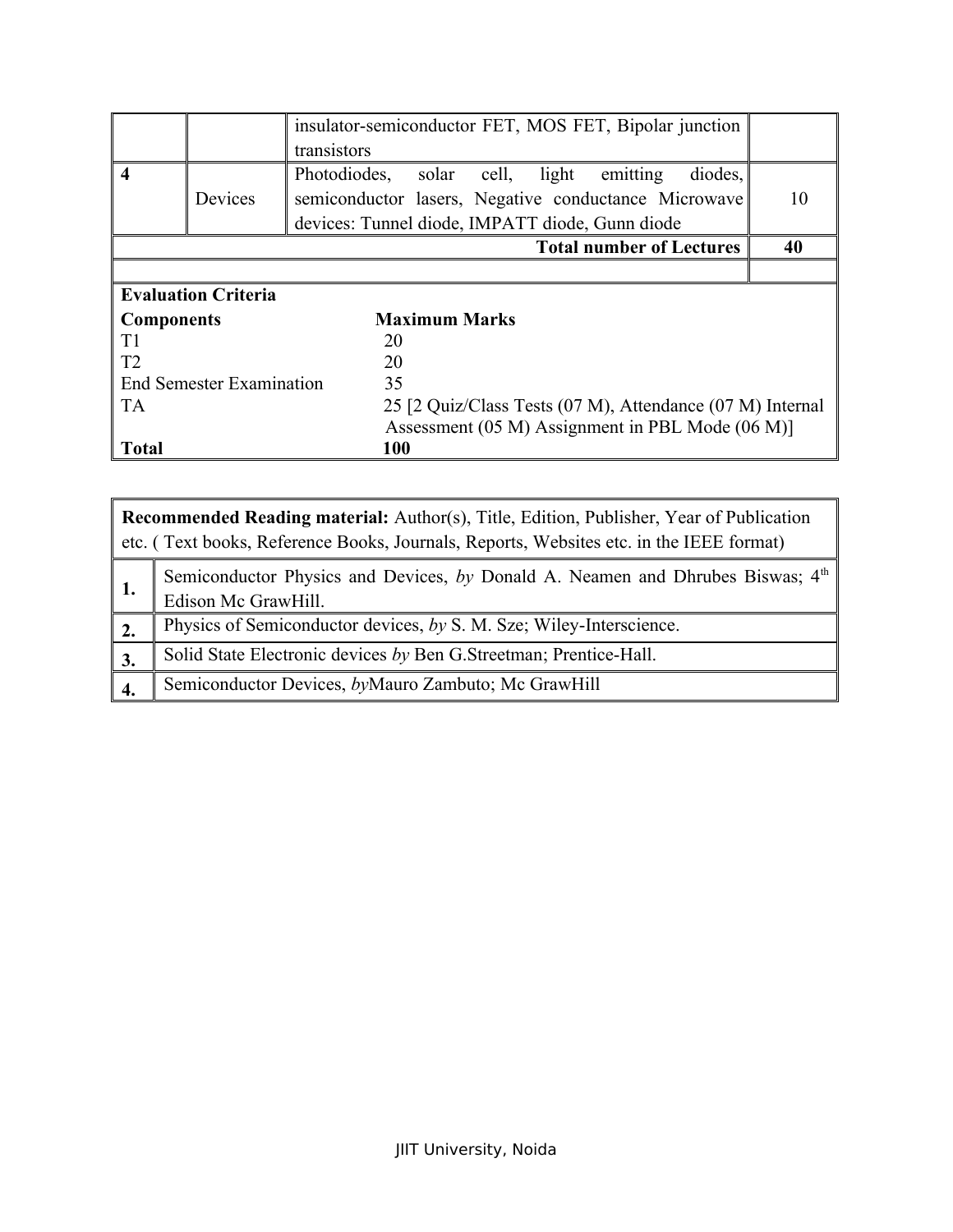|  |  |  |  |
|---|---|---|---|
|  |  | insulator-semiconductor FET, MOS FET, Bipolar junction transistors |  |
| **4** | Devices | Photodiodes, solar cell, light emitting diodes, semiconductor lasers, Negative conductance Microwave devices: Tunnel diode, IMPATT diode, Gunn diode | 10 |
|  |  | **Total number of Lectures** | **40** |

**Evaluation Criteria**

| **Components** | **Maximum Marks** |
|---|---|
| T1 | 20 |
| T2 | 20 |
| End Semester Examination | 35 |
| TA | 25 [2 Quiz/Class Tests (07 M), Attendance (07 M) Internal Assessment (05 M) Assignment in PBL Mode (06 M)] |
| **Total** | **100** |

**Recommended Reading material:** Author(s), Title, Edition, Publisher, Year of Publication etc. ( Text books, Reference Books, Journals, Reports, Websites etc. in the IEEE format)

| | |
|---|---|
| **1.** | Semiconductor Physics and Devices, *by* Donald A. Neamen and Dhrubes Biswas; 4th Edison Mc GrawHill. |
| **2.** | Physics of Semiconductor devices, *by* S. M. Sze; Wiley-Interscience. |
| **3.** | Solid State Electronic devices *by* Ben G.Streetman; Prentice-Hall. |
| **4.** | Semiconductor Devices, *by*Mauro Zambuto; Mc GrawHill |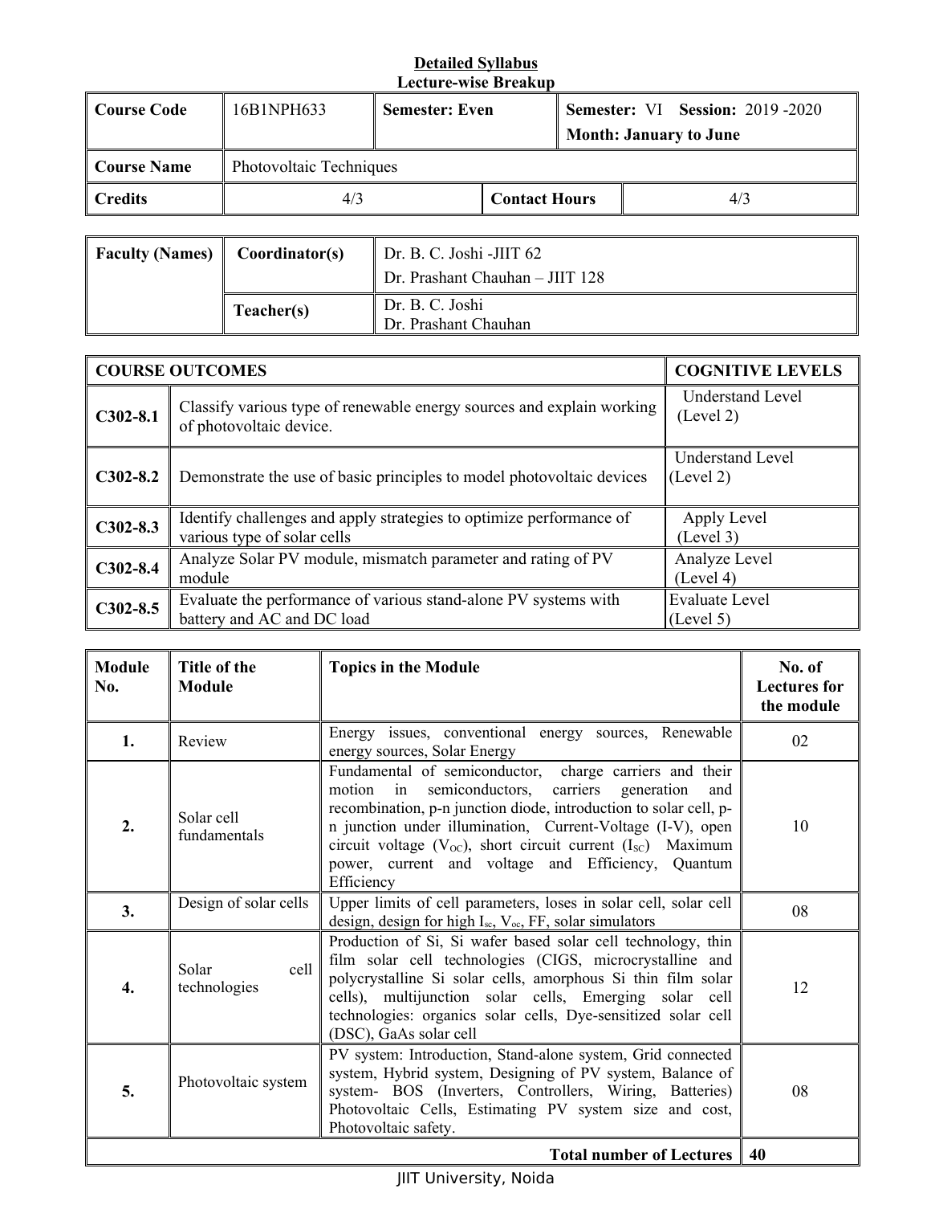**Detailed Syllabus**
**Lecture-wise Breakup**

| **Course Code** | 16B1NPH633 | **Semester: Even** | **Semester:** VI **Session:** 2019 -2020<br>**Month: January to June** |
|---|---|---|---|
| **Course Name** | Photovoltaic Techniques | | |
| **Credits** | 4/3 | **Contact Hours** | 4/3 |

| **Faculty (Names)** | **Coordinator(s)** | Dr. B. C. Joshi -JIIT 62<br>Dr. Prashant Chauhan – JIIT 128 |
|---|---|---|
| | **Teacher(s)** | Dr. B. C. Joshi<br>Dr. Prashant Chauhan |

| **COURSE OUTCOMES** | | **COGNITIVE LEVELS** |
|---|---|---|
| **C302-8.1** | Classify various type of renewable energy sources and explain working of photovoltaic device. | Understand Level (Level 2) |
| **C302-8.2** | Demonstrate the use of basic principles to model photovoltaic devices | Understand Level (Level 2) |
| **C302-8.3** | Identify challenges and apply strategies to optimize performance of various type of solar cells | Apply Level (Level 3) |
| **C302-8.4** | Analyze Solar PV module, mismatch parameter and rating of PV module | Analyze Level (Level 4) |
| **C302-8.5** | Evaluate the performance of various stand-alone PV systems with battery and AC and DC load | Evaluate Level (Level 5) |

| **Module No.** | **Title of the Module** | **Topics in the Module** | **No. of Lectures for the module** |
|---|---|---|---|
| **1.** | Review | Energy issues, conventional energy sources, Renewable energy sources, Solar Energy | 02 |
| **2.** | Solar cell fundamentals | Fundamental of semiconductor, charge carriers and their motion in semiconductors, carriers generation and recombination, p-n junction diode, introduction to solar cell, p-n junction under illumination, Current-Voltage (I-V), open circuit voltage ($V_{OC}$), short circuit current ($I_{SC}$) Maximum power, current and voltage and Efficiency, Quantum Efficiency | 10 |
| **3.** | Design of solar cells | Upper limits of cell parameters, loses in solar cell, solar cell design, design for high $I_{sc}$, $V_{oc}$, FF, solar simulators | 08 |
| **4.** | Solar cell technologies | Production of Si, Si wafer based solar cell technology, thin film solar cell technologies (CIGS, microcrystalline and polycrystalline Si solar cells, amorphous Si thin film solar cells), multijunction solar cells, Emerging solar cell technologies: organics solar cells, Dye-sensitized solar cell (DSC), GaAs solar cell | 12 |
| **5.** | Photovoltaic system | PV system: Introduction, Stand-alone system, Grid connected system, Hybrid system, Designing of PV system, Balance of system- BOS (Inverters, Controllers, Wiring, Batteries) Photovoltaic Cells, Estimating PV system size and cost, Photovoltaic safety. | 08 |
| | | **Total number of Lectures** | **40** |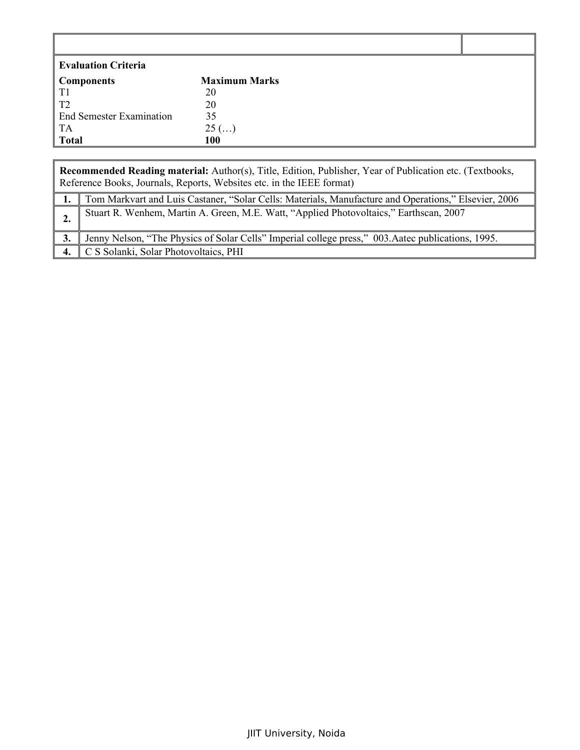| | |
|---|---|

**Evaluation Criteria**

| Components | Maximum Marks |
|---|---|
| T1 | 20 |
| T2 | 20 |
| End Semester Examination | 35 |
| TA | 25 (…) |
| **Total** | **100** |

| **Recommended Reading material:** Author(s), Title, Edition, Publisher, Year of Publication etc. (Textbooks, Reference Books, Journals, Reports, Websites etc. in the IEEE format) | |
|---|---|
| **1.** | Tom Markvart and Luis Castaner, "Solar Cells: Materials, Manufacture and Operations," Elsevier, 2006 |
| **2.** | Stuart R. Wenhem, Martin A. Green, M.E. Watt, "Applied Photovoltaics," Earthscan, 2007 |
| **3.** | Jenny Nelson, "The Physics of Solar Cells" Imperial college press," 003.Aatec publications, 1995. |
| **4.** | C S Solanki, Solar Photovoltaics, PHI |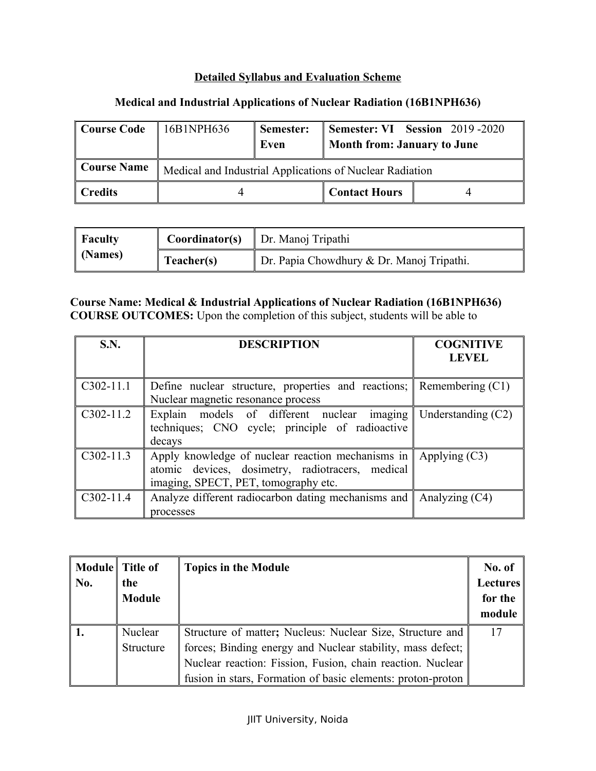## Detailed Syllabus and Evaluation Scheme

### Medical and Industrial Applications of Nuclear Radiation (16B1NPH636)

| **Course Code** | 16B1NPH636 | **Semester: Even** | **Semester: VI Session** 2019 -2020 **Month from: January to June** | |
|---|---|---|---|---|
| **Course Name** | Medical and Industrial Applications of Nuclear Radiation | | | |
| **Credits** | 4 | | **Contact Hours** | 4 |

| **Faculty (Names)** | **Coordinator(s)** | Dr. Manoj Tripathi |
|---|---|---|
| | **Teacher(s)** | Dr. Papia Chowdhury & Dr. Manoj Tripathi. |

**Course Name: Medical & Industrial Applications of Nuclear Radiation (16B1NPH636)**
**COURSE OUTCOMES:** Upon the completion of this subject, students will be able to

| **S.N.** | **DESCRIPTION** | **COGNITIVE LEVEL** |
|---|---|---|
| C302-11.1 | Define nuclear structure, properties and reactions; Nuclear magnetic resonance process | Remembering (C1) |
| C302-11.2 | Explain models of different nuclear imaging techniques; CNO cycle; principle of radioactive decays | Understanding (C2) |
| C302-11.3 | Apply knowledge of nuclear reaction mechanisms in atomic devices, dosimetry, radiotracers, medical imaging, SPECT, PET, tomography etc. | Applying (C3) |
| C302-11.4 | Analyze different radiocarbon dating mechanisms and processes | Analyzing (C4) |

| **Module No.** | **Title of the Module** | **Topics in the Module** | **No. of Lectures for the module** |
|---|---|---|---|
| **1.** | Nuclear Structure | Structure of matter**;** Nucleus: Nuclear Size, Structure and forces; Binding energy and Nuclear stability, mass defect; Nuclear reaction: Fission, Fusion, chain reaction. Nuclear fusion in stars, Formation of basic elements: proton-proton | 17 |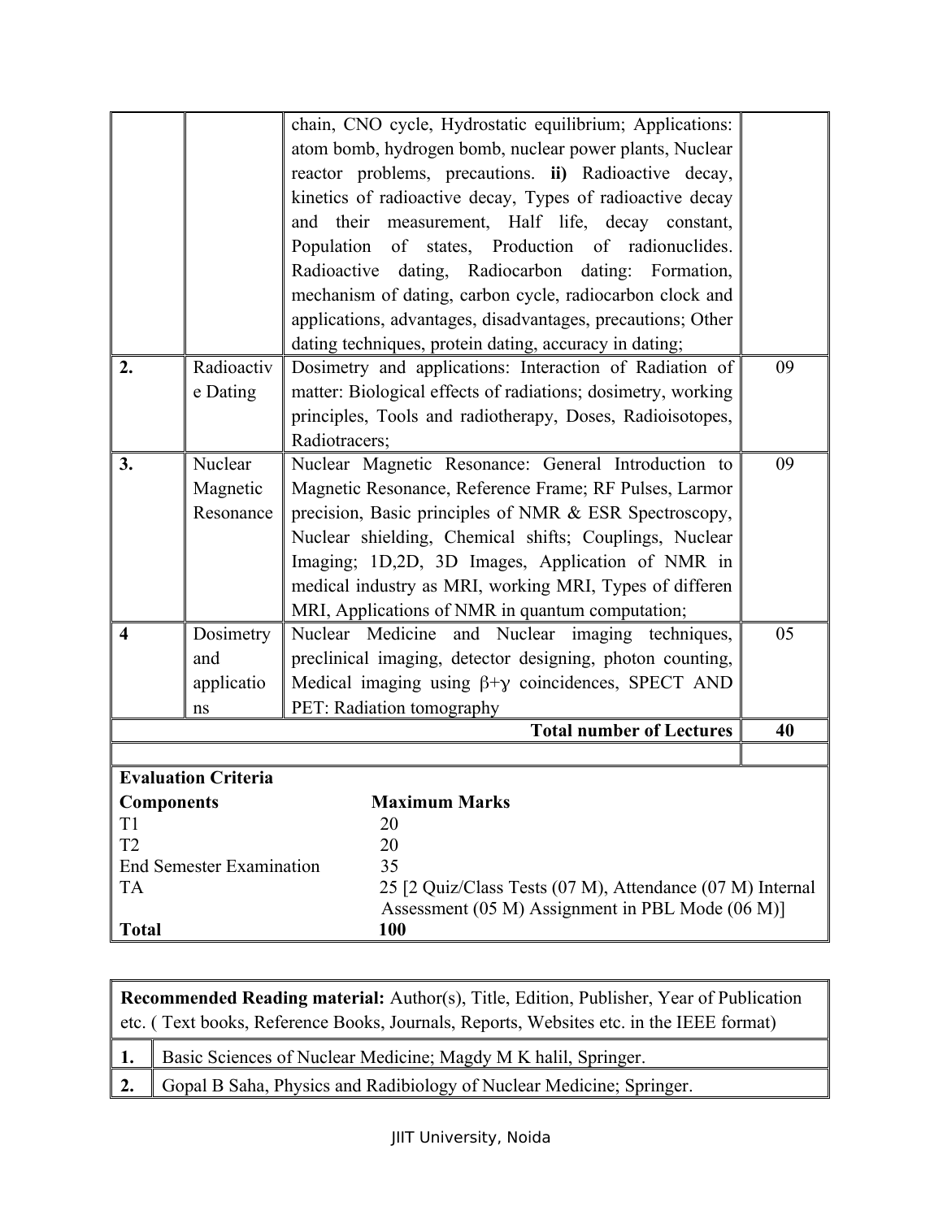| | | | |
|---|---|---|---|
| | | chain, CNO cycle, Hydrostatic equilibrium; Applications: atom bomb, hydrogen bomb, nuclear power plants, Nuclear reactor problems, precautions. **ii)** Radioactive decay, kinetics of radioactive decay, Types of radioactive decay and their measurement, Half life, decay constant, Population of states, Production of radionuclides. Radioactive dating, Radiocarbon dating: Formation, mechanism of dating, carbon cycle, radiocarbon clock and applications, advantages, disadvantages, precautions; Other dating techniques, protein dating, accuracy in dating; | |
| **2.** | Radioactive Dating | Dosimetry and applications: Interaction of Radiation of matter: Biological effects of radiations; dosimetry, working principles, Tools and radiotherapy, Doses, Radioisotopes, Radiotracers; | 09 |
| **3.** | Nuclear Magnetic Resonance | Nuclear Magnetic Resonance: General Introduction to Magnetic Resonance, Reference Frame; RF Pulses, Larmor precision, Basic principles of NMR & ESR Spectroscopy, Nuclear shielding, Chemical shifts; Couplings, Nuclear Imaging; 1D,2D, 3D Images, Application of NMR in medical industry as MRI, working MRI, Types of differen MRI, Applications of NMR in quantum computation; | 09 |
| **4** | Dosimetry and applications | Nuclear Medicine and Nuclear imaging techniques, preclinical imaging, detector designing, photon counting, Medical imaging using $\beta+\gamma$ coincidences, SPECT AND PET: Radiation tomography | 05 |
| | | **Total number of Lectures** | **40** |

**Evaluation Criteria**

| **Components** | **Maximum Marks** |
|---|---|
| T1 | 20 |
| T2 | 20 |
| End Semester Examination | 35 |
| TA | 25 [2 Quiz/Class Tests (07 M), Attendance (07 M) Internal Assessment (05 M) Assignment in PBL Mode (06 M)] |
| **Total** | **100** |

**Recommended Reading material:** Author(s), Title, Edition, Publisher, Year of Publication etc. ( Text books, Reference Books, Journals, Reports, Websites etc. in the IEEE format)

| | |
|---|---|
| **1.** | Basic Sciences of Nuclear Medicine; Magdy M K halil, Springer. |
| **2.** | Gopal B Saha, Physics and Radibiology of Nuclear Medicine; Springer. |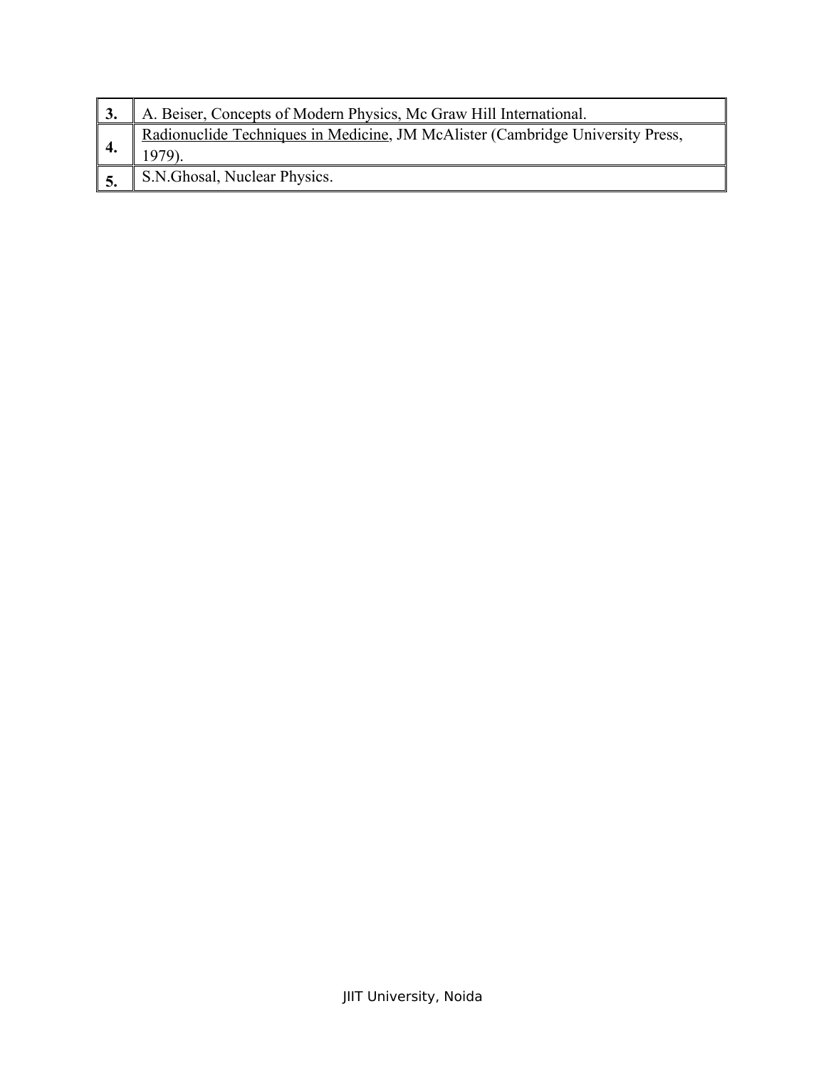| | |
|---|---|
| **3.** | A. Beiser, Concepts of Modern Physics, Mc Graw Hill International. |
| **4.** | Radionuclide Techniques in Medicine, JM McAlister (Cambridge University Press, 1979). |
| **5.** | S.N.Ghosal, Nuclear Physics. |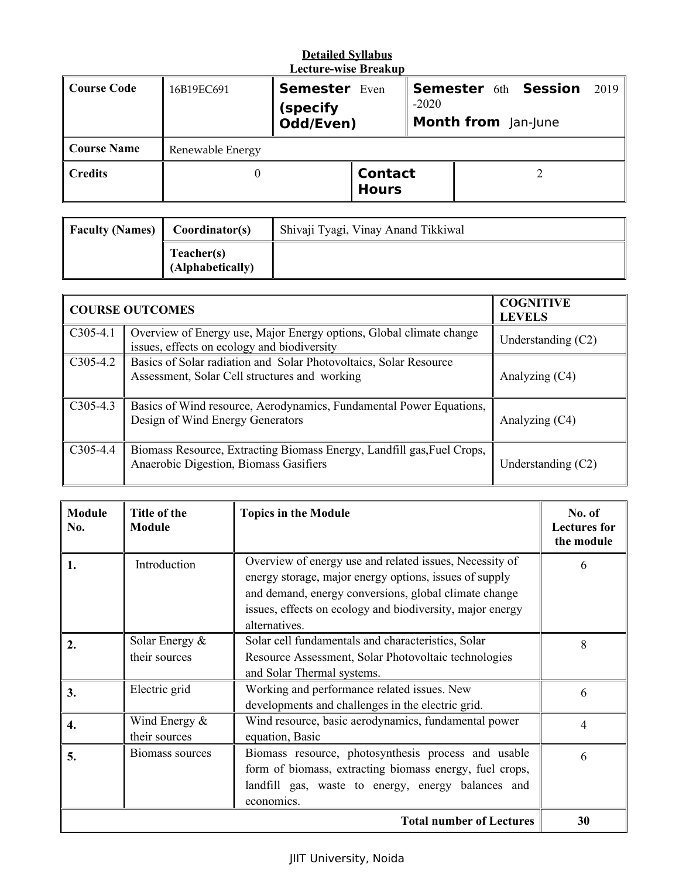**Detailed Syllabus**

**Lecture-wise Breakup**

| **Course Code** | 16B19EC691 | **Semester** Even (specify Odd/Even) | **Semester** 6th **Session** 2019 -2020 **Month from** Jan-June |
|---|---|---|---|
| **Course Name** | Renewable Energy | | |
| **Credits** | 0 | **Contact Hours** | 2 |

| **Faculty (Names)** | **Coordinator(s)** | Shivaji Tyagi, Vinay Anand Tikkiwal |
|---|---|---|
| | **Teacher(s) (Alphabetically)** | |

| **COURSE OUTCOMES** | | **COGNITIVE LEVELS** |
|---|---|---|
| C305-4.1 | Overview of Energy use, Major Energy options, Global climate change issues, effects on ecology and biodiversity | Understanding (C2) |
| C305-4.2 | Basics of Solar radiation and Solar Photovoltaics, Solar Resource Assessment, Solar Cell structures and working | Analyzing (C4) |
| C305-4.3 | Basics of Wind resource, Aerodynamics, Fundamental Power Equations, Design of Wind Energy Generators | Analyzing (C4) |
| C305-4.4 | Biomass Resource, Extracting Biomass Energy, Landfill gas,Fuel Crops, Anaerobic Digestion, Biomass Gasifiers | Understanding (C2) |

| **Module No.** | **Title of the Module** | **Topics in the Module** | **No. of Lectures for the module** |
|---|---|---|---|
| **1.** | Introduction | Overview of energy use and related issues, Necessity of energy storage, major energy options, issues of supply and demand, energy conversions, global climate change issues, effects on ecology and biodiversity, major energy alternatives. | 6 |
| **2.** | Solar Energy & their sources | Solar cell fundamentals and characteristics, Solar Resource Assessment, Solar Photovoltaic technologies and Solar Thermal systems. | 8 |
| **3.** | Electric grid | Working and performance related issues. New developments and challenges in the electric grid. | 6 |
| **4.** | Wind Energy & their sources | Wind resource, basic aerodynamics, fundamental power equation, Basic | 4 |
| **5.** | Biomass sources | Biomass resource, photosynthesis process and usable form of biomass, extracting biomass energy, fuel crops, landfill gas, waste to energy, energy balances and economics. | 6 |
| | | **Total number of Lectures** | **30** |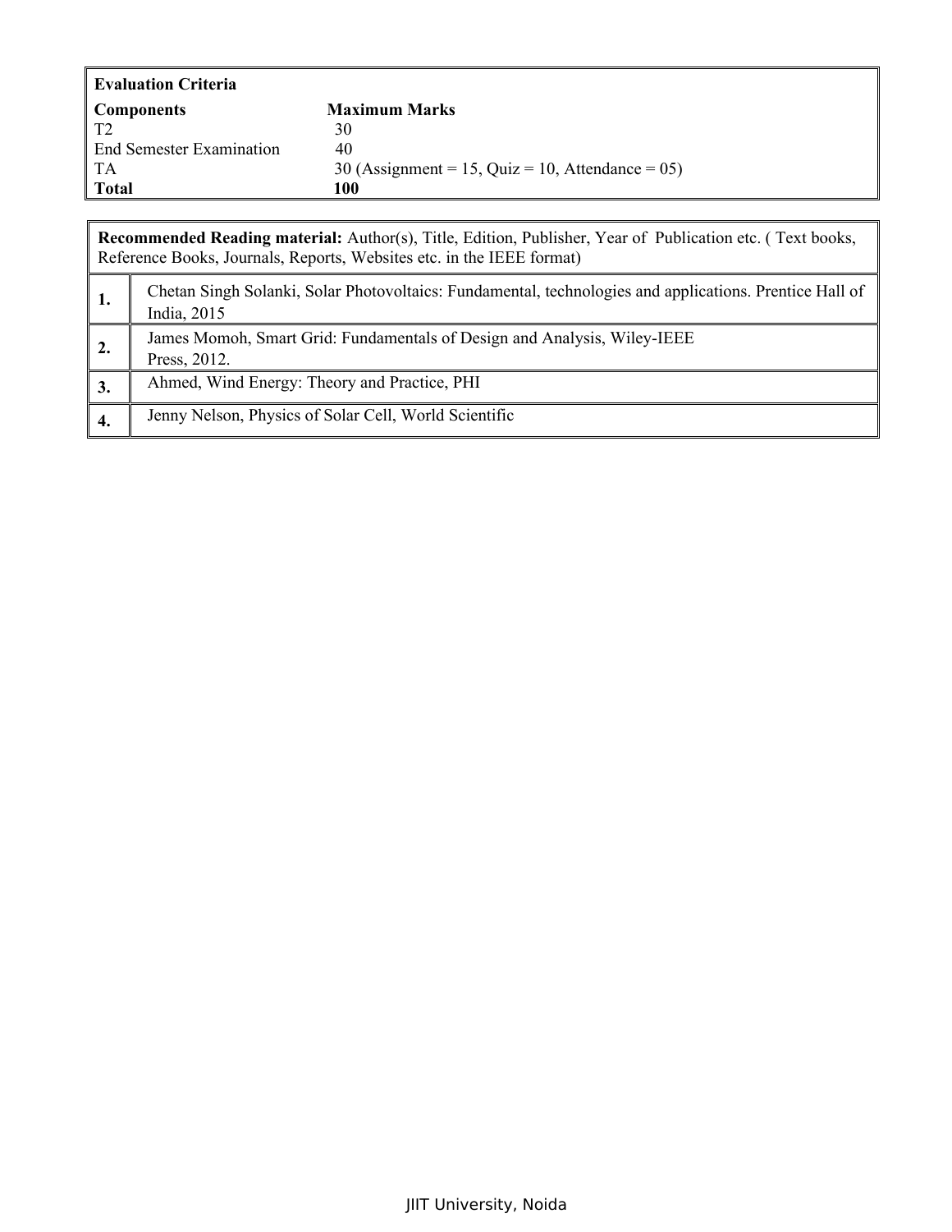| **Evaluation Criteria** | |
|---|---|
| **Components** | **Maximum Marks** |
| T2 | 30 |
| End Semester Examination | 40 |
| TA | 30 (Assignment = 15, Quiz = 10, Attendance = 05) |
| **Total** | **100** |

| **Recommended Reading material:** Author(s), Title, Edition, Publisher, Year of Publication etc. ( Text books, Reference Books, Journals, Reports, Websites etc. in the IEEE format) | |
|---|---|
| **1.** | Chetan Singh Solanki, Solar Photovoltaics: Fundamental, technologies and applications. Prentice Hall of India, 2015 |
| **2.** | James Momoh, Smart Grid: Fundamentals of Design and Analysis, Wiley-IEEE Press, 2012. |
| **3.** | Ahmed, Wind Energy: Theory and Practice, PHI |
| **4.** | Jenny Nelson, Physics of Solar Cell, World Scientific |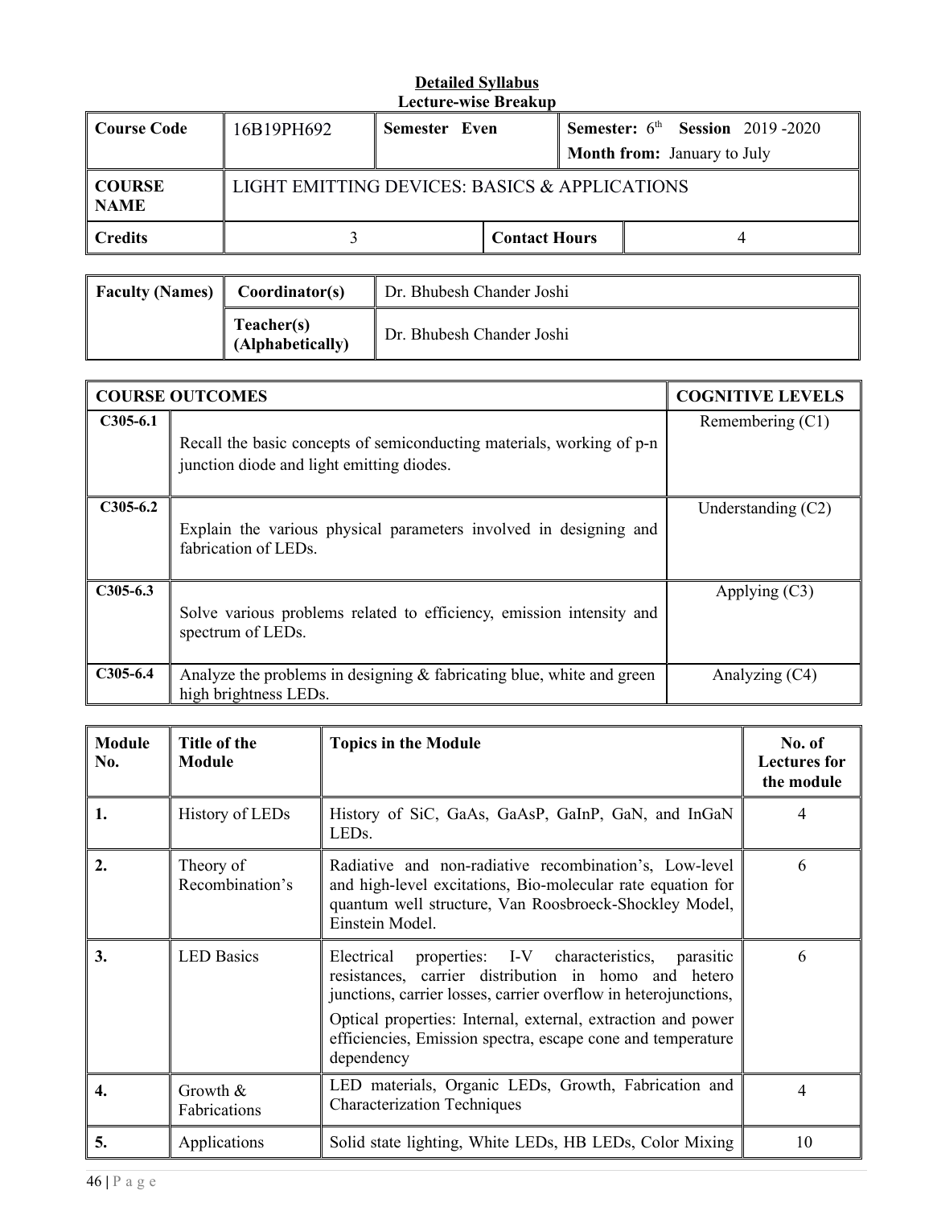**Detailed Syllabus**
**Lecture-wise Breakup**

| **Course Code** | 16B19PH692 | **Semester Even** | | **Semester:** 6th **Session** 2019 -2020 **Month from:** January to July |
|---|---|---|---|---|
| **COURSE NAME** | LIGHT EMITTING DEVICES: BASICS & APPLICATIONS | | | |
| **Credits** | 3 | | **Contact Hours** | 4 |

| **Faculty (Names)** | **Coordinator(s)** | Dr. Bhubesh Chander Joshi |
|---|---|---|
| | **Teacher(s) (Alphabetically)** | Dr. Bhubesh Chander Joshi |

| **COURSE OUTCOMES** | | **COGNITIVE LEVELS** |
|---|---|---|
| **C305-6.1** | Recall the basic concepts of semiconducting materials, working of p-n junction diode and light emitting diodes. | Remembering (C1) |
| **C305-6.2** | Explain the various physical parameters involved in designing and fabrication of LEDs. | Understanding (C2) |
| **C305-6.3** | Solve various problems related to efficiency, emission intensity and spectrum of LEDs. | Applying (C3) |
| **C305-6.4** | Analyze the problems in designing & fabricating blue, white and green high brightness LEDs. | Analyzing (C4) |

| **Module No.** | **Title of the Module** | **Topics in the Module** | **No. of Lectures for the module** |
|---|---|---|---|
| **1.** | History of LEDs | History of SiC, GaAs, GaAsP, GaInP, GaN, and InGaN LEDs. | 4 |
| **2.** | Theory of Recombination's | Radiative and non-radiative recombination's, Low-level and high-level excitations, Bio-molecular rate equation for quantum well structure, Van Roosbroeck-Shockley Model, Einstein Model. | 6 |
| **3.** | LED Basics | Electrical properties: I-V characteristics, parasitic resistances, carrier distribution in homo and hetero junctions, carrier losses, carrier overflow in heterojunctions,<br>Optical properties: Internal, external, extraction and power efficiencies, Emission spectra, escape cone and temperature dependency | 6 |
| **4.** | Growth & Fabrications | LED materials, Organic LEDs, Growth, Fabrication and Characterization Techniques | 4 |
| **5.** | Applications | Solid state lighting, White LEDs, HB LEDs, Color Mixing | 10 |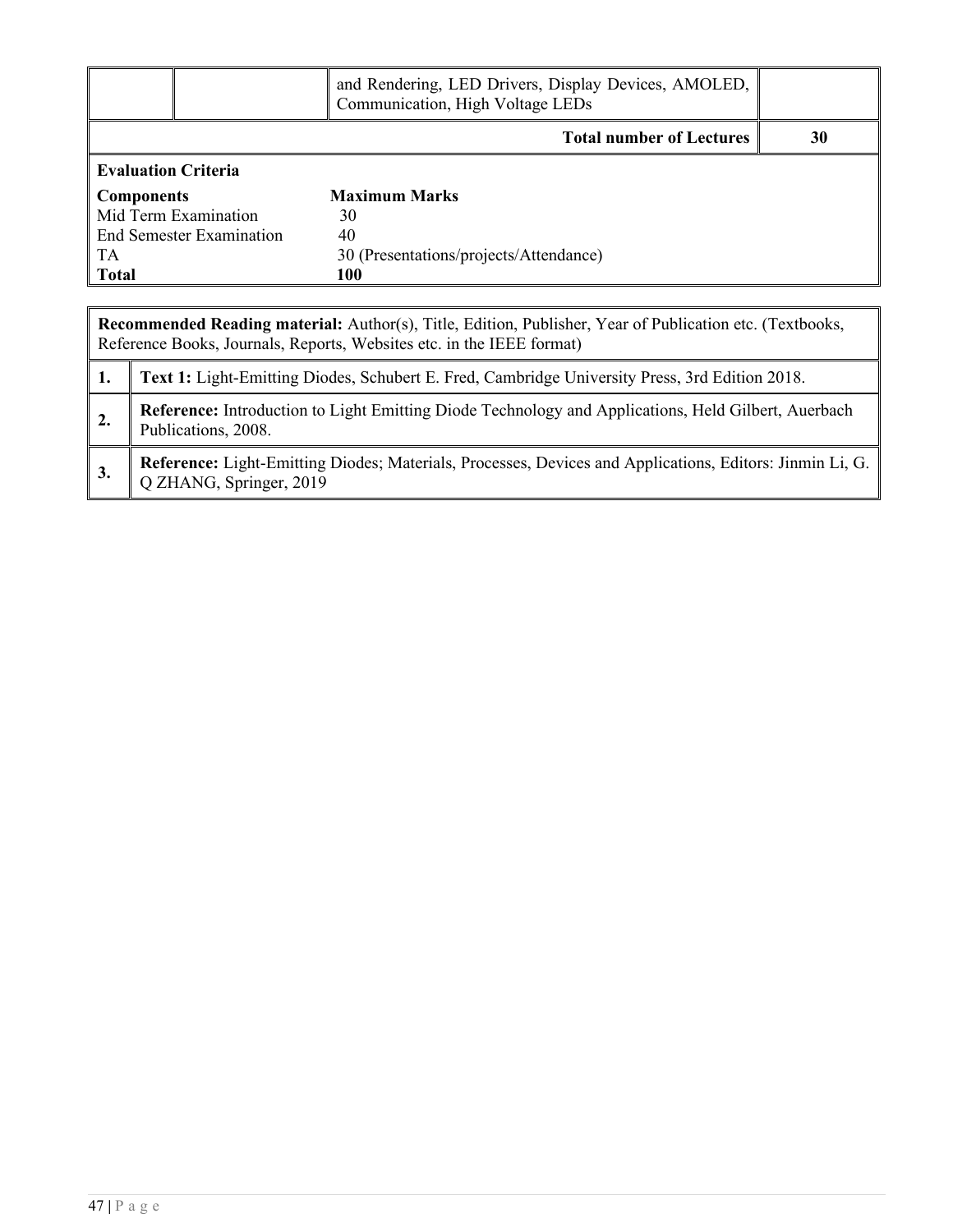| | | | |
|---|---|---|---|
| | | and Rendering, LED Drivers, Display Devices, AMOLED, Communication, High Voltage LEDs | |
| | | **Total number of Lectures** | **30** |

**Evaluation Criteria**

| **Components** | **Maximum Marks** |
|---|---|
| Mid Term Examination | 30 |
| End Semester Examination | 40 |
| TA | 30 (Presentations/projects/Attendance) |
| **Total** | **100** |

| **Recommended Reading material:** Author(s), Title, Edition, Publisher, Year of Publication etc. (Textbooks, Reference Books, Journals, Reports, Websites etc. in the IEEE format) | |
|---|---|
| **1.** | **Text 1:** Light-Emitting Diodes, Schubert E. Fred, Cambridge University Press, 3rd Edition 2018. |
| **2.** | **Reference:** Introduction to Light Emitting Diode Technology and Applications, Held Gilbert, Auerbach Publications, 2008. |
| **3.** | **Reference:** Light-Emitting Diodes; Materials, Processes, Devices and Applications, Editors: Jinmin Li, G. Q ZHANG, Springer, 2019 |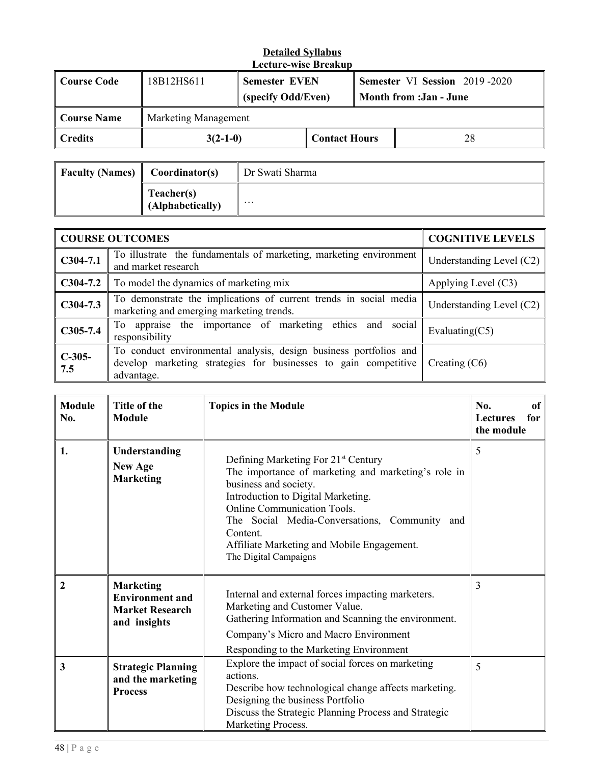**Detailed Syllabus**
**Lecture-wise Breakup**

| **Course Code** | 18B12HS611 | **Semester EVEN** (specify Odd/Even) | **Semester** VI **Session** 2019 -2020 **Month from :Jan - June** |
|---|---|---|---|
| **Course Name** | Marketing Management | | |
| **Credits** | **3(2-1-0)** | **Contact Hours** | 28 |

| **Faculty (Names)** | **Coordinator(s)** | Dr Swati Sharma |
|---|---|---|
| | **Teacher(s) (Alphabetically)** | … |

| **COURSE OUTCOMES** | | **COGNITIVE LEVELS** |
|---|---|---|
| **C304-7.1** | To illustrate the fundamentals of marketing, marketing environment and market research | Understanding Level (C2) |
| **C304-7.2** | To model the dynamics of marketing mix | Applying Level (C3) |
| **C304-7.3** | To demonstrate the implications of current trends in social media marketing and emerging marketing trends. | Understanding Level (C2) |
| **C305-7.4** | To appraise the importance of marketing ethics and social responsibility | Evaluating(C5) |
| **C-305-7.5** | To conduct environmental analysis, design business portfolios and develop marketing strategies for businesses to gain competitive advantage. | Creating (C6) |

| **Module No.** | **Title of the Module** | **Topics in the Module** | **No. of Lectures for the module** |
|---|---|---|---|
| **1.** | **Understanding New Age Marketing** | Defining Marketing For 21st Century<br>The importance of marketing and marketing's role in business and society.<br>Introduction to Digital Marketing.<br>Online Communication Tools.<br>The Social Media-Conversations, Community and Content.<br>Affiliate Marketing and Mobile Engagement.<br>The Digital Campaigns | 5 |
| **2** | **Marketing Environment and Market Research and insights** | Internal and external forces impacting marketers.<br>Marketing and Customer Value.<br>Gathering Information and Scanning the environment.<br>Company's Micro and Macro Environment<br>Responding to the Marketing Environment | 3 |
| **3** | **Strategic Planning and the marketing Process** | Explore the impact of social forces on marketing actions.<br>Describe how technological change affects marketing.<br>Designing the business Portfolio<br>Discuss the Strategic Planning Process and Strategic Marketing Process. | 5 |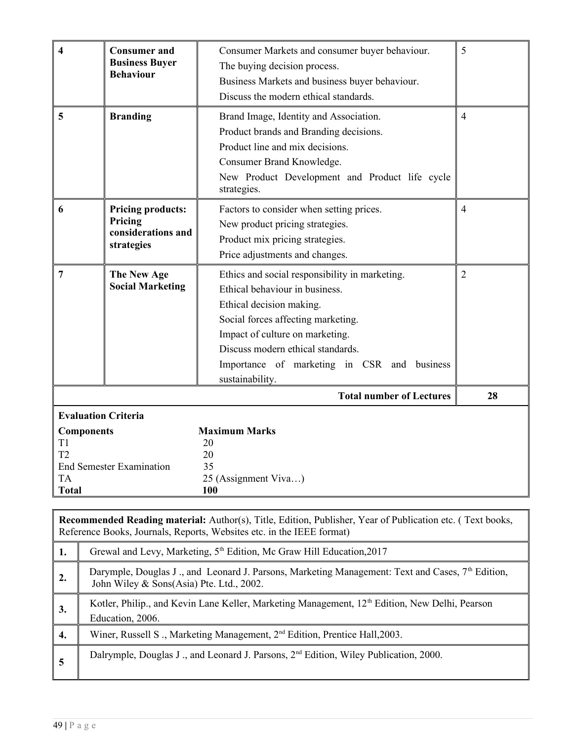| 4 | **Consumer and Business Buyer Behaviour** | Consumer Markets and consumer buyer behaviour.<br>The buying decision process.<br>Business Markets and business buyer behaviour.<br>Discuss the modern ethical standards. | 5 |
|---|---|---|---|
| 5 | **Branding** | Brand Image, Identity and Association.<br>Product brands and Branding decisions.<br>Product line and mix decisions.<br>Consumer Brand Knowledge.<br>New Product Development and Product life cycle strategies. | 4 |
| 6 | **Pricing products: Pricing considerations and strategies** | Factors to consider when setting prices.<br>New product pricing strategies.<br>Product mix pricing strategies.<br>Price adjustments and changes. | 4 |
| 7 | **The New Age Social Marketing** | Ethics and social responsibility in marketing.<br>Ethical behaviour in business.<br>Ethical decision making.<br>Social forces affecting marketing.<br>Impact of culture on marketing.<br>Discuss modern ethical standards.<br>Importance of marketing in CSR and business sustainability. | 2 |
| | | **Total number of Lectures** | **28** |

**Evaluation Criteria**

| **Components** | **Maximum Marks** |
|---|---|
| T1 | 20 |
| T2 | 20 |
| End Semester Examination | 35 |
| TA | 25 (Assignment Viva…) |
| **Total** | **100** |

| **Recommended Reading material:** Author(s), Title, Edition, Publisher, Year of Publication etc. ( Text books, Reference Books, Journals, Reports, Websites etc. in the IEEE format) | |
|---|---|
| **1.** | Grewal and Levy, Marketing, 5th Edition, Mc Graw Hill Education,2017 |
| **2.** | Darymple, Douglas J ., and Leonard J. Parsons, Marketing Management: Text and Cases, 7th Edition, John Wiley & Sons(Asia) Pte. Ltd., 2002. |
| **3.** | Kotler, Philip., and Kevin Lane Keller, Marketing Management, 12th Edition, New Delhi, Pearson Education, 2006. |
| **4.** | Winer, Russell S ., Marketing Management, 2nd Edition, Prentice Hall,2003. |
| **5** | Dalrymple, Douglas J ., and Leonard J. Parsons, 2nd Edition, Wiley Publication, 2000. |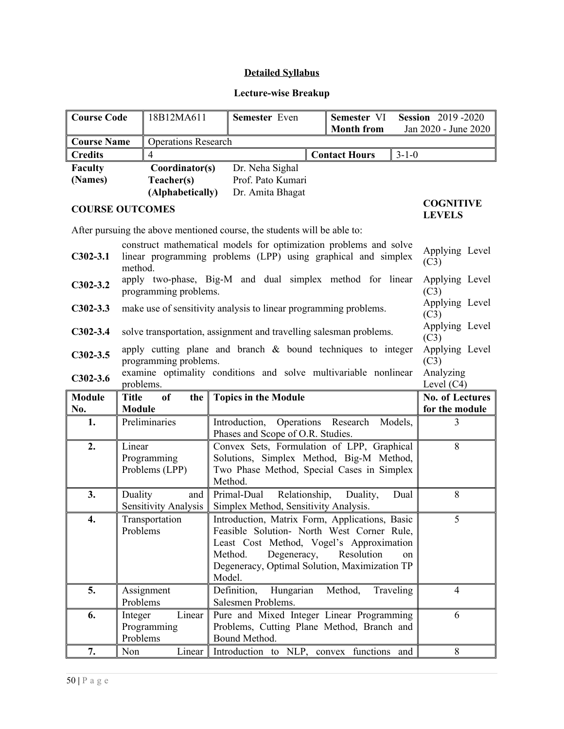## Detailed Syllabus

### Lecture-wise Breakup

| Course Code | 18B12MA611 | Semester Even | Semester VI Month from | Session 2019 -2020 Jan 2020 - June 2020 |
|---|---|---|---|---|
| **Course Name** | Operations Research | | | |
| **Credits** | 4 | | **Contact Hours** | 3-1-0 |

| Faculty (Names) | Coordinator(s) | Dr. Neha Sighal |
|---|---|---|
| | Teacher(s) (Alphabetically) | Prof. Pato Kumari<br>Dr. Amita Bhagat |

| COURSE OUTCOMES | | COGNITIVE LEVELS |
|---|---|---|
| After pursuing the above mentioned course, the students will be able to: | | |
| C302-3.1 | construct mathematical models for optimization problems and solve linear programming problems (LPP) using graphical and simplex method. | Applying Level (C3) |
| C302-3.2 | apply two-phase, Big-M and dual simplex method for linear programming problems. | Applying Level (C3) |
| C302-3.3 | make use of sensitivity analysis to linear programming problems. | Applying Level (C3) |
| C302-3.4 | solve transportation, assignment and travelling salesman problems. | Applying Level (C3) |
| C302-3.5 | apply cutting plane and branch & bound techniques to integer programming problems. | Applying Level (C3) |
| C302-3.6 | examine optimality conditions and solve multivariable nonlinear problems. | Analyzing Level (C4) |

| Module No. | Title of the Module | Topics in the Module | No. of Lectures for the module |
|---|---|---|---|
| 1. | Preliminaries | Introduction, Operations Research Models, Phases and Scope of O.R. Studies. | 3 |
| 2. | Linear Programming Problems (LPP) | Convex Sets, Formulation of LPP, Graphical Solutions, Simplex Method, Big-M Method, Two Phase Method, Special Cases in Simplex Method. | 8 |
| 3. | Duality and Sensitivity Analysis | Primal-Dual Relationship, Duality, Dual Simplex Method, Sensitivity Analysis. | 8 |
| 4. | Transportation Problems | Introduction, Matrix Form, Applications, Basic Feasible Solution- North West Corner Rule, Least Cost Method, Vogel's Approximation Method. Degeneracy, Resolution on Degeneracy, Optimal Solution, Maximization TP Model. | 5 |
| 5. | Assignment Problems | Definition, Hungarian Method, Traveling Salesmen Problems. | 4 |
| 6. | Integer Linear Programming Problems | Pure and Mixed Integer Linear Programming Problems, Cutting Plane Method, Branch and Bound Method. | 6 |
| 7. | Non Linear | Introduction to NLP, convex functions and | 8 |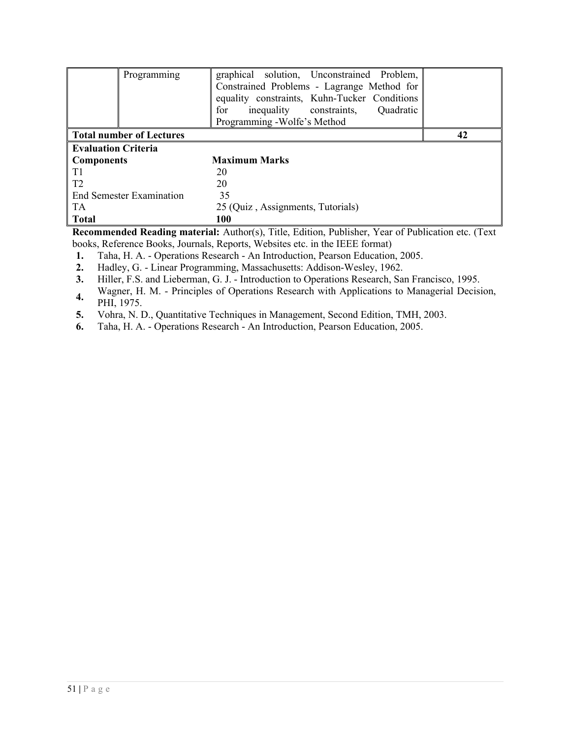| | | | |
|---|---|---|---|
| | Programming | graphical solution, Unconstrained Problem, Constrained Problems - Lagrange Method for equality constraints, Kuhn-Tucker Conditions for inequality constraints, Quadratic Programming -Wolfe's Method | |
| **Total number of Lectures** | | | **42** |

| **Evaluation Criteria** | |
|---|---|
| **Components** | **Maximum Marks** |
| T1 | 20 |
| T2 | 20 |
| End Semester Examination | 35 |
| TA | 25 (Quiz , Assignments, Tutorials) |
| **Total** | **100** |

**Recommended Reading material:** Author(s), Title, Edition, Publisher, Year of Publication etc. (Text books, Reference Books, Journals, Reports, Websites etc. in the IEEE format)

1. Taha, H. A. - Operations Research - An Introduction, Pearson Education, 2005.
2. Hadley, G. - Linear Programming, Massachusetts: Addison-Wesley, 1962.
3. Hiller, F.S. and Lieberman, G. J. - Introduction to Operations Research, San Francisco, 1995.
4. Wagner, H. M. - Principles of Operations Research with Applications to Managerial Decision, PHI, 1975.
5. Vohra, N. D., Quantitative Techniques in Management, Second Edition, TMH, 2003.
6. Taha, H. A. - Operations Research - An Introduction, Pearson Education, 2005.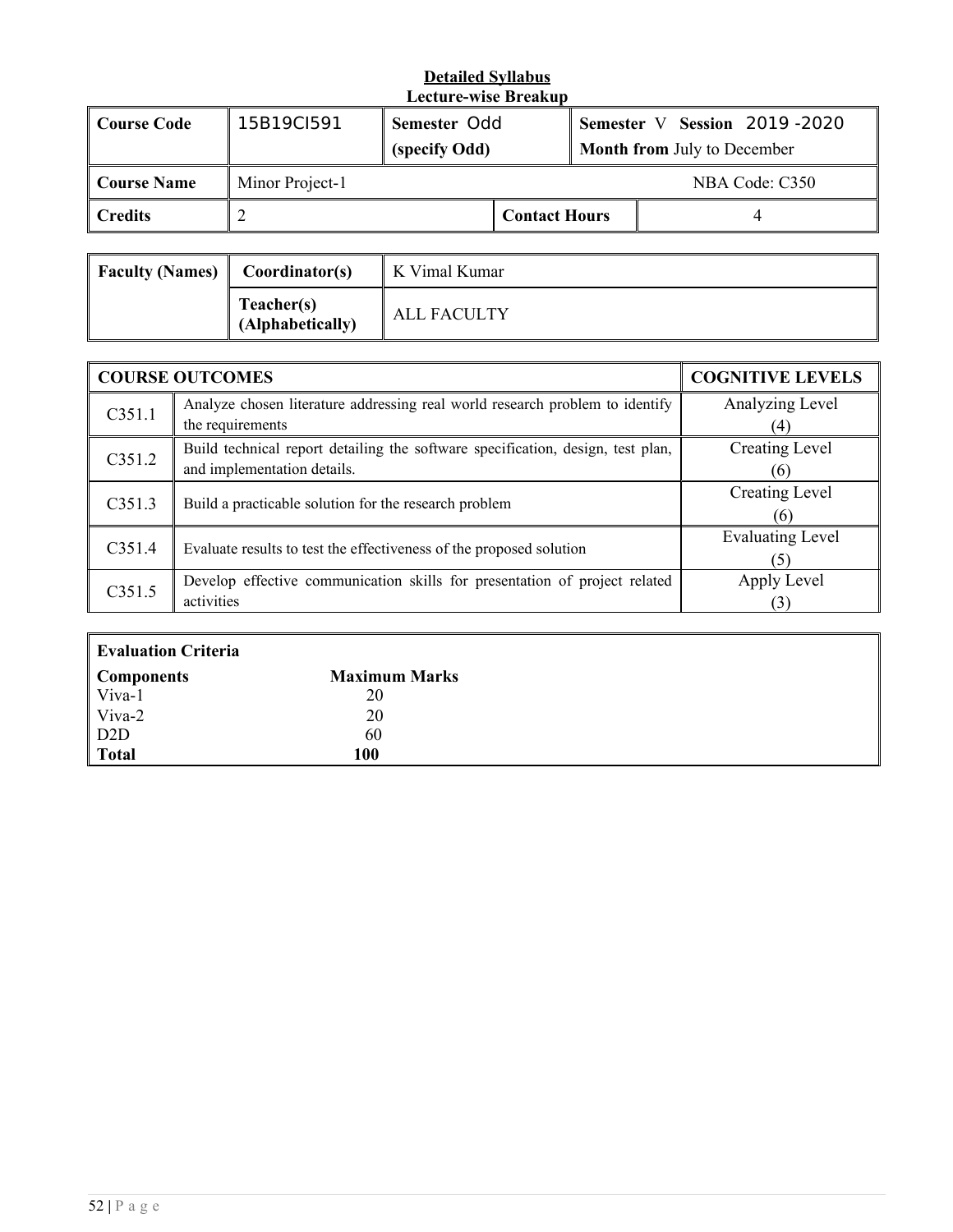**Detailed Syllabus**
**Lecture-wise Breakup**

| Course Code | 15B19CI591 | Semester Odd (specify Odd) | Semester V Session 2019 -2020 Month from July to December |
|---|---|---|---|
| Course Name | Minor Project-1 | | NBA Code: C350 |
| Credits | 2 | Contact Hours | 4 |

| Faculty (Names) | Coordinator(s) | K Vimal Kumar |
|---|---|---|
| | Teacher(s) (Alphabetically) | ALL FACULTY |

| COURSE OUTCOMES | | COGNITIVE LEVELS |
|---|---|---|
| C351.1 | Analyze chosen literature addressing real world research problem to identify the requirements | Analyzing Level (4) |
| C351.2 | Build technical report detailing the software specification, design, test plan, and implementation details. | Creating Level (6) |
| C351.3 | Build a practicable solution for the research problem | Creating Level (6) |
| C351.4 | Evaluate results to test the effectiveness of the proposed solution | Evaluating Level (5) |
| C351.5 | Develop effective communication skills for presentation of project related activities | Apply Level (3) |

**Evaluation Criteria**

| Components | Maximum Marks |
|---|---|
| Viva-1 | 20 |
| Viva-2 | 20 |
| D2D | 60 |
| **Total** | **100** |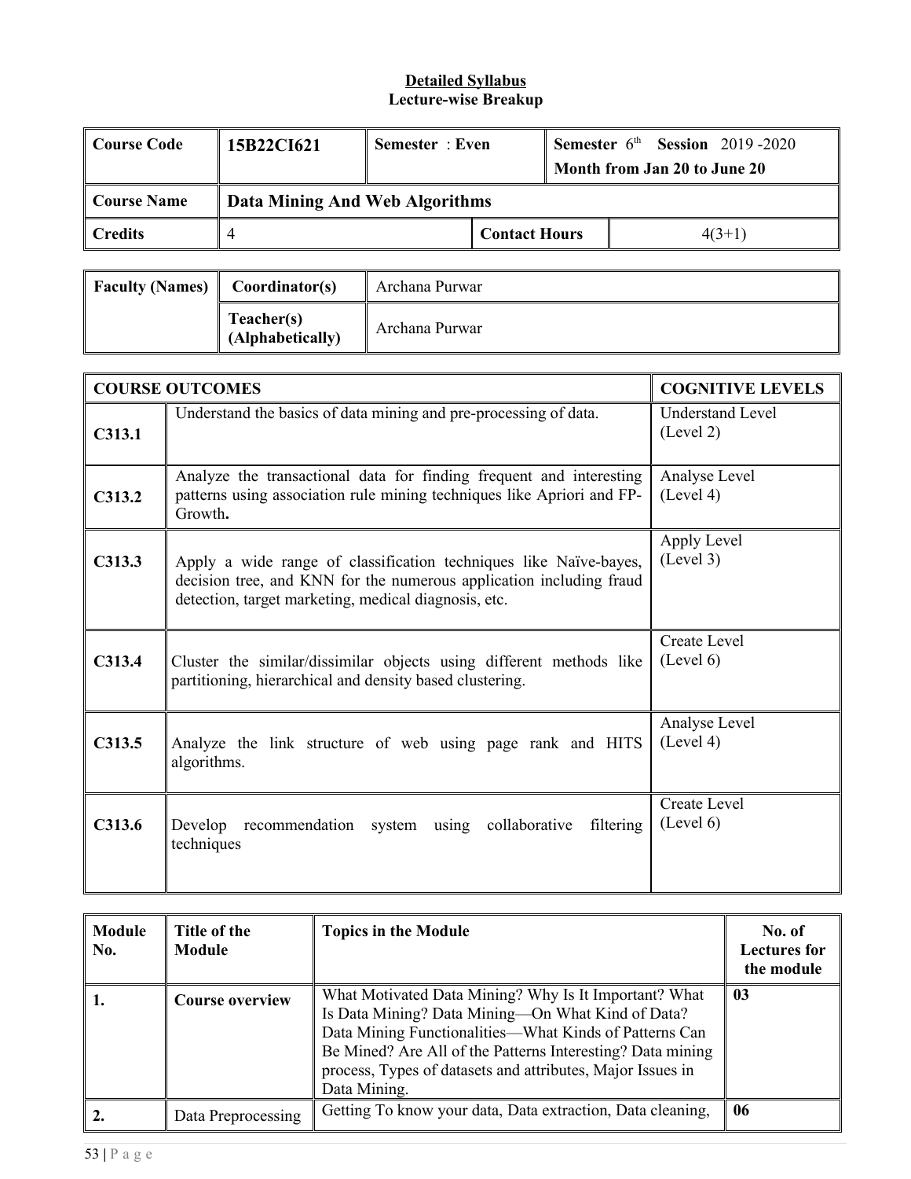**Detailed Syllabus**
**Lecture-wise Breakup**

| Course Code | 15B22CI621 | Semester : Even | | Semester 6th Session 2019 -2020 Month from Jan 20 to June 20 |
|---|---|---|---|---|
| Course Name | Data Mining And Web Algorithms | | | |
| Credits | 4 | | Contact Hours | 4(3+1) |

| Faculty (Names) | Coordinator(s) | Archana Purwar |
|---|---|---|
| | Teacher(s) (Alphabetically) | Archana Purwar |

| COURSE OUTCOMES | | COGNITIVE LEVELS |
|---|---|---|
| C313.1 | Understand the basics of data mining and pre-processing of data. | Understand Level (Level 2) |
| C313.2 | Analyze the transactional data for finding frequent and interesting patterns using association rule mining techniques like Apriori and FP-Growth. | Analyse Level (Level 4) |
| C313.3 | Apply a wide range of classification techniques like Naïve-bayes, decision tree, and KNN for the numerous application including fraud detection, target marketing, medical diagnosis, etc. | Apply Level (Level 3) |
| C313.4 | Cluster the similar/dissimilar objects using different methods like partitioning, hierarchical and density based clustering. | Create Level (Level 6) |
| C313.5 | Analyze the link structure of web using page rank and HITS algorithms. | Analyse Level (Level 4) |
| C313.6 | Develop recommendation system using collaborative filtering techniques | Create Level (Level 6) |

| Module No. | Title of the Module | Topics in the Module | No. of Lectures for the module |
|---|---|---|---|
| 1. | Course overview | What Motivated Data Mining? Why Is It Important? What Is Data Mining? Data Mining—On What Kind of Data? Data Mining Functionalities—What Kinds of Patterns Can Be Mined? Are All of the Patterns Interesting? Data mining process, Types of datasets and attributes, Major Issues in Data Mining. | 03 |
| 2. | Data Preprocessing | Getting To know your data, Data extraction, Data cleaning, | 06 |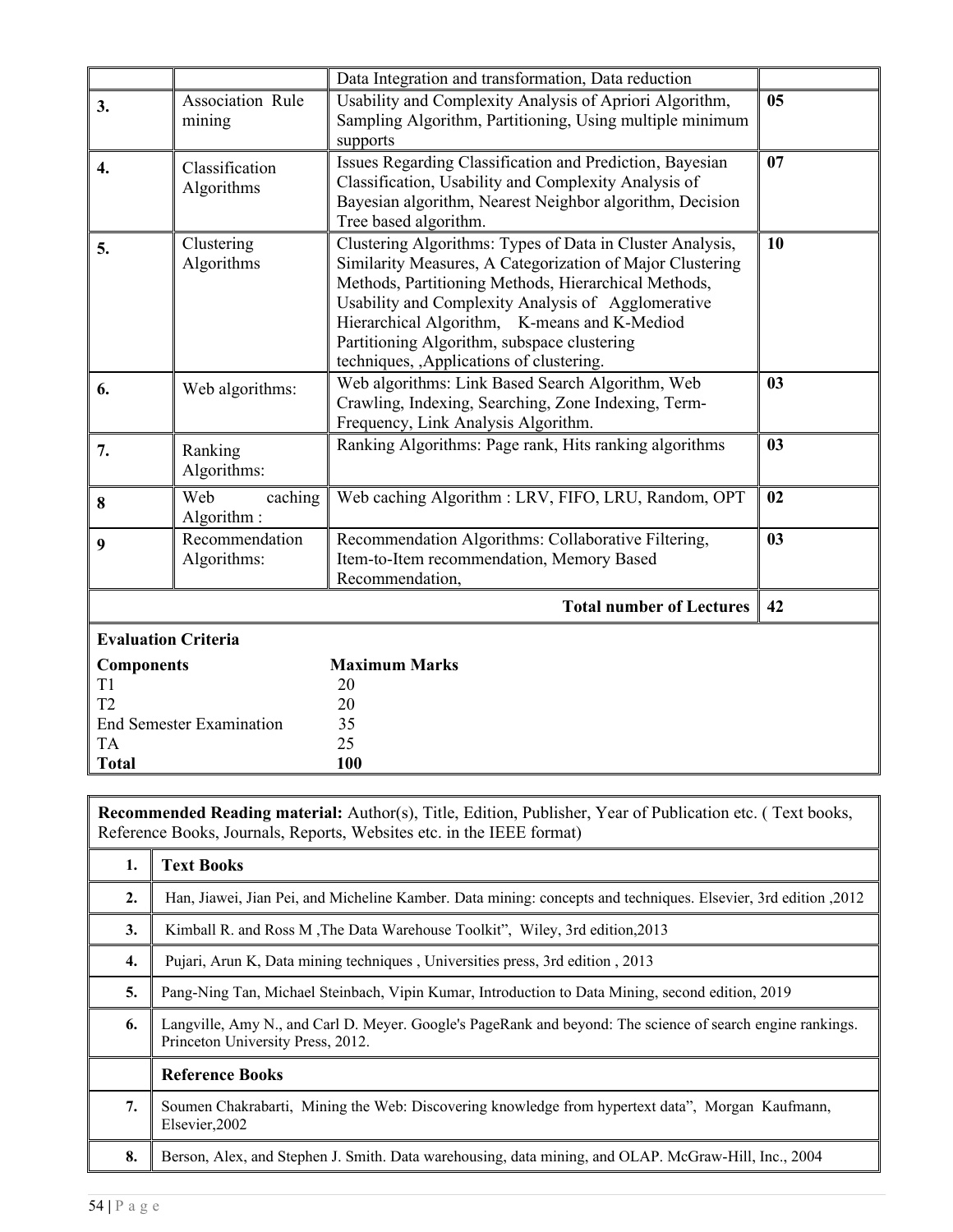| | | | |
|---|---|---|---|
| | | Data Integration and transformation, Data reduction | |
| **3.** | Association Rule mining | Usability and Complexity Analysis of Apriori Algorithm, Sampling Algorithm, Partitioning, Using multiple minimum supports | **05** |
| **4.** | Classification Algorithms | Issues Regarding Classification and Prediction, Bayesian Classification, Usability and Complexity Analysis of Bayesian algorithm, Nearest Neighbor algorithm, Decision Tree based algorithm. | **07** |
| **5.** | Clustering Algorithms | Clustering Algorithms: Types of Data in Cluster Analysis, Similarity Measures, A Categorization of Major Clustering Methods, Partitioning Methods, Hierarchical Methods, Usability and Complexity Analysis of Agglomerative Hierarchical Algorithm, K-means and K-Mediod Partitioning Algorithm, subspace clustering techniques, ,Applications of clustering. | **10** |
| **6.** | Web algorithms: | Web algorithms: Link Based Search Algorithm, Web Crawling, Indexing, Searching, Zone Indexing, Term-Frequency, Link Analysis Algorithm. | **03** |
| **7.** | Ranking Algorithms: | Ranking Algorithms: Page rank, Hits ranking algorithms | **03** |
| **8** | Web caching Algorithm : | Web caching Algorithm : LRV, FIFO, LRU, Random, OPT | **02** |
| **9** | Recommendation Algorithms: | Recommendation Algorithms: Collaborative Filtering, Item-to-Item recommendation, Memory Based Recommendation, | **03** |
| | | **Total number of Lectures** | **42** |

**Evaluation Criteria**

| **Components** | **Maximum Marks** |
|---|---|
| T1 | 20 |
| T2 | 20 |
| End Semester Examination | 35 |
| TA | 25 |
| **Total** | **100** |

| | **Recommended Reading material:** Author(s), Title, Edition, Publisher, Year of Publication etc. ( Text books, Reference Books, Journals, Reports, Websites etc. in the IEEE format) |
|---|---|
| **1.** | **Text Books** |
| **2.** | Han, Jiawei, Jian Pei, and Micheline Kamber. Data mining: concepts and techniques. Elsevier, 3rd edition ,2012 |
| **3.** | Kimball R. and Ross M ,The Data Warehouse Toolkit", Wiley, 3rd edition,2013 |
| **4.** | Pujari, Arun K, Data mining techniques , Universities press, 3rd edition , 2013 |
| **5.** | Pang-Ning Tan, Michael Steinbach, Vipin Kumar, Introduction to Data Mining, second edition, 2019 |
| **6.** | Langville, Amy N., and Carl D. Meyer. Google's PageRank and beyond: The science of search engine rankings. Princeton University Press, 2012. |
| | **Reference Books** |
| **7.** | Soumen Chakrabarti, Mining the Web: Discovering knowledge from hypertext data", Morgan Kaufmann, Elsevier,2002 |
| **8.** | Berson, Alex, and Stephen J. Smith. Data warehousing, data mining, and OLAP. McGraw-Hill, Inc., 2004 |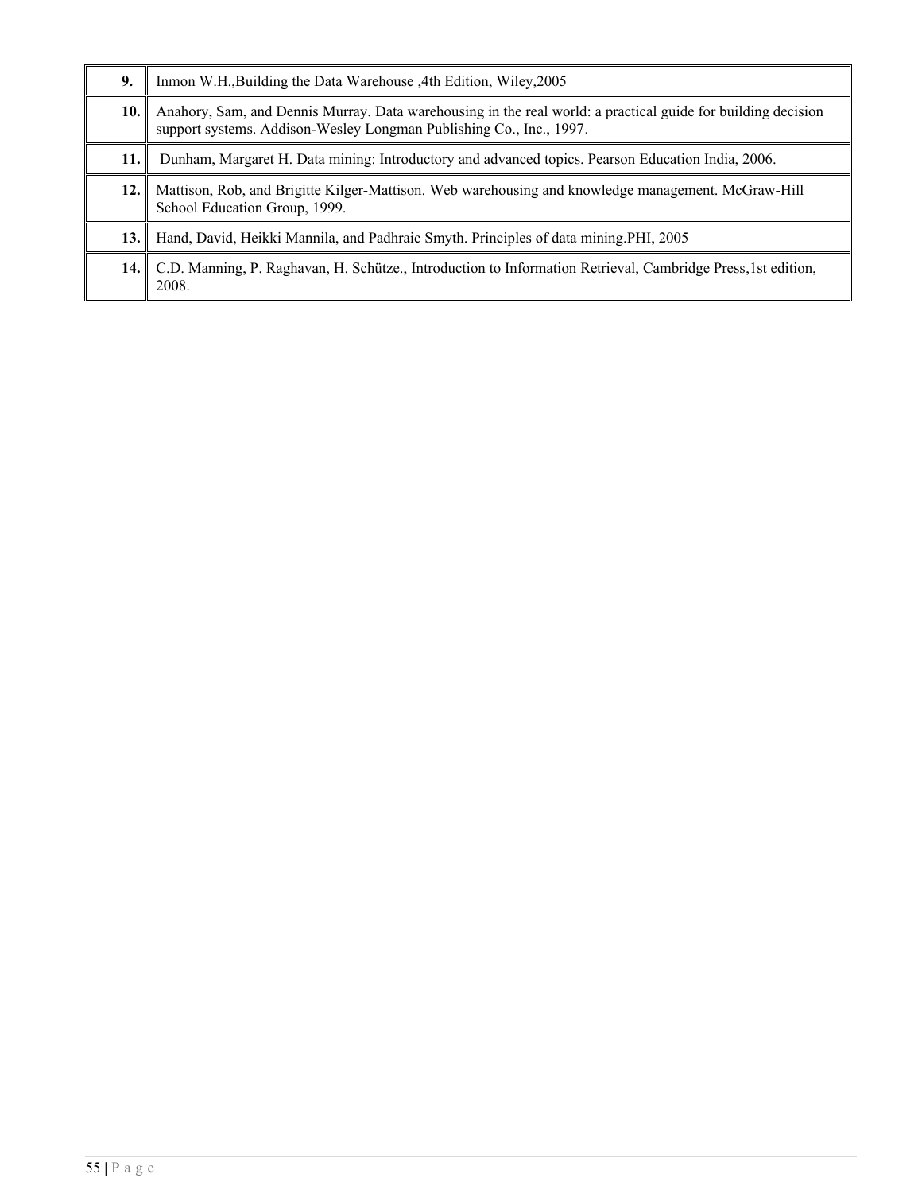| | |
|---|---|
| **9.** | Inmon W.H.,Building the Data Warehouse ,4th Edition, Wiley,2005 |
| **10.** | Anahory, Sam, and Dennis Murray. Data warehousing in the real world: a practical guide for building decision support systems. Addison-Wesley Longman Publishing Co., Inc., 1997. |
| **11.** | Dunham, Margaret H. Data mining: Introductory and advanced topics. Pearson Education India, 2006. |
| **12.** | Mattison, Rob, and Brigitte Kilger-Mattison. Web warehousing and knowledge management. McGraw-Hill School Education Group, 1999. |
| **13.** | Hand, David, Heikki Mannila, and Padhraic Smyth. Principles of data mining.PHI, 2005 |
| **14.** | C.D. Manning, P. Raghavan, H. Schütze., Introduction to Information Retrieval, Cambridge Press,1st edition, 2008. |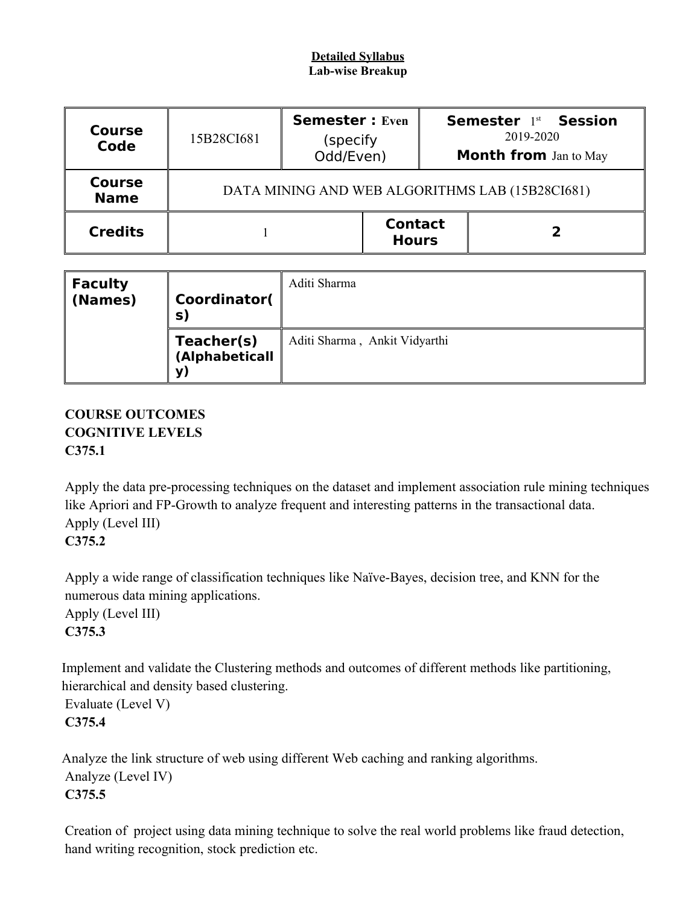**Detailed Syllabus**

**Lab-wise Breakup**

| **Course Code** | 15B28CI681 | **Semester : Even** (specify Odd/Even) | | **Semester** 1st **Session** 2019-2020 **Month from** Jan to May |
|---|---|---|---|---|
| **Course Name** | DATA MINING AND WEB ALGORITHMS LAB (15B28CI681) | | | |
| **Credits** | 1 | | **Contact Hours** | **2** |

| **Faculty (Names)** | **Coordinator(s)** | Aditi Sharma |
|---|---|---|
| | **Teacher(s) (Alphabetically)** | Aditi Sharma , Ankit Vidyarthi |

**COURSE OUTCOMES**

**COGNITIVE LEVELS**

**C375.1**

Apply the data pre-processing techniques on the dataset and implement association rule mining techniques like Apriori and FP-Growth to analyze frequent and interesting patterns in the transactional data.

Apply (Level III)

**C375.2**

Apply a wide range of classification techniques like Naïve-Bayes, decision tree, and KNN for the numerous data mining applications.

Apply (Level III)

**C375.3**

Implement and validate the Clustering methods and outcomes of different methods like partitioning, hierarchical and density based clustering.

Evaluate (Level V)

**C375.4**

Analyze the link structure of web using different Web caching and ranking algorithms.

Analyze (Level IV)

**C375.5**

Creation of project using data mining technique to solve the real world problems like fraud detection, hand writing recognition, stock prediction etc.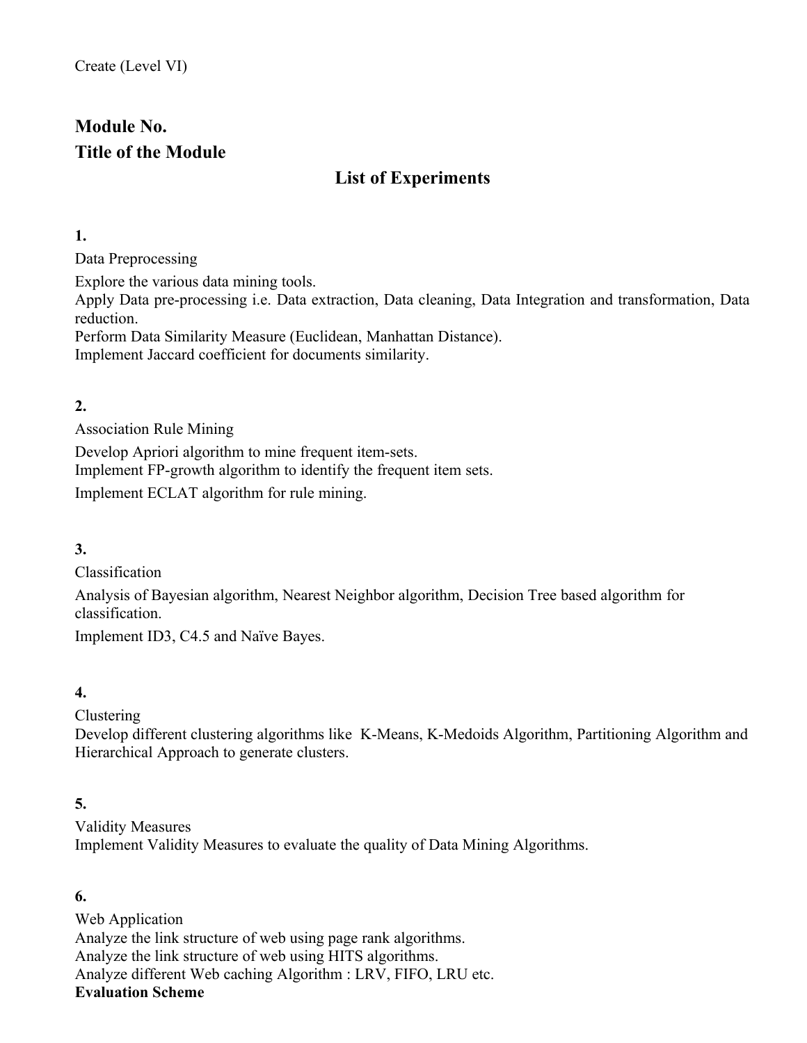Create (Level VI)

**Module No.**

**Title of the Module**

## List of Experiments

**1.**

Data Preprocessing

Explore the various data mining tools.
Apply Data pre-processing i.e. Data extraction, Data cleaning, Data Integration and transformation, Data reduction.
Perform Data Similarity Measure (Euclidean, Manhattan Distance).
Implement Jaccard coefficient for documents similarity.

**2.**

Association Rule Mining

Develop Apriori algorithm to mine frequent item-sets.
Implement FP-growth algorithm to identify the frequent item sets.

Implement ECLAT algorithm for rule mining.

**3.**

Classification

Analysis of Bayesian algorithm, Nearest Neighbor algorithm, Decision Tree based algorithm for classification.

Implement ID3, C4.5 and Naïve Bayes.

**4.**

Clustering

Develop different clustering algorithms like K-Means, K-Medoids Algorithm, Partitioning Algorithm and Hierarchical Approach to generate clusters.

**5.**

Validity Measures

Implement Validity Measures to evaluate the quality of Data Mining Algorithms.

**6.**

Web Application

Analyze the link structure of web using page rank algorithms.
Analyze the link structure of web using HITS algorithms.
Analyze different Web caching Algorithm : LRV, FIFO, LRU etc.

**Evaluation Scheme**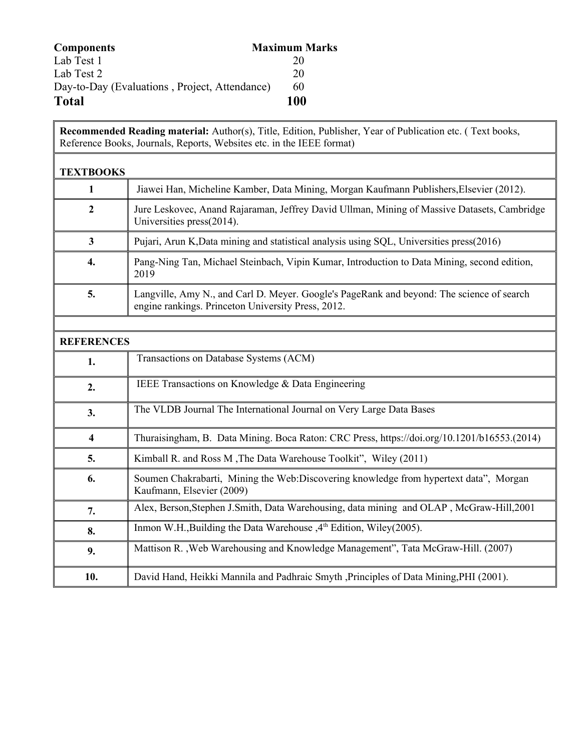| Components | Maximum Marks |
|---|---|
| Lab Test 1 | 20 |
| Lab Test 2 | 20 |
| Day-to-Day (Evaluations , Project, Attendance) | 60 |
| **Total** | **100** |

| **Recommended Reading material:** Author(s), Title, Edition, Publisher, Year of Publication etc. ( Text books, Reference Books, Journals, Reports, Websites etc. in the IEEE format) | |
|---|---|
| **TEXTBOOKS** | |
| **1** | Jiawei Han, Micheline Kamber, Data Mining, Morgan Kaufmann Publishers,Elsevier (2012). |
| **2** | Jure Leskovec, Anand Rajaraman, Jeffrey David Ullman, Mining of Massive Datasets, Cambridge Universities press(2014). |
| **3** | Pujari, Arun K,Data mining and statistical analysis using SQL, Universities press(2016) |
| **4.** | Pang-Ning Tan, Michael Steinbach, Vipin Kumar, Introduction to Data Mining, second edition, 2019 |
| **5.** | Langville, Amy N., and Carl D. Meyer. Google's PageRank and beyond: The science of search engine rankings. Princeton University Press, 2012. |
| | |
| **REFERENCES** | |
| **1.** | Transactions on Database Systems (ACM) |
| **2.** | IEEE Transactions on Knowledge & Data Engineering |
| **3.** | The VLDB Journal The International Journal on Very Large Data Bases |
| **4** | Thuraisingham, B. Data Mining. Boca Raton: CRC Press, https://doi.org/10.1201/b16553.(2014) |
| **5.** | Kimball R. and Ross M ,The Data Warehouse Toolkit", Wiley (2011) |
| **6.** | Soumen Chakrabarti, Mining the Web:Discovering knowledge from hypertext data", Morgan Kaufmann, Elsevier (2009) |
| **7.** | Alex, Berson,Stephen J.Smith, Data Warehousing, data mining and OLAP , McGraw-Hill,2001 |
| **8.** | Inmon W.H.,Building the Data Warehouse ,4th Edition, Wiley(2005). |
| **9.** | Mattison R. ,Web Warehousing and Knowledge Management", Tata McGraw-Hill. (2007) |
| **10.** | David Hand, Heikki Mannila and Padhraic Smyth ,Principles of Data Mining,PHI (2001). |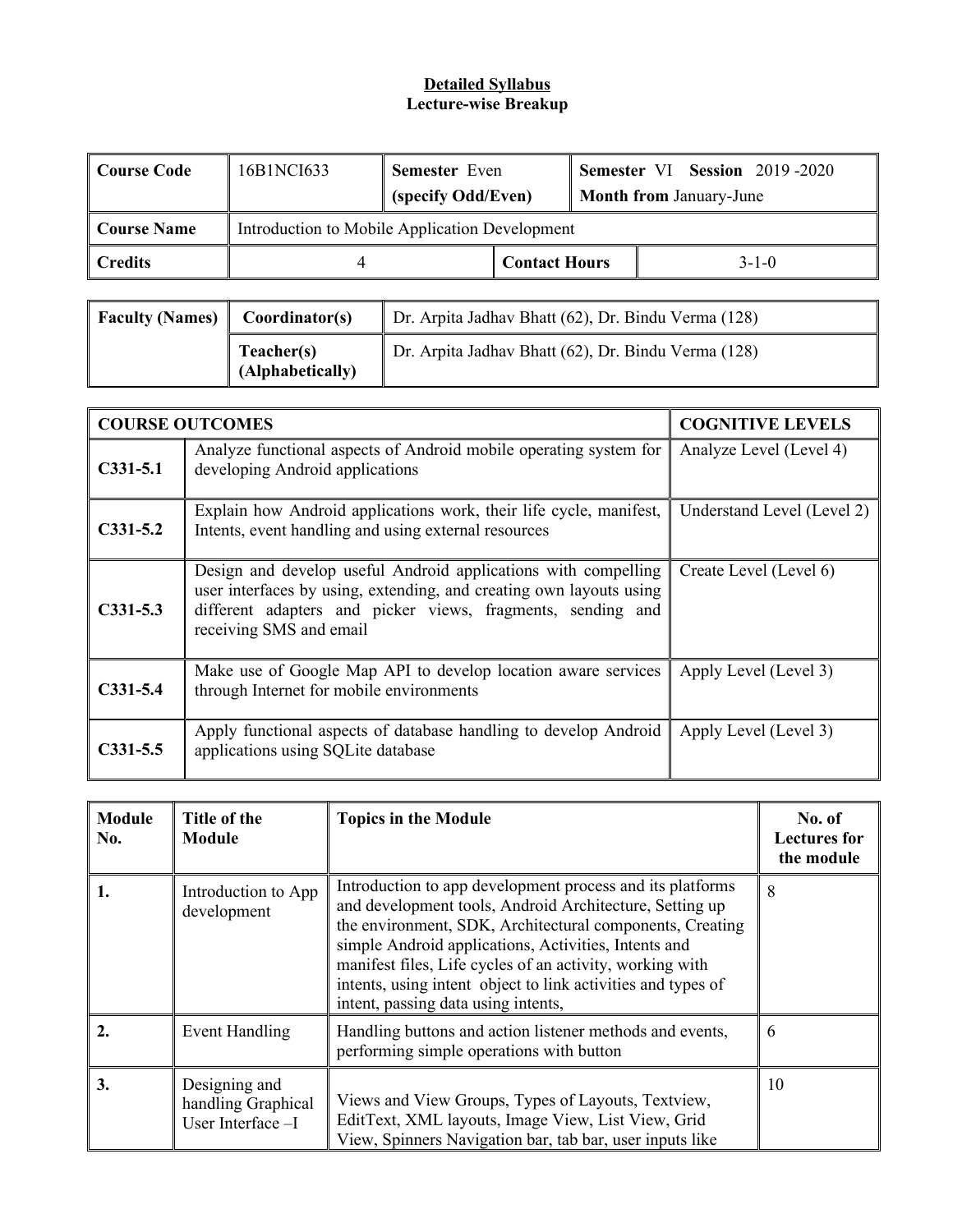**Detailed Syllabus**
**Lecture-wise Breakup**

| Course Code | 16B1NCI633 | Semester Even (specify Odd/Even) | Semester VI Session 2019 -2020 Month from January-June |
|---|---|---|---|
| Course Name | Introduction to Mobile Application Development | | |
| Credits | 4 | Contact Hours | 3-1-0 |

| Faculty (Names) | Coordinator(s) | Dr. Arpita Jadhav Bhatt (62), Dr. Bindu Verma (128) |
|---|---|---|
| | Teacher(s) (Alphabetically) | Dr. Arpita Jadhav Bhatt (62), Dr. Bindu Verma (128) |

| COURSE OUTCOMES | | COGNITIVE LEVELS |
|---|---|---|
| C331-5.1 | Analyze functional aspects of Android mobile operating system for developing Android applications | Analyze Level (Level 4) |
| C331-5.2 | Explain how Android applications work, their life cycle, manifest, Intents, event handling and using external resources | Understand Level (Level 2) |
| C331-5.3 | Design and develop useful Android applications with compelling user interfaces by using, extending, and creating own layouts using different adapters and picker views, fragments, sending and receiving SMS and email | Create Level (Level 6) |
| C331-5.4 | Make use of Google Map API to develop location aware services through Internet for mobile environments | Apply Level (Level 3) |
| C331-5.5 | Apply functional aspects of database handling to develop Android applications using SQLite database | Apply Level (Level 3) |

| Module No. | Title of the Module | Topics in the Module | No. of Lectures for the module |
|---|---|---|---|
| 1. | Introduction to App development | Introduction to app development process and its platforms and development tools, Android Architecture, Setting up the environment, SDK, Architectural components, Creating simple Android applications, Activities, Intents and manifest files, Life cycles of an activity, working with intents, using intent object to link activities and types of intent, passing data using intents, | 8 |
| 2. | Event Handling | Handling buttons and action listener methods and events, performing simple operations with button | 6 |
| 3. | Designing and handling Graphical User Interface –I | Views and View Groups, Types of Layouts, Textview, EditText, XML layouts, Image View, List View, Grid View, Spinners Navigation bar, tab bar, user inputs like | 10 |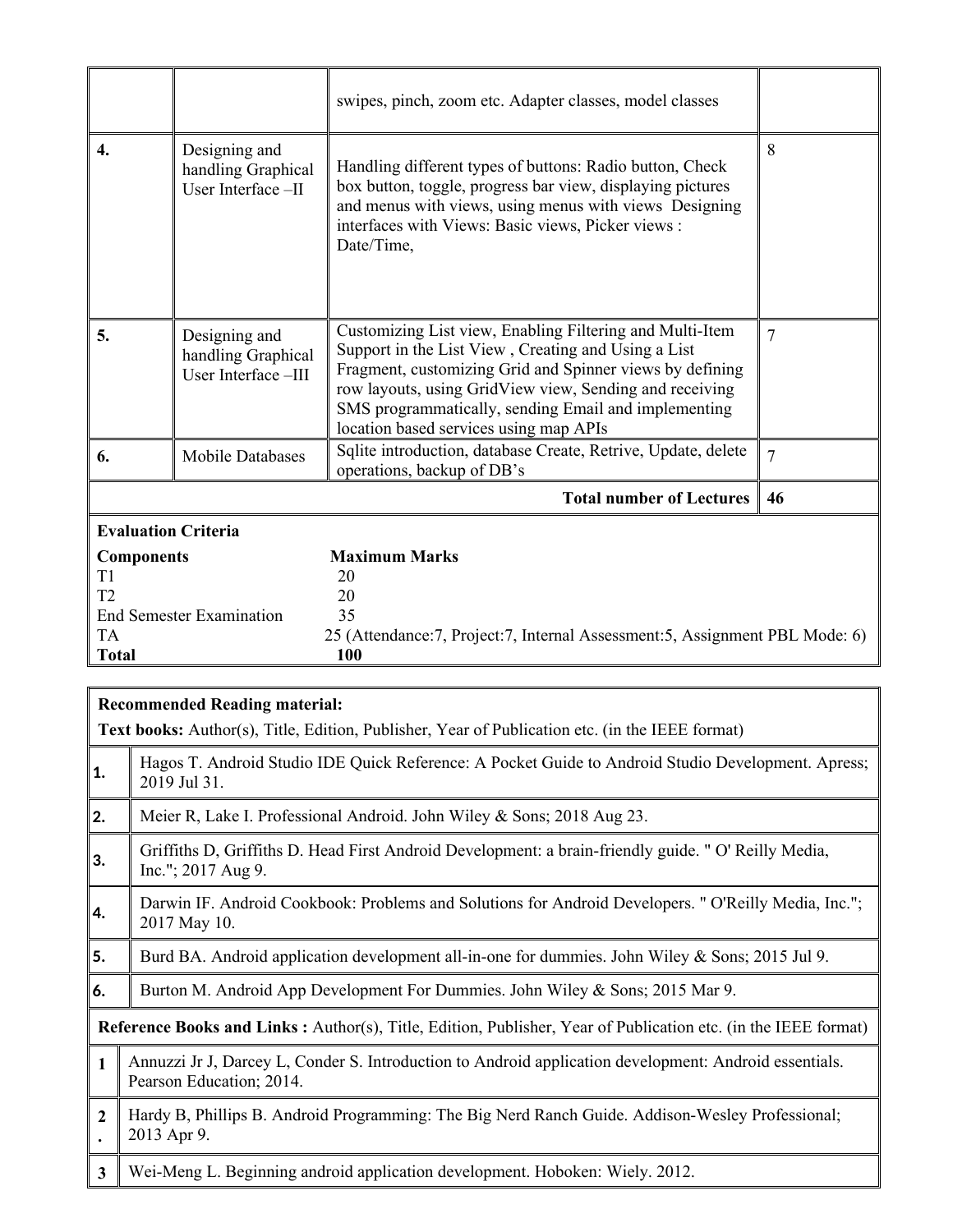| | | | |
|---|---|---|---|
| | | swipes, pinch, zoom etc. Adapter classes, model classes | |
| **4.** | Designing and handling Graphical User Interface –II | Handling different types of buttons: Radio button, Check box button, toggle, progress bar view, displaying pictures and menus with views, using menus with views Designing interfaces with Views: Basic views, Picker views : Date/Time, | 8 |
| **5.** | Designing and handling Graphical User Interface –III | Customizing List view, Enabling Filtering and Multi-Item Support in the List View , Creating and Using a List Fragment, customizing Grid and Spinner views by defining row layouts, using GridView view, Sending and receiving SMS programmatically, sending Email and implementing location based services using map APIs | 7 |
| **6.** | Mobile Databases | Sqlite introduction, database Create, Retrive, Update, delete operations, backup of DB's | 7 |
| | | **Total number of Lectures** | **46** |

**Evaluation Criteria**

| Components | Maximum Marks |
|---|---|
| T1 | 20 |
| T2 | 20 |
| End Semester Examination | 35 |
| TA | 25 (Attendance:7, Project:7, Internal Assessment:5, Assignment PBL Mode: 6) |
| **Total** | **100** |

**Recommended Reading material:**

**Text books:** Author(s), Title, Edition, Publisher, Year of Publication etc. (in the IEEE format)

| | |
|---|---|
| 1. | Hagos T. Android Studio IDE Quick Reference: A Pocket Guide to Android Studio Development. Apress; 2019 Jul 31. |
| 2. | Meier R, Lake I. Professional Android. John Wiley & Sons; 2018 Aug 23. |
| 3. | Griffiths D, Griffiths D. Head First Android Development: a brain-friendly guide. " O' Reilly Media, Inc."; 2017 Aug 9. |
| 4. | Darwin IF. Android Cookbook: Problems and Solutions for Android Developers. " O'Reilly Media, Inc."; 2017 May 10. |
| 5. | Burd BA. Android application development all-in-one for dummies. John Wiley & Sons; 2015 Jul 9. |
| 6. | Burton M. Android App Development For Dummies. John Wiley & Sons; 2015 Mar 9. |

**Reference Books and Links :** Author(s), Title, Edition, Publisher, Year of Publication etc. (in the IEEE format)

| | |
|---|---|
| 1 | Annuzzi Jr J, Darcey L, Conder S. Introduction to Android application development: Android essentials. Pearson Education; 2014. |
| 2. | Hardy B, Phillips B. Android Programming: The Big Nerd Ranch Guide. Addison-Wesley Professional; 2013 Apr 9. |
| 3 | Wei-Meng L. Beginning android application development. Hoboken: Wiely. 2012. |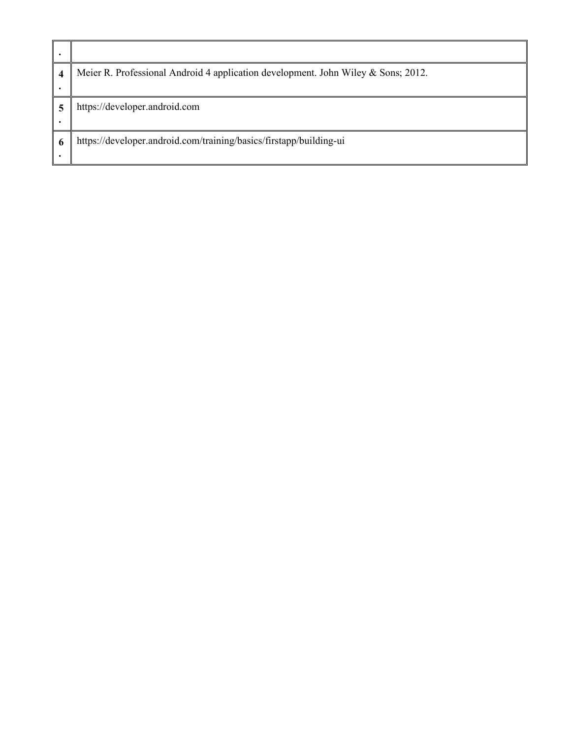| . | |
|---|---|
| 4. | Meier R. Professional Android 4 application development. John Wiley & Sons; 2012. |
| 5. | https://developer.android.com |
| 6. | https://developer.android.com/training/basics/firstapp/building-ui |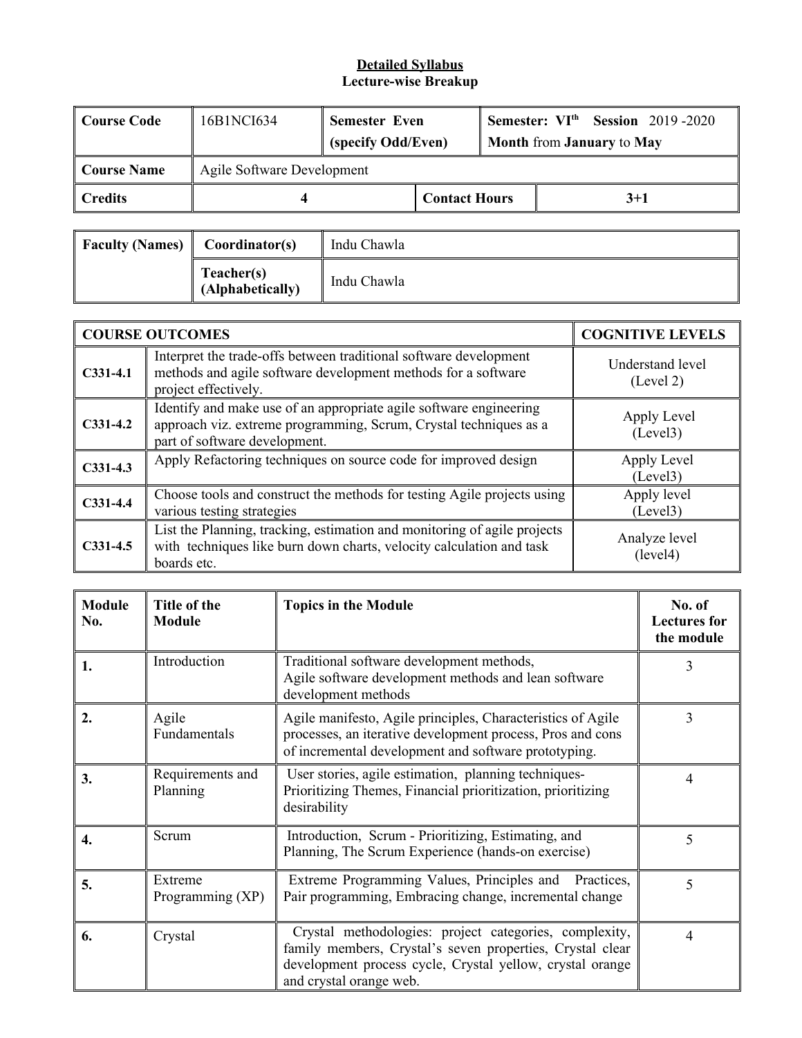**Detailed Syllabus**
**Lecture-wise Breakup**

| **Course Code** | 16B1NCI634 | **Semester Even** (specify Odd/Even) | **Semester: VI^th Session** 2019 -2020 **Month** from **January** to **May** |
|---|---|---|---|
| **Course Name** | Agile Software Development | | |
| **Credits** | 4 | **Contact Hours** | 3+1 |

| **Faculty (Names)** | **Coordinator(s)** | Indu Chawla |
|---|---|---|
| | **Teacher(s) (Alphabetically)** | Indu Chawla |

| **COURSE OUTCOMES** | | **COGNITIVE LEVELS** |
|---|---|---|
| **C331-4.1** | Interpret the trade-offs between traditional software development methods and agile software development methods for a software project effectively. | Understand level (Level 2) |
| **C331-4.2** | Identify and make use of an appropriate agile software engineering approach viz. extreme programming, Scrum, Crystal techniques as a part of software development. | Apply Level (Level3) |
| **C331-4.3** | Apply Refactoring techniques on source code for improved design | Apply Level (Level3) |
| **C331-4.4** | Choose tools and construct the methods for testing Agile projects using various testing strategies | Apply level (Level3) |
| **C331-4.5** | List the Planning, tracking, estimation and monitoring of agile projects with techniques like burn down charts, velocity calculation and task boards etc. | Analyze level (level4) |

| **Module No.** | **Title of the Module** | **Topics in the Module** | **No. of Lectures for the module** |
|---|---|---|---|
| **1.** | Introduction | Traditional software development methods, Agile software development methods and lean software development methods | 3 |
| **2.** | Agile Fundamentals | Agile manifesto, Agile principles, Characteristics of Agile processes, an iterative development process, Pros and cons of incremental development and software prototyping. | 3 |
| **3.** | Requirements and Planning | User stories, agile estimation, planning techniques-Prioritizing Themes, Financial prioritization, prioritizing desirability | 4 |
| **4.** | Scrum | Introduction, Scrum - Prioritizing, Estimating, and Planning, The Scrum Experience (hands-on exercise) | 5 |
| **5.** | Extreme Programming (XP) | Extreme Programming Values, Principles and Practices, Pair programming, Embracing change, incremental change | 5 |
| **6.** | Crystal | Crystal methodologies: project categories, complexity, family members, Crystal's seven properties, Crystal clear development process cycle, Crystal yellow, crystal orange and crystal orange web. | 4 |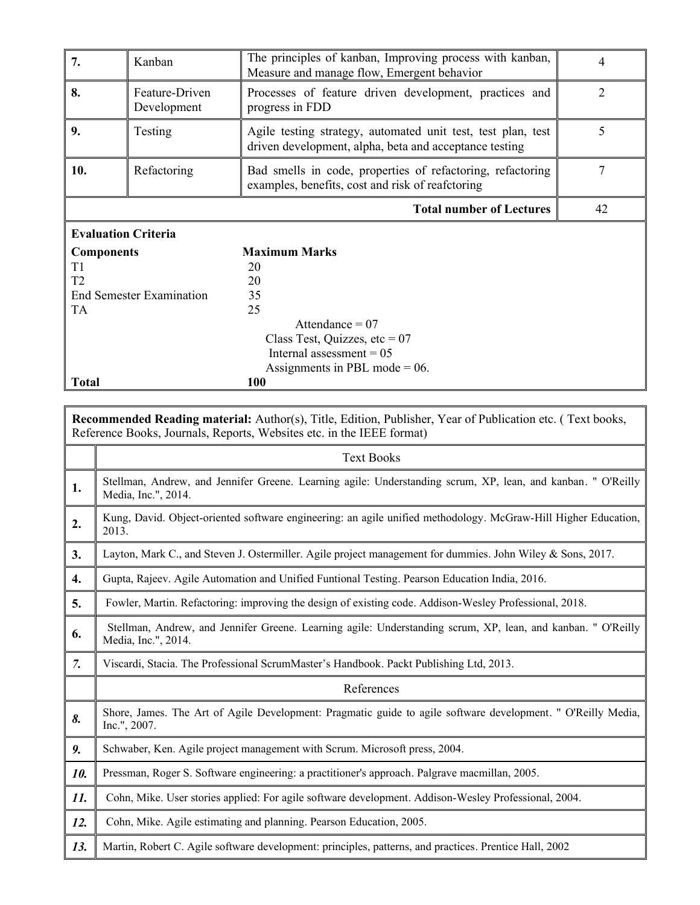| | | | |
|---|---|---|---|
| **7.** | Kanban | The principles of kanban, Improving process with kanban, Measure and manage flow, Emergent behavior | 4 |
| **8.** | Feature-Driven Development | Processes of feature driven development, practices and progress in FDD | 2 |
| **9.** | Testing | Agile testing strategy, automated unit test, test plan, test driven development, alpha, beta and acceptance testing | 5 |
| **10.** | Refactoring | Bad smells in code, properties of refactoring, refactoring examples, benefits, cost and risk of reafctoring | 7 |
| | | **Total number of Lectures** | 42 |

**Evaluation Criteria**

| **Components** | **Maximum Marks** |
|---|---|
| T1 | 20 |
| T2 | 20 |
| End Semester Examination | 35 |
| TA | 25 |
| | Attendance = 07 |
| | Class Test, Quizzes, etc = 07 |
| | Internal assessment = 05 |
| | Assignments in PBL mode = 06. |
| **Total** | **100** |

**Recommended Reading material:** Author(s), Title, Edition, Publisher, Year of Publication etc. ( Text books, Reference Books, Journals, Reports, Websites etc. in the IEEE format)

| | Text Books |
|---|---|
| **1.** | Stellman, Andrew, and Jennifer Greene. Learning agile: Understanding scrum, XP, lean, and kanban. " O'Reilly Media, Inc.", 2014. |
| **2.** | Kung, David. Object-oriented software engineering: an agile unified methodology. McGraw-Hill Higher Education, 2013. |
| **3.** | Layton, Mark C., and Steven J. Ostermiller. Agile project management for dummies. John Wiley & Sons, 2017. |
| **4.** | Gupta, Rajeev. Agile Automation and Unified Funtional Testing. Pearson Education India, 2016. |
| **5.** | Fowler, Martin. Refactoring: improving the design of existing code. Addison-Wesley Professional, 2018. |
| **6.** | Stellman, Andrew, and Jennifer Greene. Learning agile: Understanding scrum, XP, lean, and kanban. " O'Reilly Media, Inc.", 2014. |
| ***7.*** | Viscardi, Stacia. The Professional ScrumMaster's Handbook. Packt Publishing Ltd, 2013. |
| | References |
| ***8.*** | Shore, James. The Art of Agile Development: Pragmatic guide to agile software development. " O'Reilly Media, Inc.", 2007. |
| ***9.*** | Schwaber, Ken. Agile project management with Scrum. Microsoft press, 2004. |
| ***10.*** | Pressman, Roger S. Software engineering: a practitioner's approach. Palgrave macmillan, 2005. |
| ***11.*** | Cohn, Mike. User stories applied: For agile software development. Addison-Wesley Professional, 2004. |
| ***12.*** | Cohn, Mike. Agile estimating and planning. Pearson Education, 2005. |
| ***13.*** | Martin, Robert C. Agile software development: principles, patterns, and practices. Prentice Hall, 2002 |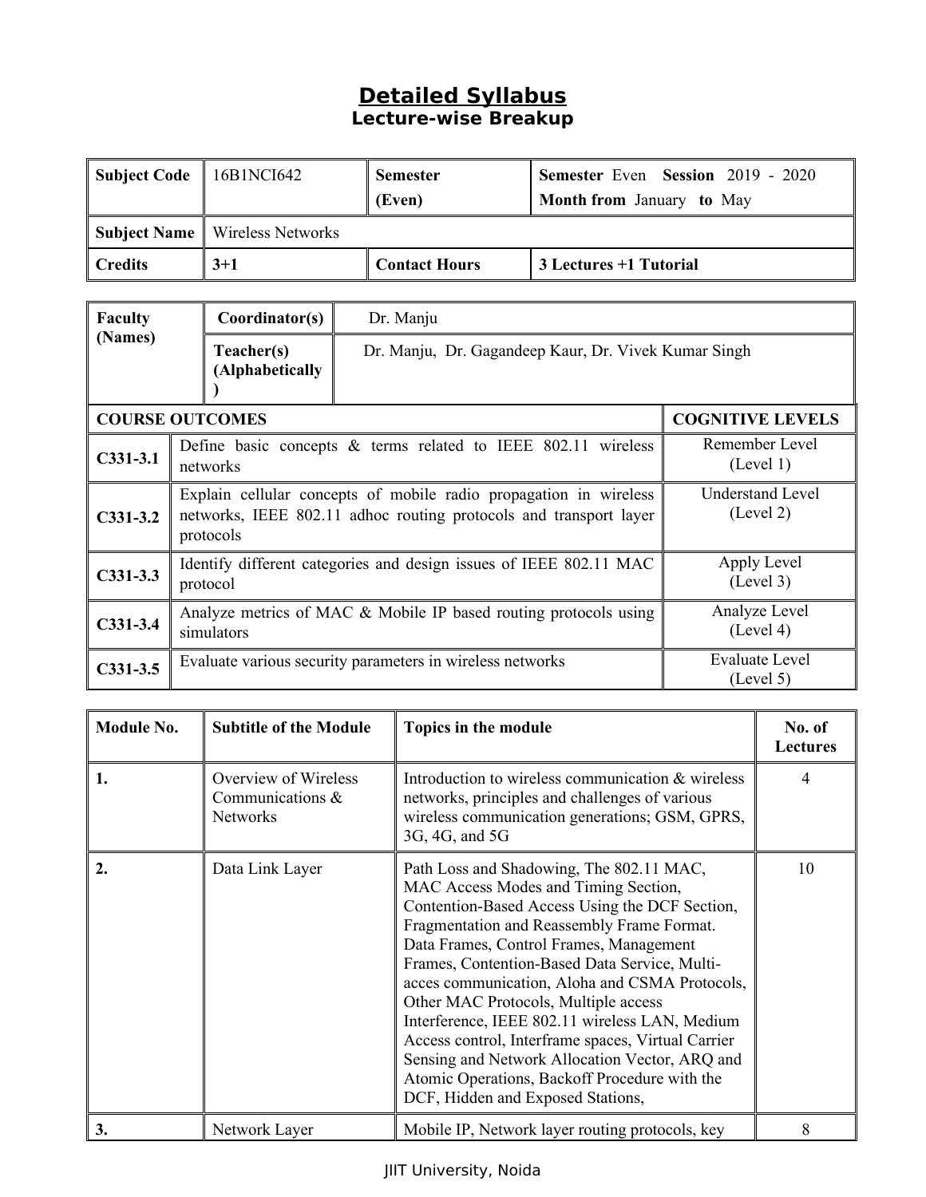# Detailed Syllabus

## Lecture-wise Breakup

| Subject Code | 16B1NCI642 | Semester (Even) | Semester Even Session 2019 - 2020 Month from January to May |
|---|---|---|---|
| Subject Name | Wireless Networks | | |
| Credits | 3+1 | Contact Hours | 3 Lectures +1 Tutorial |

| Faculty (Names) | Coordinator(s) | Dr. Manju |
|---|---|---|
| | Teacher(s) (Alphabetically) | Dr. Manju, Dr. Gagandeep Kaur, Dr. Vivek Kumar Singh |

| COURSE OUTCOMES | | COGNITIVE LEVELS |
|---|---|---|
| C331-3.1 | Define basic concepts & terms related to IEEE 802.11 wireless networks | Remember Level (Level 1) |
| C331-3.2 | Explain cellular concepts of mobile radio propagation in wireless networks, IEEE 802.11 adhoc routing protocols and transport layer protocols | Understand Level (Level 2) |
| C331-3.3 | Identify different categories and design issues of IEEE 802.11 MAC protocol | Apply Level (Level 3) |
| C331-3.4 | Analyze metrics of MAC & Mobile IP based routing protocols using simulators | Analyze Level (Level 4) |
| C331-3.5 | Evaluate various security parameters in wireless networks | Evaluate Level (Level 5) |

| Module No. | Subtitle of the Module | Topics in the module | No. of Lectures |
|---|---|---|---|
| 1. | Overview of Wireless Communications & Networks | Introduction to wireless communication & wireless networks, principles and challenges of various wireless communication generations; GSM, GPRS, 3G, 4G, and 5G | 4 |
| 2. | Data Link Layer | Path Loss and Shadowing, The 802.11 MAC, MAC Access Modes and Timing Section, Contention-Based Access Using the DCF Section, Fragmentation and Reassembly Frame Format. Data Frames, Control Frames, Management Frames, Contention-Based Data Service, Multi-acces communication, Aloha and CSMA Protocols, Other MAC Protocols, Multiple access Interference, IEEE 802.11 wireless LAN, Medium Access control, Interframe spaces, Virtual Carrier Sensing and Network Allocation Vector, ARQ and Atomic Operations, Backoff Procedure with the DCF, Hidden and Exposed Stations, | 10 |
| 3. | Network Layer | Mobile IP, Network layer routing protocols, key | 8 |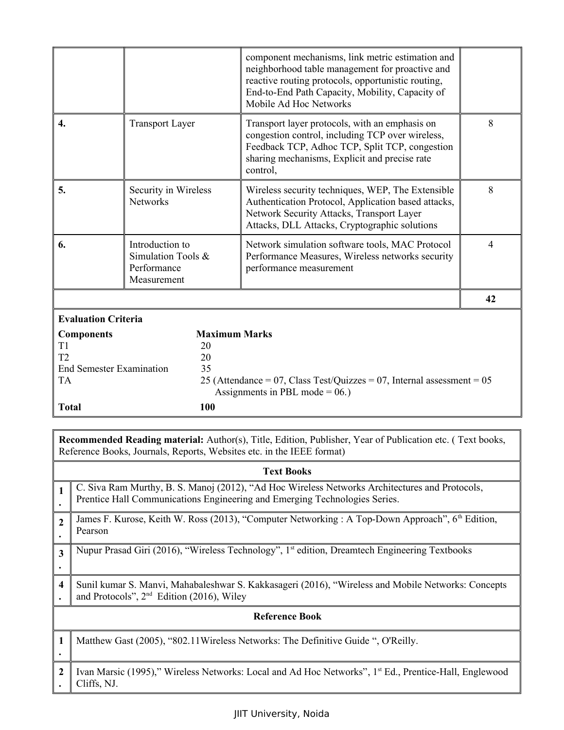|  |  | component mechanisms, link metric estimation and neighborhood table management for proactive and reactive routing protocols, opportunistic routing, End-to-End Path Capacity, Mobility, Capacity of Mobile Ad Hoc Networks |  |
|---|---|---|---|
| **4.** | Transport Layer | Transport layer protocols, with an emphasis on congestion control, including TCP over wireless, Feedback TCP, Adhoc TCP, Split TCP, congestion sharing mechanisms, Explicit and precise rate control, | 8 |
| **5.** | Security in Wireless Networks | Wireless security techniques, WEP, The Extensible Authentication Protocol, Application based attacks, Network Security Attacks, Transport Layer Attacks, DLL Attacks, Cryptographic solutions | 8 |
| **6.** | Introduction to Simulation Tools & Performance Measurement | Network simulation software tools, MAC Protocol Performance Measures, Wireless networks security performance measurement | 4 |
|  |  |  | **42** |

**Evaluation Criteria**

| **Components** | **Maximum Marks** |
|---|---|
| T1 | 20 |
| T2 | 20 |
| End Semester Examination | 35 |
| TA | 25 (Attendance = 07, Class Test/Quizzes = 07, Internal assessment = 05 Assignments in PBL mode = 06.) |
| **Total** | **100** |

**Recommended Reading material:** Author(s), Title, Edition, Publisher, Year of Publication etc. ( Text books, Reference Books, Journals, Reports, Websites etc. in the IEEE format)

**Text Books**

| | |
|---|---|
| 1. | C. Siva Ram Murthy, B. S. Manoj (2012), “Ad Hoc Wireless Networks Architectures and Protocols, Prentice Hall Communications Engineering and Emerging Technologies Series. |
| 2. | James F. Kurose, Keith W. Ross (2013), “Computer Networking : A Top-Down Approach”, 6th Edition, Pearson |
| 3. | Nupur Prasad Giri (2016), “Wireless Technology”, 1st edition, Dreamtech Engineering Textbooks |
| 4. | Sunil kumar S. Manvi, Mahabaleshwar S. Kakkasageri (2016), “Wireless and Mobile Networks: Concepts and Protocols”, 2nd Edition (2016), Wiley |

**Reference Book**

| | |
|---|---|
| 1. | Matthew Gast (2005), “802.11Wireless Networks: The Definitive Guide “, O'Reilly. |
| 2. | Ivan Marsic (1995),” Wireless Networks: Local and Ad Hoc Networks”, 1st Ed., Prentice-Hall, Englewood Cliffs, NJ. |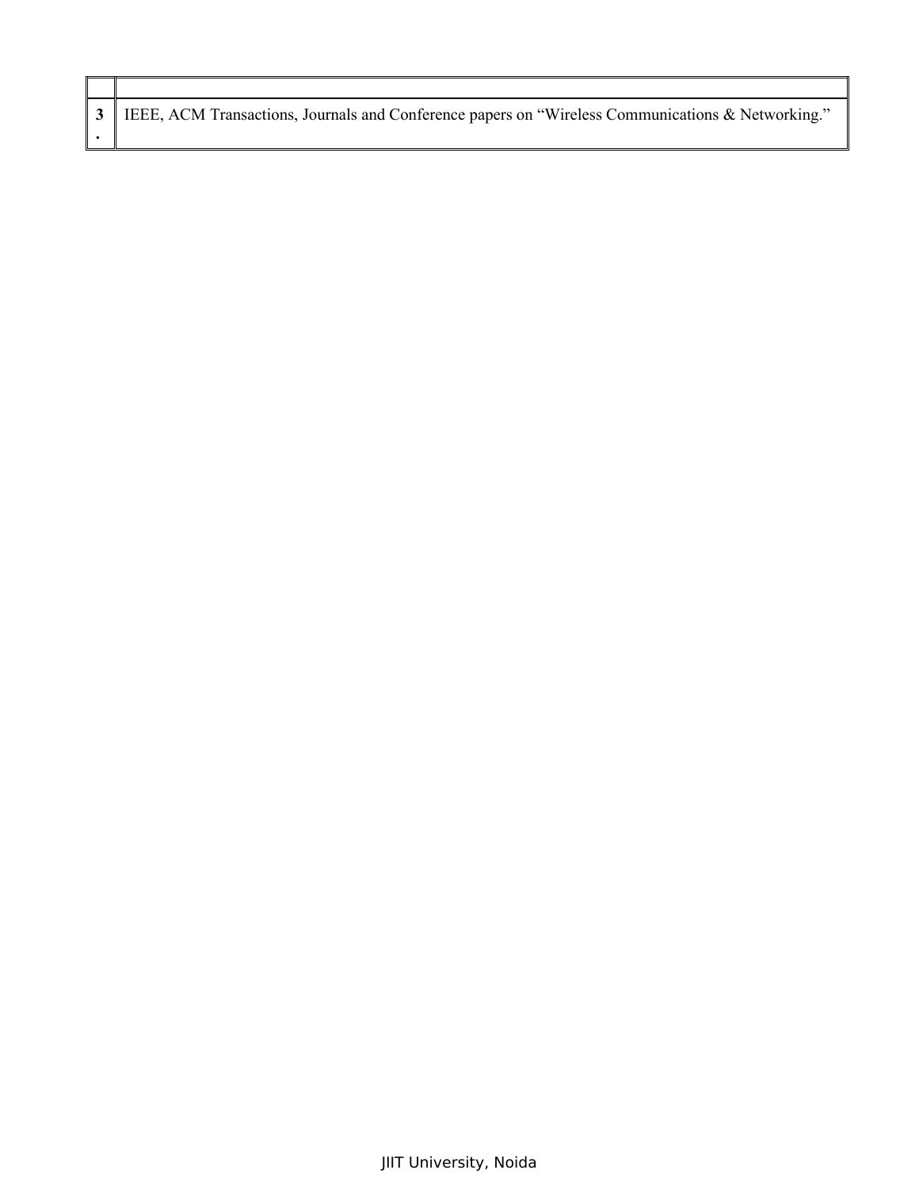| | |
|---|---|
| **3.** | IEEE, ACM Transactions, Journals and Conference papers on "Wireless Communications & Networking." |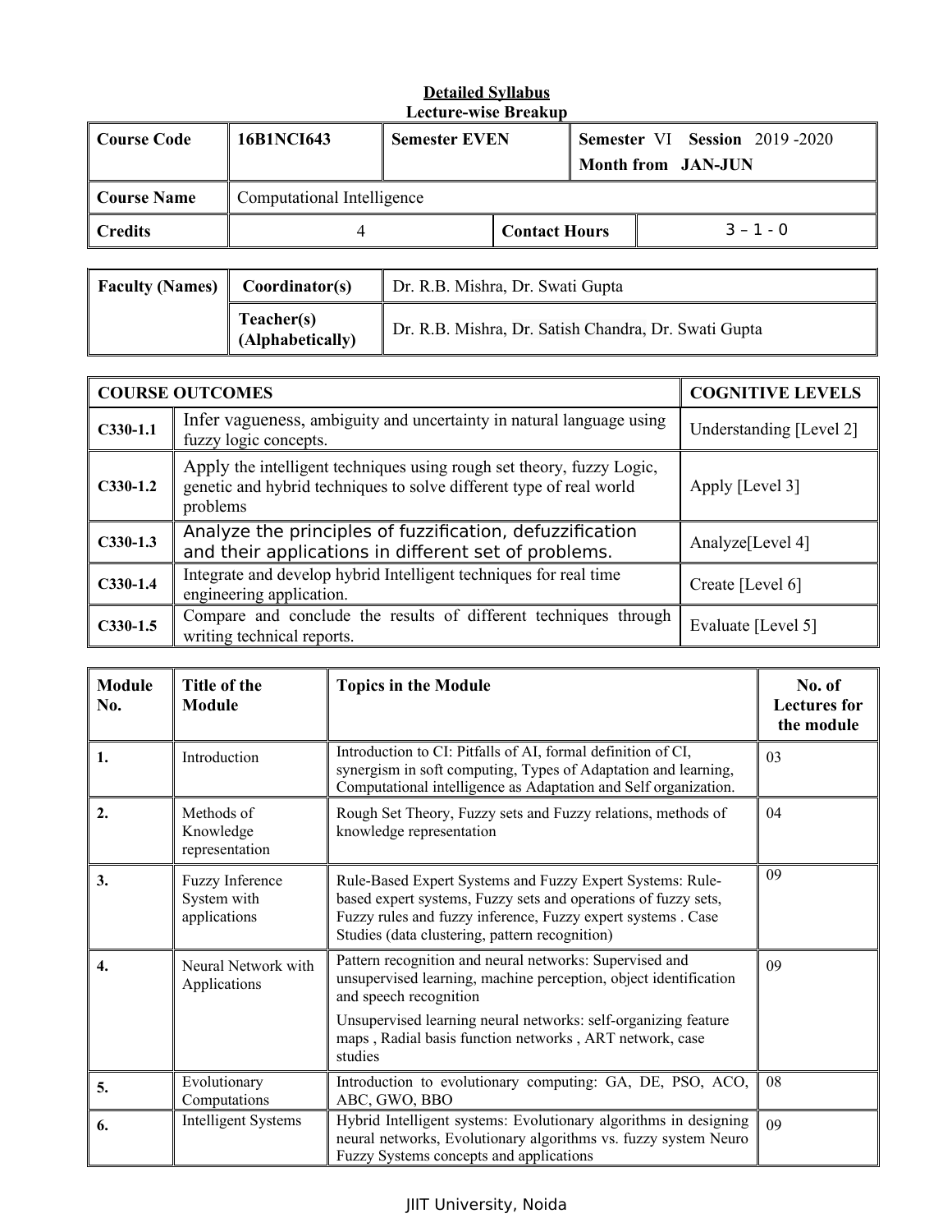**Detailed Syllabus**

**Lecture-wise Breakup**

| **Course Code** | **16B1NCI643** | **Semester EVEN** | **Semester** VI **Session** 2019 -2020 **Month from** **JAN-JUN** |
|---|---|---|---|
| **Course Name** | Computational Intelligence | | |
| **Credits** | 4 | **Contact Hours** | 3 – 1 - 0 |

| **Faculty (Names)** | **Coordinator(s)** | Dr. R.B. Mishra, Dr. Swati Gupta |
|---|---|---|
| | **Teacher(s) (Alphabetically)** | Dr. R.B. Mishra, Dr. Satish Chandra, Dr. Swati Gupta |

| **COURSE OUTCOMES** | | **COGNITIVE LEVELS** |
|---|---|---|
| **C330-1.1** | Infer vagueness, ambiguity and uncertainty in natural language using fuzzy logic concepts. | Understanding [Level 2] |
| **C330-1.2** | Apply the intelligent techniques using rough set theory, fuzzy Logic, genetic and hybrid techniques to solve different type of real world problems | Apply [Level 3] |
| **C330-1.3** | Analyze the principles of fuzzification, defuzzification and their applications in different set of problems. | Analyze[Level 4] |
| **C330-1.4** | Integrate and develop hybrid Intelligent techniques for real time engineering application. | Create [Level 6] |
| **C330-1.5** | Compare and conclude the results of different techniques through writing technical reports. | Evaluate [Level 5] |

| **Module No.** | **Title of the Module** | **Topics in the Module** | **No. of Lectures for the module** |
|---|---|---|---|
| **1.** | Introduction | Introduction to CI: Pitfalls of AI, formal definition of CI, synergism in soft computing, Types of Adaptation and learning, Computational intelligence as Adaptation and Self organization. | 03 |
| **2.** | Methods of Knowledge representation | Rough Set Theory, Fuzzy sets and Fuzzy relations, methods of knowledge representation | 04 |
| **3.** | Fuzzy Inference System with applications | Rule-Based Expert Systems and Fuzzy Expert Systems: Rule-based expert systems, Fuzzy sets and operations of fuzzy sets, Fuzzy rules and fuzzy inference, Fuzzy expert systems . Case Studies (data clustering, pattern recognition) | 09 |
| **4.** | Neural Network with Applications | Pattern recognition and neural networks: Supervised and unsupervised learning, machine perception, object identification and speech recognition<br>Unsupervised learning neural networks: self-organizing feature maps , Radial basis function networks , ART network, case studies | 09 |
| **5.** | Evolutionary Computations | Introduction to evolutionary computing: GA, DE, PSO, ACO, ABC, GWO, BBO | 08 |
| **6.** | Intelligent Systems | Hybrid Intelligent systems: Evolutionary algorithms in designing neural networks, Evolutionary algorithms vs. fuzzy system Neuro Fuzzy Systems concepts and applications | 09 |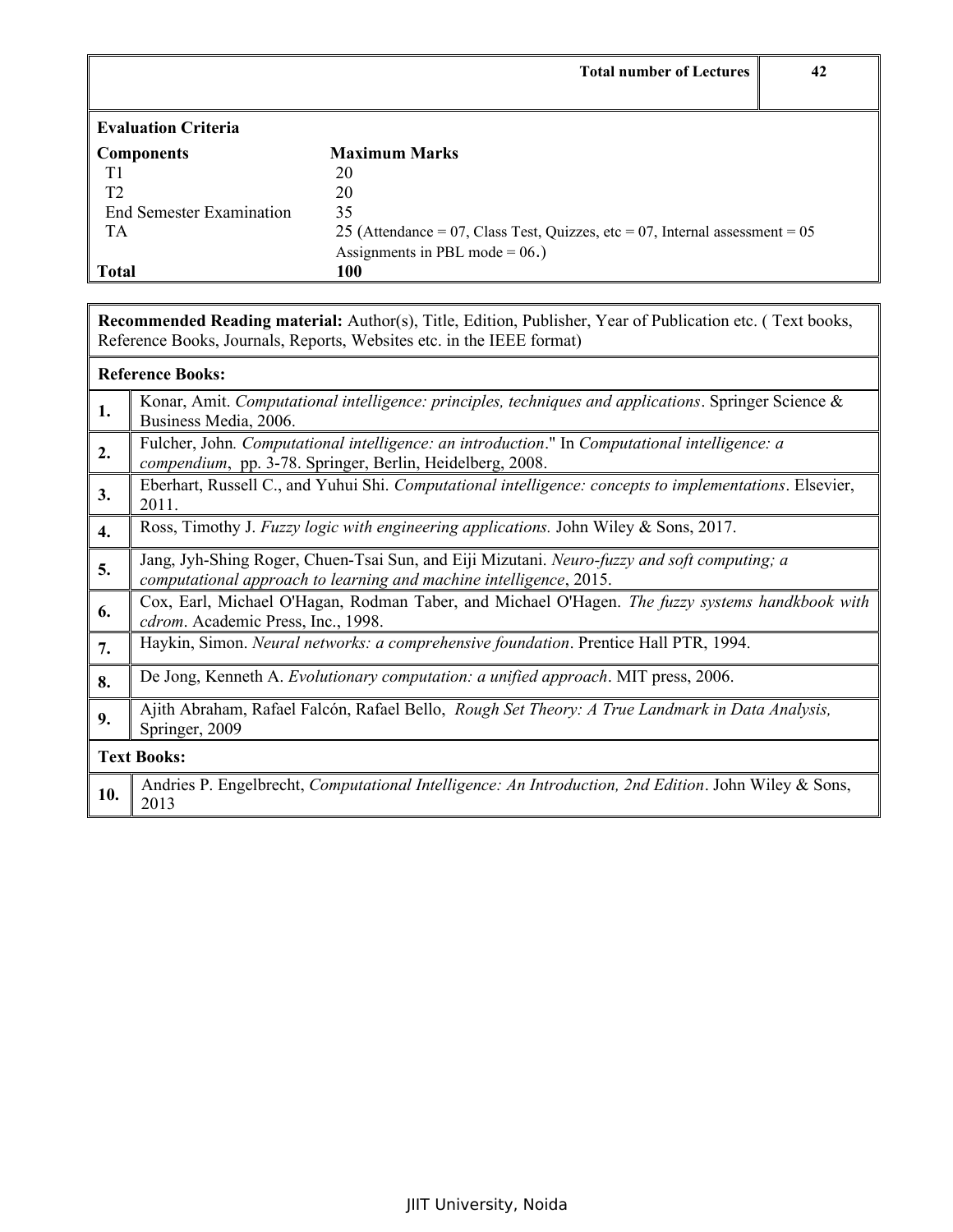| | Total number of Lectures | 42 |
|---|---|---|

**Evaluation Criteria**

| Components | Maximum Marks |
|---|---|
| T1 | 20 |
| T2 | 20 |
| End Semester Examination | 35 |
| TA | 25 (Attendance = 07, Class Test, Quizzes, etc = 07, Internal assessment = 05 Assignments in PBL mode = 06.) |
| **Total** | **100** |

**Recommended Reading material:** Author(s), Title, Edition, Publisher, Year of Publication etc. ( Text books, Reference Books, Journals, Reports, Websites etc. in the IEEE format)

| | |
|---|---|
| **Reference Books:** | |
| **1.** | Konar, Amit. *Computational intelligence: principles, techniques and applications*. Springer Science & Business Media, 2006. |
| **2.** | Fulcher, John. *Computational intelligence: an introduction*." In *Computational intelligence: a compendium*, pp. 3-78. Springer, Berlin, Heidelberg, 2008. |
| **3.** | Eberhart, Russell C., and Yuhui Shi. *Computational intelligence: concepts to implementations*. Elsevier, 2011. |
| **4.** | Ross, Timothy J. *Fuzzy logic with engineering applications.* John Wiley & Sons, 2017. |
| **5.** | Jang, Jyh-Shing Roger, Chuen-Tsai Sun, and Eiji Mizutani. *Neuro-fuzzy and soft computing; a computational approach to learning and machine intelligence*, 2015. |
| **6.** | Cox, Earl, Michael O'Hagan, Rodman Taber, and Michael O'Hagen. *The fuzzy systems handkbook with cdrom*. Academic Press, Inc., 1998. |
| **7.** | Haykin, Simon. *Neural networks: a comprehensive foundation*. Prentice Hall PTR, 1994. |
| **8.** | De Jong, Kenneth A. *Evolutionary computation: a unified approach*. MIT press, 2006. |
| **9.** | Ajith Abraham, Rafael Falcón, Rafael Bello, *Rough Set Theory: A True Landmark in Data Analysis,* Springer, 2009 |
| **Text Books:** | |
| **10.** | Andries P. Engelbrecht, *Computational Intelligence: An Introduction, 2nd Edition*. John Wiley & Sons, 2013 |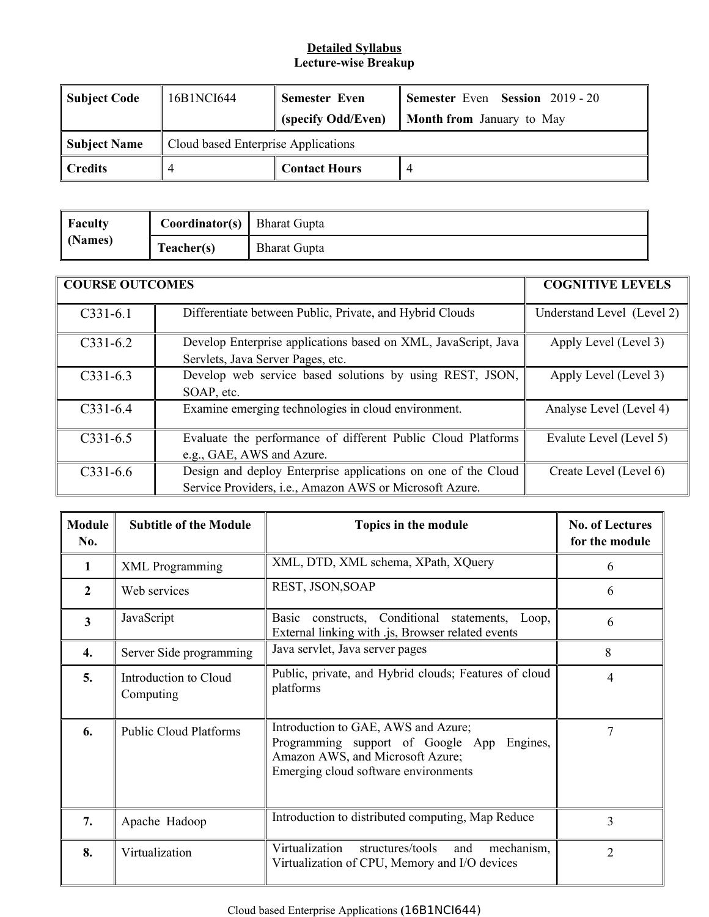**Detailed Syllabus**
**Lecture-wise Breakup**

| **Subject Code** | 16B1NCI644 | **Semester Even (specify Odd/Even)** | **Semester** Even **Session** 2019 - 20 **Month from** January to May |
|---|---|---|---|
| **Subject Name** | Cloud based Enterprise Applications | | |
| **Credits** | 4 | **Contact Hours** | 4 |

| **Faculty (Names)** | **Coordinator(s)** | Bharat Gupta |
|---|---|---|
| | **Teacher(s)** | Bharat Gupta |

| **COURSE OUTCOMES** | | **COGNITIVE LEVELS** |
|---|---|---|
| C331-6.1 | Differentiate between Public, Private, and Hybrid Clouds | Understand Level (Level 2) |
| C331-6.2 | Develop Enterprise applications based on XML, JavaScript, Java Servlets, Java Server Pages, etc. | Apply Level (Level 3) |
| C331-6.3 | Develop web service based solutions by using REST, JSON, SOAP, etc. | Apply Level (Level 3) |
| C331-6.4 | Examine emerging technologies in cloud environment. | Analyse Level (Level 4) |
| C331-6.5 | Evaluate the performance of different Public Cloud Platforms e.g., GAE, AWS and Azure. | Evalute Level (Level 5) |
| C331-6.6 | Design and deploy Enterprise applications on one of the Cloud Service Providers, i.e., Amazon AWS or Microsoft Azure. | Create Level (Level 6) |

| **Module No.** | **Subtitle of the Module** | **Topics in the module** | **No. of Lectures for the module** |
|---|---|---|---|
| **1** | XML Programming | XML, DTD, XML schema, XPath, XQuery | 6 |
| **2** | Web services | REST, JSON,SOAP | 6 |
| **3** | JavaScript | Basic constructs, Conditional statements, Loop, External linking with .js, Browser related events | 6 |
| **4.** | Server Side programming | Java servlet, Java server pages | 8 |
| **5.** | Introduction to Cloud Computing | Public, private, and Hybrid clouds; Features of cloud platforms | 4 |
| **6.** | Public Cloud Platforms | Introduction to GAE, AWS and Azure; Programming support of Google App Engines, Amazon AWS, and Microsoft Azure; Emerging cloud software environments | 7 |
| **7.** | Apache Hadoop | Introduction to distributed computing, Map Reduce | 3 |
| **8.** | Virtualization | Virtualization structures/tools and mechanism, Virtualization of CPU, Memory and I/O devices | 2 |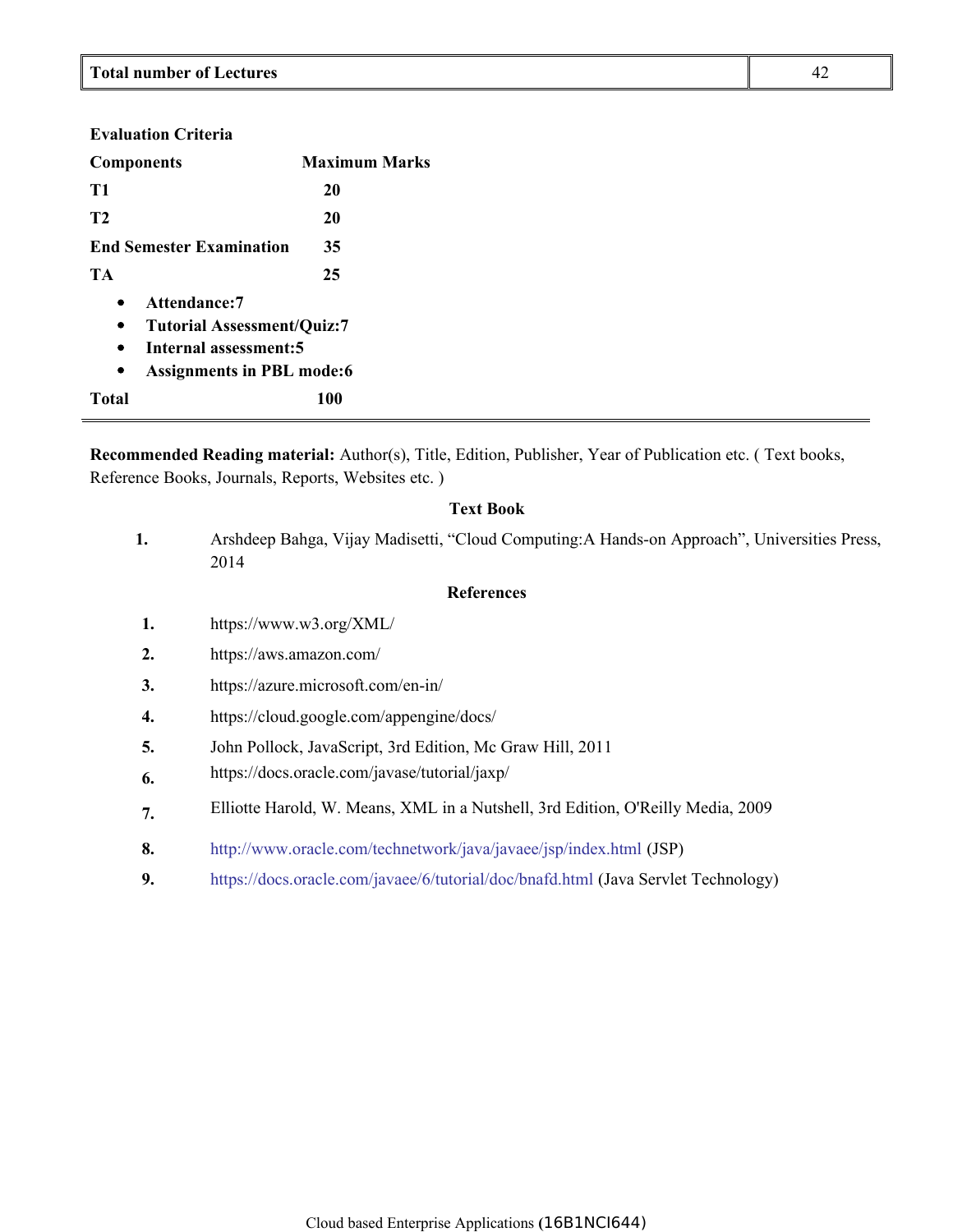| Total number of Lectures | 42 |
|---|---|

**Evaluation Criteria**

| Components | Maximum Marks |
|---|---|
| T1 | 20 |
| T2 | 20 |
| End Semester Examination | 35 |
| TA | 25 |

- **Attendance:7**
- **Tutorial Assessment/Quiz:7**
- **Internal assessment:5**
- **Assignments in PBL mode:6**

| **Total** | **100** |
|---|---|

**Recommended Reading material:** Author(s), Title, Edition, Publisher, Year of Publication etc. ( Text books, Reference Books, Journals, Reports, Websites etc. )

**Text Book**

1. Arshdeep Bahga, Vijay Madisetti, "Cloud Computing:A Hands-on Approach", Universities Press, 2014

**References**

1. https://www.w3.org/XML/
2. https://aws.amazon.com/
3. https://azure.microsoft.com/en-in/
4. https://cloud.google.com/appengine/docs/
5. John Pollock, JavaScript, 3rd Edition, Mc Graw Hill, 2011
6. https://docs.oracle.com/javase/tutorial/jaxp/
7. Elliotte Harold, W. Means, XML in a Nutshell, 3rd Edition, O'Reilly Media, 2009
8. http://www.oracle.com/technetwork/java/javaee/jsp/index.html (JSP)
9. https://docs.oracle.com/javaee/6/tutorial/doc/bnafd.html (Java Servlet Technology)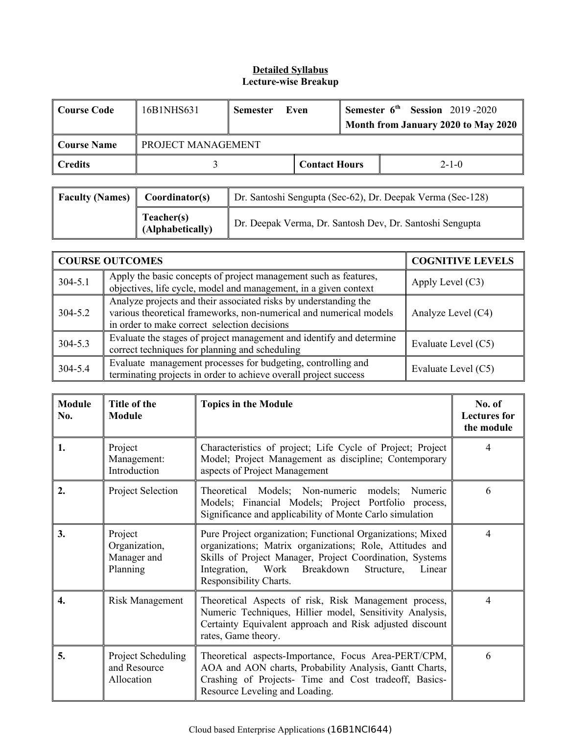**Detailed Syllabus**
**Lecture-wise Breakup**

| Course Code | 16B1NHS631 | Semester Even | Semester 6th Session 2019 -2020<br>Month from January 2020 to May 2020 |
|---|---|---|---|
| Course Name | PROJECT MANAGEMENT | | |
| Credits | 3 | Contact Hours | 2-1-0 |

| Faculty (Names) | Coordinator(s) | Dr. Santoshi Sengupta (Sec-62), Dr. Deepak Verma (Sec-128) |
|---|---|---|
| | Teacher(s) (Alphabetically) | Dr. Deepak Verma, Dr. Santosh Dev, Dr. Santoshi Sengupta |

| COURSE OUTCOMES | | COGNITIVE LEVELS |
|---|---|---|
| 304-5.1 | Apply the basic concepts of project management such as features, objectives, life cycle, model and management, in a given context | Apply Level (C3) |
| 304-5.2 | Analyze projects and their associated risks by understanding the various theoretical frameworks, non-numerical and numerical models in order to make correct selection decisions | Analyze Level (C4) |
| 304-5.3 | Evaluate the stages of project management and identify and determine correct techniques for planning and scheduling | Evaluate Level (C5) |
| 304-5.4 | Evaluate management processes for budgeting, controlling and terminating projects in order to achieve overall project success | Evaluate Level (C5) |

| Module No. | Title of the Module | Topics in the Module | No. of Lectures for the module |
|---|---|---|---|
| 1. | Project Management: Introduction | Characteristics of project; Life Cycle of Project; Project Model; Project Management as discipline; Contemporary aspects of Project Management | 4 |
| 2. | Project Selection | Theoretical Models; Non-numeric models; Numeric Models; Financial Models; Project Portfolio process, Significance and applicability of Monte Carlo simulation | 6 |
| 3. | Project Organization, Manager and Planning | Pure Project organization; Functional Organizations; Mixed organizations; Matrix organizations; Role, Attitudes and Skills of Project Manager, Project Coordination, Systems Integration, Work Breakdown Structure, Linear Responsibility Charts. | 4 |
| 4. | Risk Management | Theoretical Aspects of risk, Risk Management process, Numeric Techniques, Hillier model, Sensitivity Analysis, Certainty Equivalent approach and Risk adjusted discount rates, Game theory. | 4 |
| 5. | Project Scheduling and Resource Allocation | Theoretical aspects-Importance, Focus Area-PERT/CPM, AOA and AON charts, Probability Analysis, Gantt Charts, Crashing of Projects- Time and Cost tradeoff, Basics- Resource Leveling and Loading. | 6 |

Cloud based Enterprise Applications (16B1NCI644)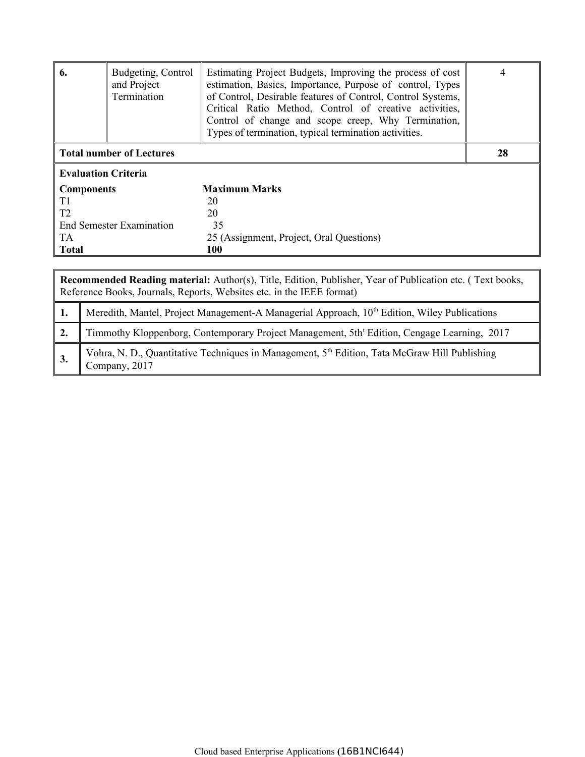| 6. | Budgeting, Control and Project Termination | Estimating Project Budgets, Improving the process of cost estimation, Basics, Importance, Purpose of control, Types of Control, Desirable features of Control, Control Systems, Critical Ratio Method, Control of creative activities, Control of change and scope creep, Why Termination, Types of termination, typical termination activities. | 4 |
|---|---|---|---|
| **Total number of Lectures** | | | **28** |

**Evaluation Criteria**

| **Components** | **Maximum Marks** |
|---|---|
| T1 | 20 |
| T2 | 20 |
| End Semester Examination | 35 |
| TA | 25 (Assignment, Project, Oral Questions) |
| **Total** | **100** |

| **Recommended Reading material:** Author(s), Title, Edition, Publisher, Year of Publication etc. ( Text books, Reference Books, Journals, Reports, Websites etc. in the IEEE format) | |
|---|---|
| **1.** | Meredith, Mantel, Project Management-A Managerial Approach, 10th Edition, Wiley Publications |
| **2.** | Timmothy Kloppenborg, Contemporary Project Management, 5th Edition, Cengage Learning, 2017 |
| **3.** | Vohra, N. D., Quantitative Techniques in Management, 5th Edition, Tata McGraw Hill Publishing Company, 2017 |

Cloud based Enterprise Applications (16B1NCI644)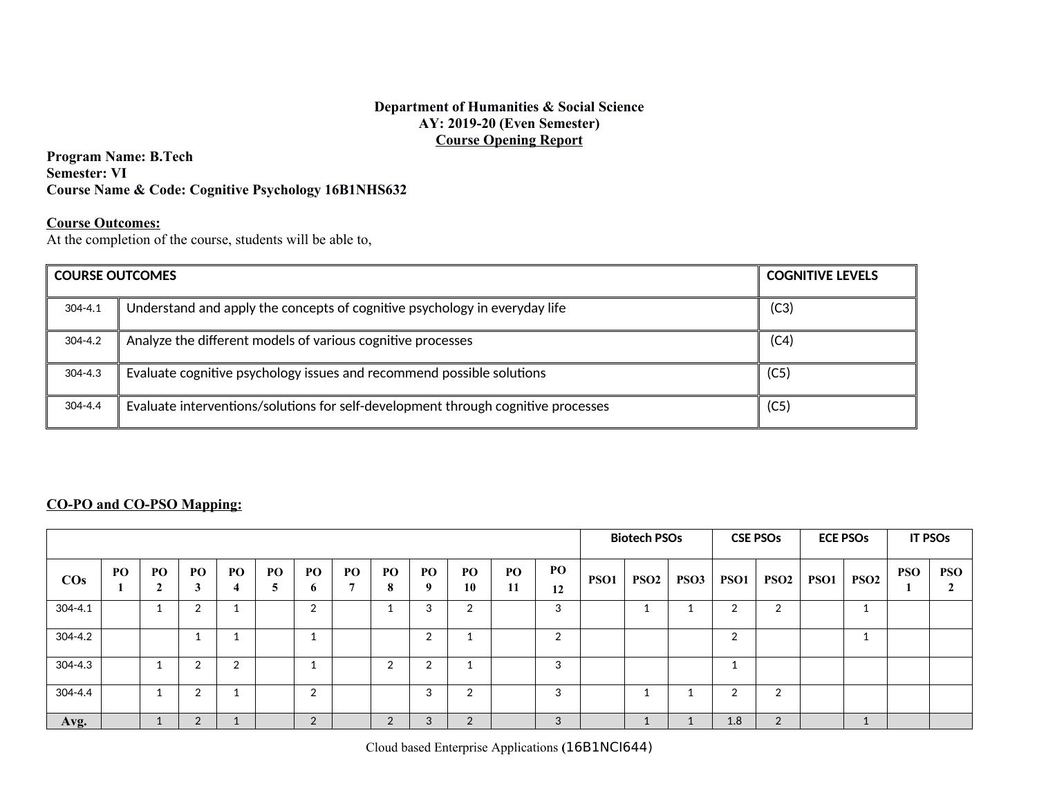**Department of Humanities & Social Science**
**AY: 2019-20 (Even Semester)**
**Course Opening Report**

**Program Name: B.Tech**
**Semester: VI**
**Course Name & Code: Cognitive Psychology 16B1NHS632**

**Course Outcomes:**

At the completion of the course, students will be able to,

| COURSE OUTCOMES | | COGNITIVE LEVELS |
|---|---|---|
| 304-4.1 | Understand and apply the concepts of cognitive psychology in everyday life | (C3) |
| 304-4.2 | Analyze the different models of various cognitive processes | (C4) |
| 304-4.3 | Evaluate cognitive psychology issues and recommend possible solutions | (C5) |
| 304-4.4 | Evaluate interventions/solutions for self-development through cognitive processes | (C5) |

**CO-PO and CO-PSO Mapping:**

| | | | | | | | | | | | | | Biotech PSOs | | | CSE PSOs | | ECE PSOs | | IT PSOs | |
|---|---|---|---|---|---|---|---|---|---|---|---|---|---|---|---|---|---|---|---|---|---|
| COs | PO 1 | PO 2 | PO 3 | PO 4 | PO 5 | PO 6 | PO 7 | PO 8 | PO 9 | PO 10 | PO 11 | PO 12 | PSO1 | PSO2 | PSO3 | PSO1 | PSO2 | PSO1 | PSO2 | PSO 1 | PSO 2 |
| 304-4.1 | | 1 | 2 | 1 | | 2 | | 1 | 3 | 2 | | 3 | | 1 | 1 | 2 | 2 | | 1 | | |
| 304-4.2 | | | 1 | 1 | | 1 | | | 2 | 1 | | 2 | | | | 2 | | | 1 | | |
| 304-4.3 | | 1 | 2 | 2 | | 1 | | 2 | 2 | 1 | | 3 | | | | 1 | | | | | |
| 304-4.4 | | 1 | 2 | 1 | | 2 | | | 3 | 2 | | 3 | | 1 | 1 | 2 | 2 | | | | |
| **Avg.** | | 1 | 2 | 1 | | 2 | | 2 | 3 | 2 | | 3 | | 1 | 1 | 1.8 | 2 | | 1 | | |

Cloud based Enterprise Applications (16B1NCI644)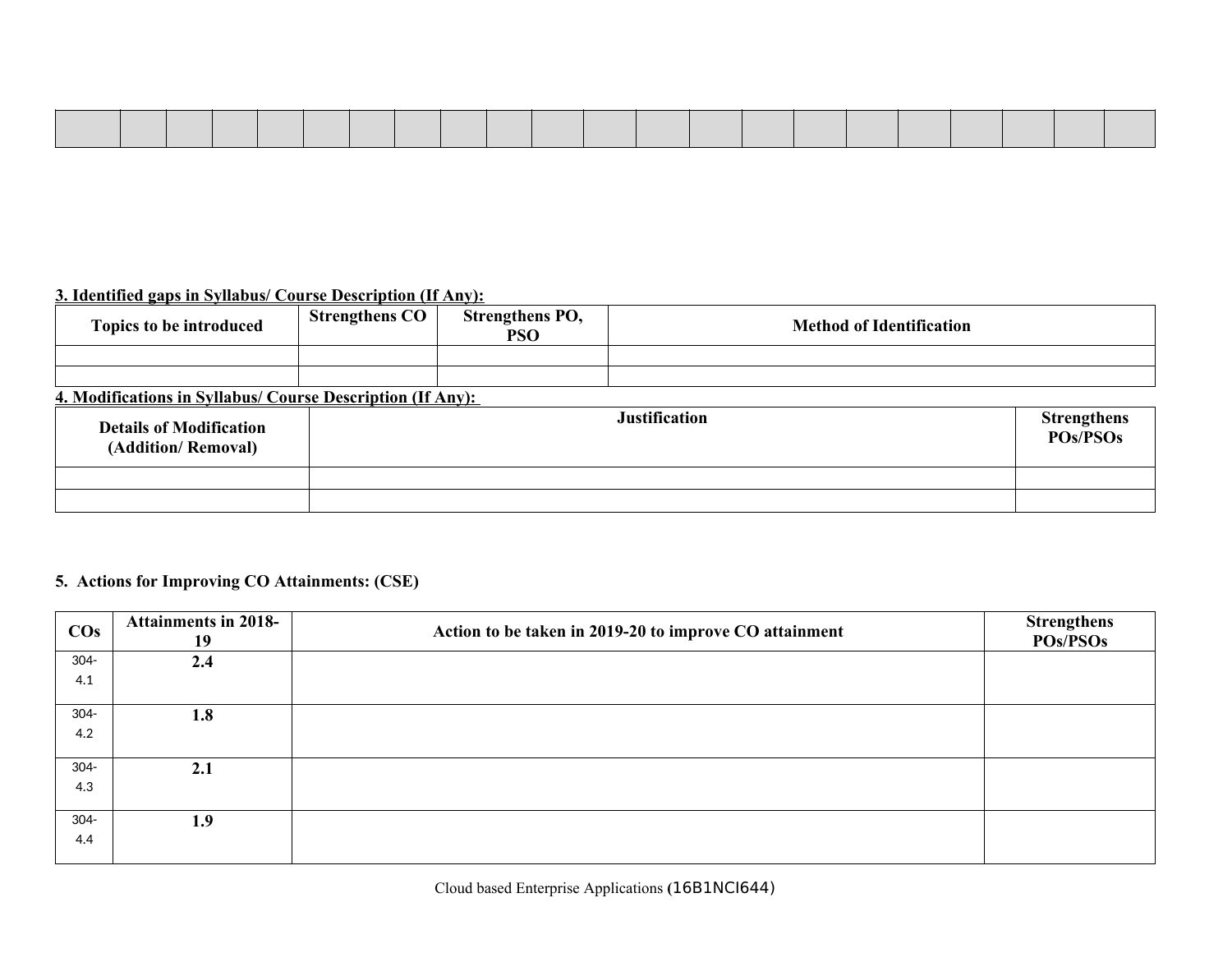| | | | | | | | | | | | | | | | | | | | | | |
|---|---|---|---|---|---|---|---|---|---|---|---|---|---|---|---|---|---|---|---|---|---|
| | | | | | | | | | | | | | | | | | | | | | |

**3. Identified gaps in Syllabus/ Course Description (If Any):**

| Topics to be introduced | Strengthens CO | Strengthens PO, PSO | Method of Identification |
|---|---|---|---|
| | | | |
| | | | |

**4. Modifications in Syllabus/ Course Description (If Any):**

| Details of Modification (Addition/ Removal) | Justification | Strengthens POs/PSOs |
|---|---|---|
| | | |
| | | |

**5. Actions for Improving CO Attainments: (CSE)**

| COs | Attainments in 2018-19 | Action to be taken in 2019-20 to improve CO attainment | Strengthens POs/PSOs |
|---|---|---|---|
| 304-4.1 | **2.4** | | |
| 304-4.2 | **1.8** | | |
| 304-4.3 | **2.1** | | |
| 304-4.4 | **1.9** | | |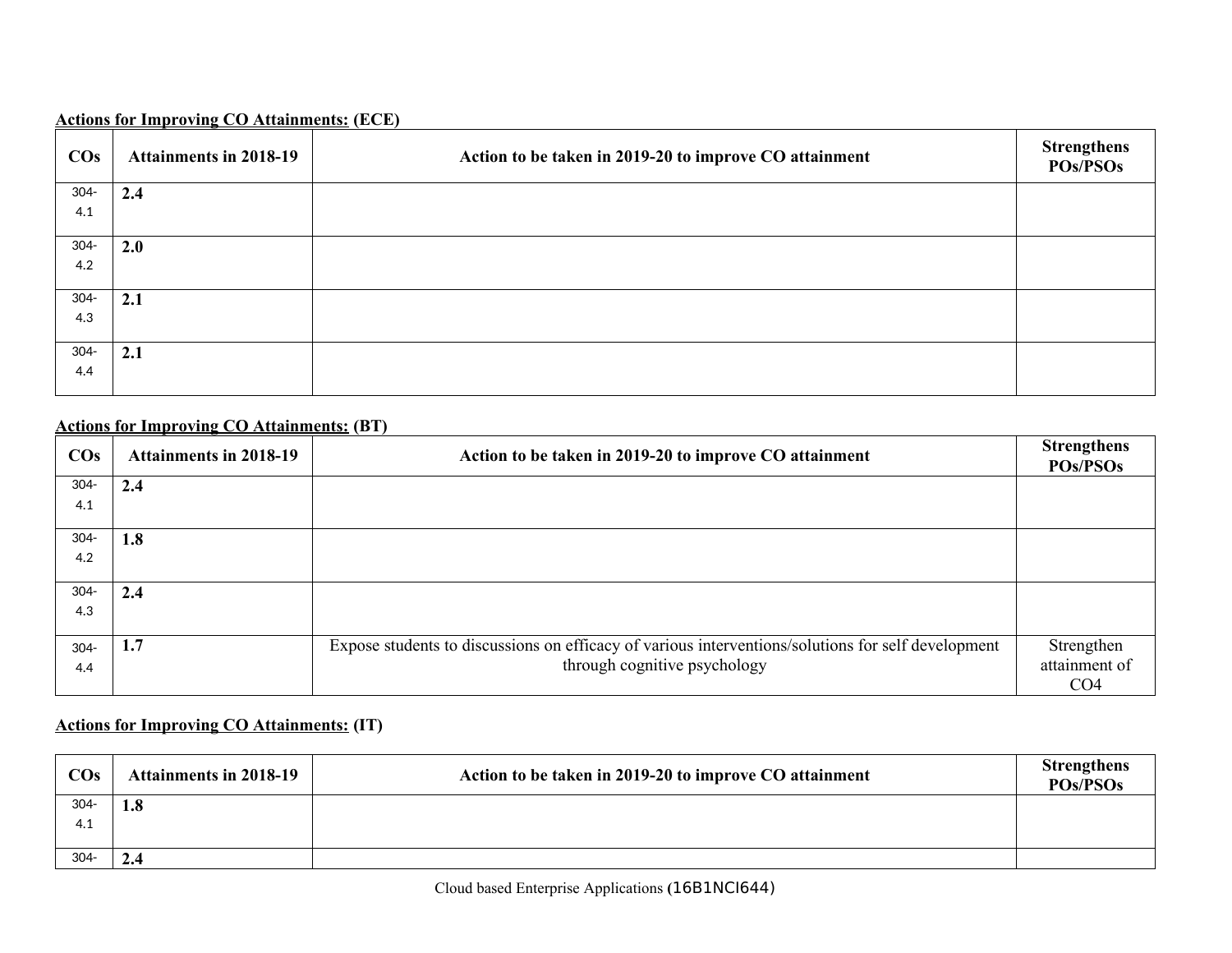**<u>Actions for Improving CO Attainments:</u> (ECE)**

| COs | Attainments in 2018-19 | Action to be taken in 2019-20 to improve CO attainment | Strengthens POs/PSOs |
|---|---|---|---|
| 304-4.1 | **2.4** | | |
| 304-4.2 | **2.0** | | |
| 304-4.3 | **2.1** | | |
| 304-4.4 | **2.1** | | |

**<u>Actions for Improving CO Attainments:</u> (BT)**

| COs | Attainments in 2018-19 | Action to be taken in 2019-20 to improve CO attainment | Strengthens POs/PSOs |
|---|---|---|---|
| 304-4.1 | **2.4** | | |
| 304-4.2 | **1.8** | | |
| 304-4.3 | **2.4** | | |
| 304-4.4 | **1.7** | Expose students to discussions on efficacy of various interventions/solutions for self development through cognitive psychology | Strengthen attainment of CO4 |

**<u>Actions for Improving CO Attainments:</u> (IT)**

| COs | Attainments in 2018-19 | Action to be taken in 2019-20 to improve CO attainment | Strengthens POs/PSOs |
|---|---|---|---|
| 304-4.1 | **1.8** | | |
| 304- | **2.4** | | |

Cloud based Enterprise Applications (16B1NCI644)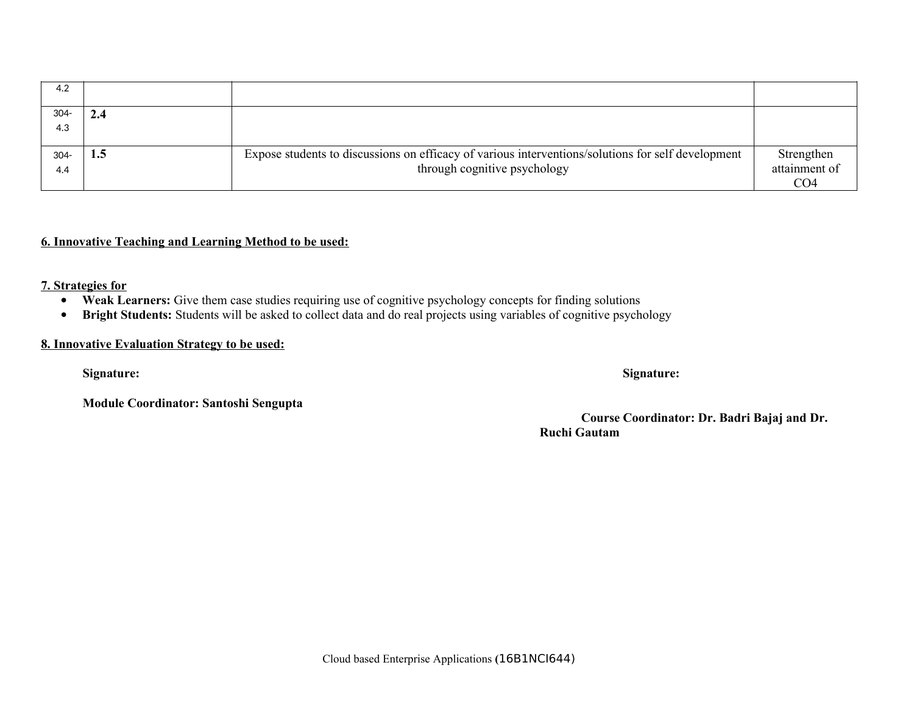| | | | |
|---|---|---|---|
| 4.2 | | | |
| 304-4.3 | **2.4** | | |
| 304-4.4 | **1.5** | Expose students to discussions on efficacy of various interventions/solutions for self development through cognitive psychology | Strengthen attainment of CO4 |

**6. Innovative Teaching and Learning Method to be used:**

**7. Strategies for**

- **Weak Learners:** Give them case studies requiring use of cognitive psychology concepts for finding solutions
- **Bright Students:** Students will be asked to collect data and do real projects using variables of cognitive psychology

**8. Innovative Evaluation Strategy to be used:**

**Signature:**

**Module Coordinator: Santoshi Sengupta**

**Signature:**

**Course Coordinator: Dr. Badri Bajaj and Dr. Ruchi Gautam**

Cloud based Enterprise Applications (16B1NCI644)